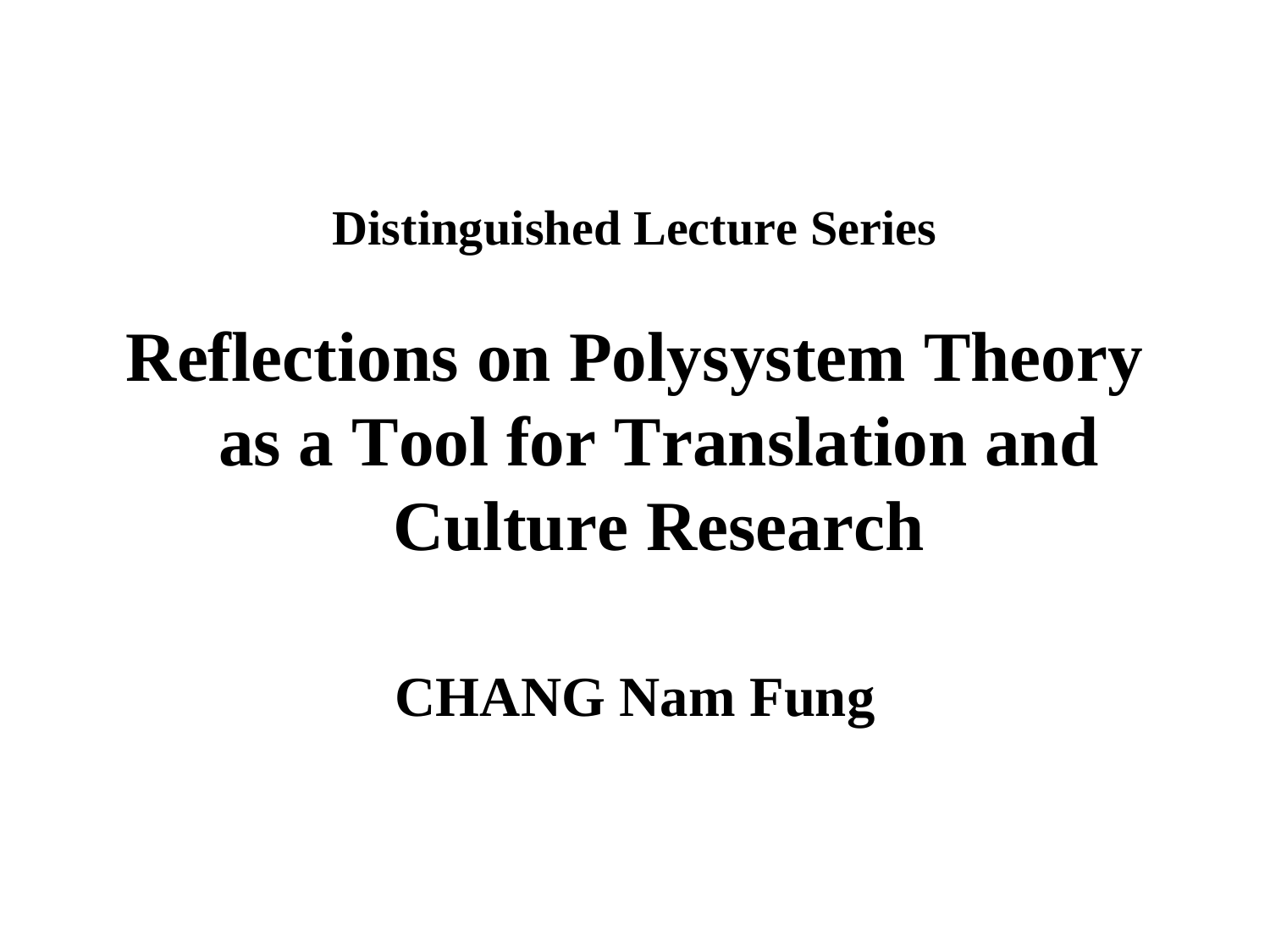**Distinguished Lecture Series**

# Reflections on Polysystem Theory as a Tool for Translation and Culture Research

**CHANG Nam Fung**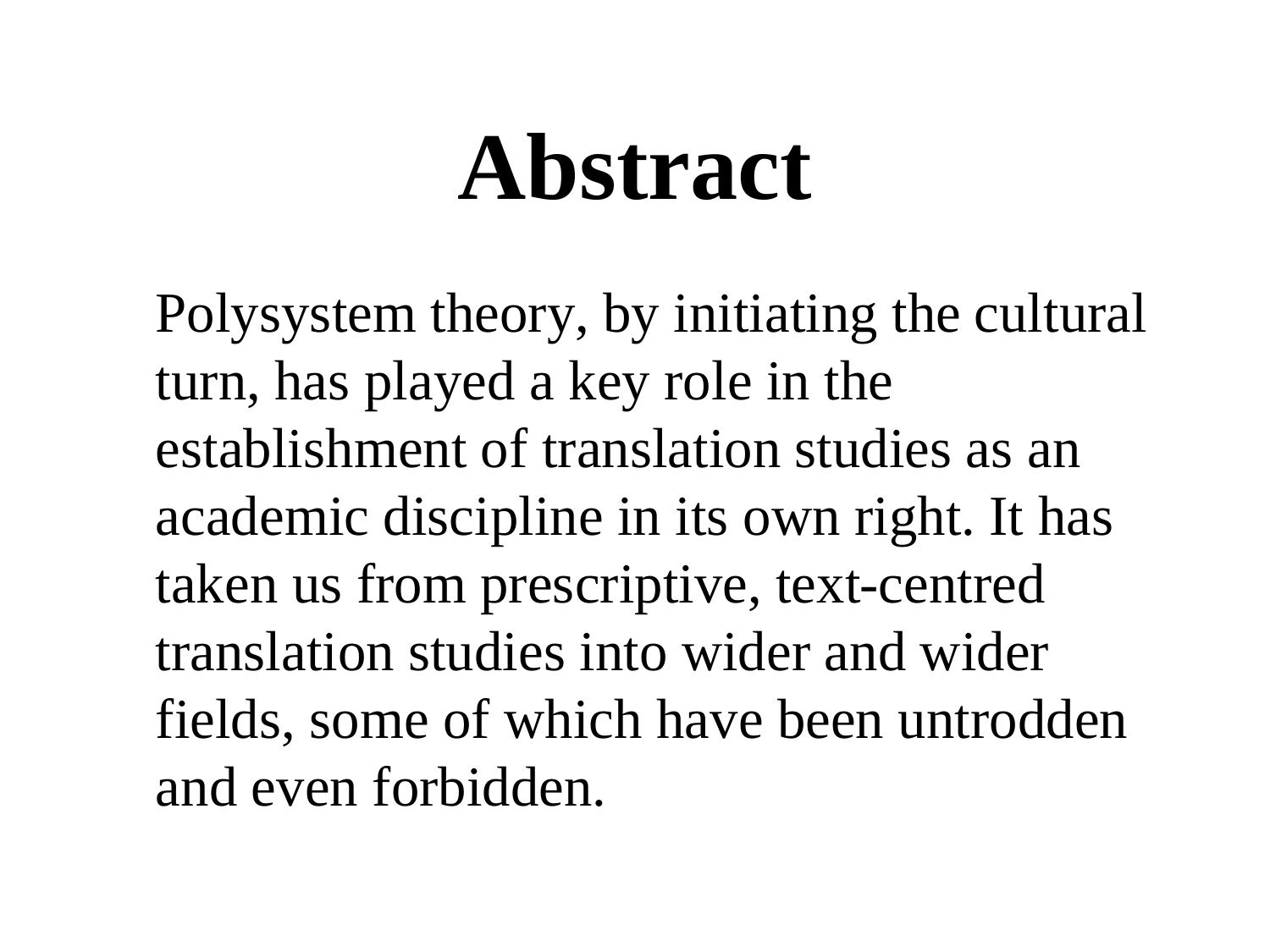# Abstract

Polysystem theory, by initiating the cultural turn, has played a key role in the establishment of translation studies as an academic discipline in its own right. It has taken us from prescriptive, text-centred translation studies into wider and wider fields, some of which have been untrodden and even forbidden.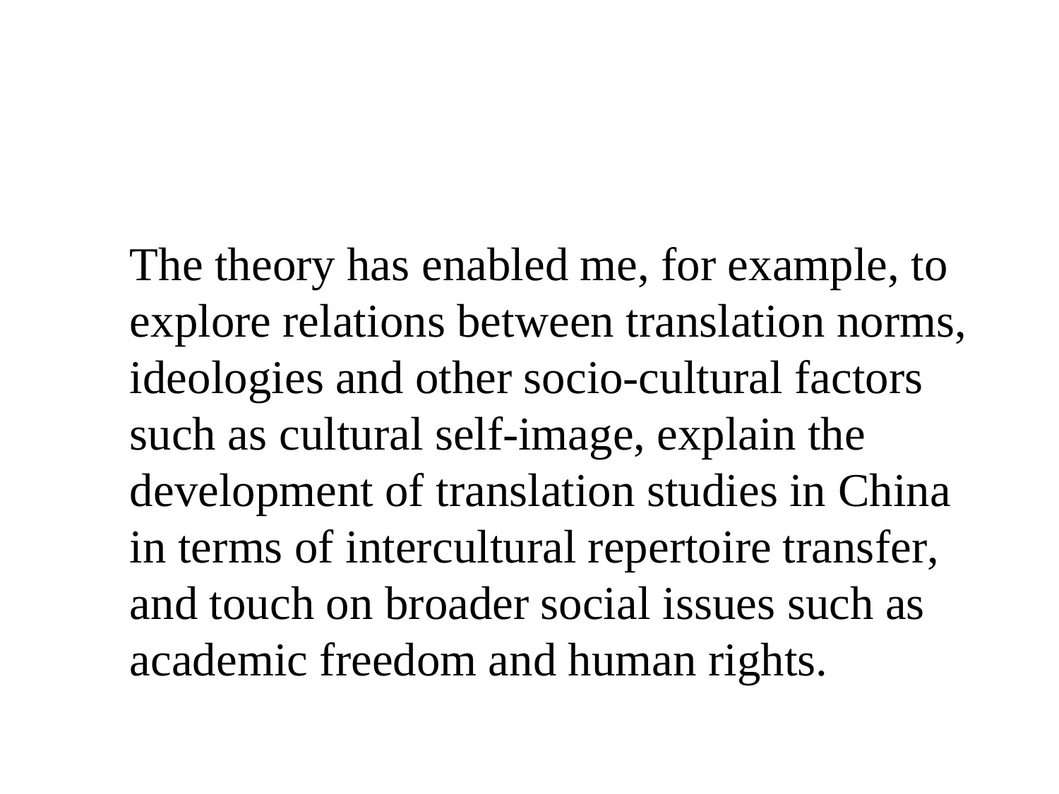The theory has enabled me, for example, to explore relations between translation norms, ideologies and other socio-cultural factors such as cultural self-image, explain the development of translation studies in China in terms of intercultural repertoire transfer, and touch on broader social issues such as academic freedom and human rights.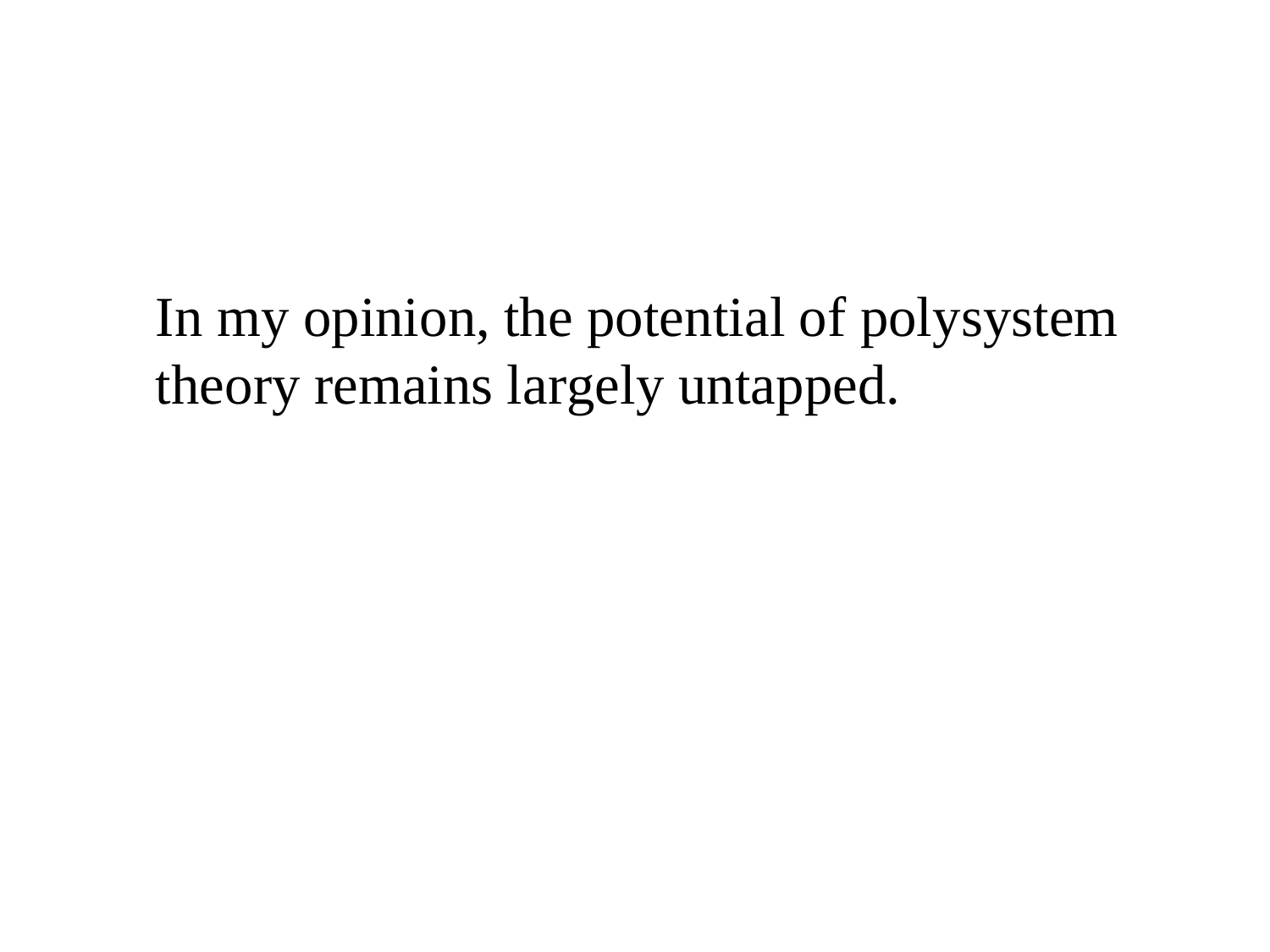In my opinion, the potential of polysystem theory remains largely untapped.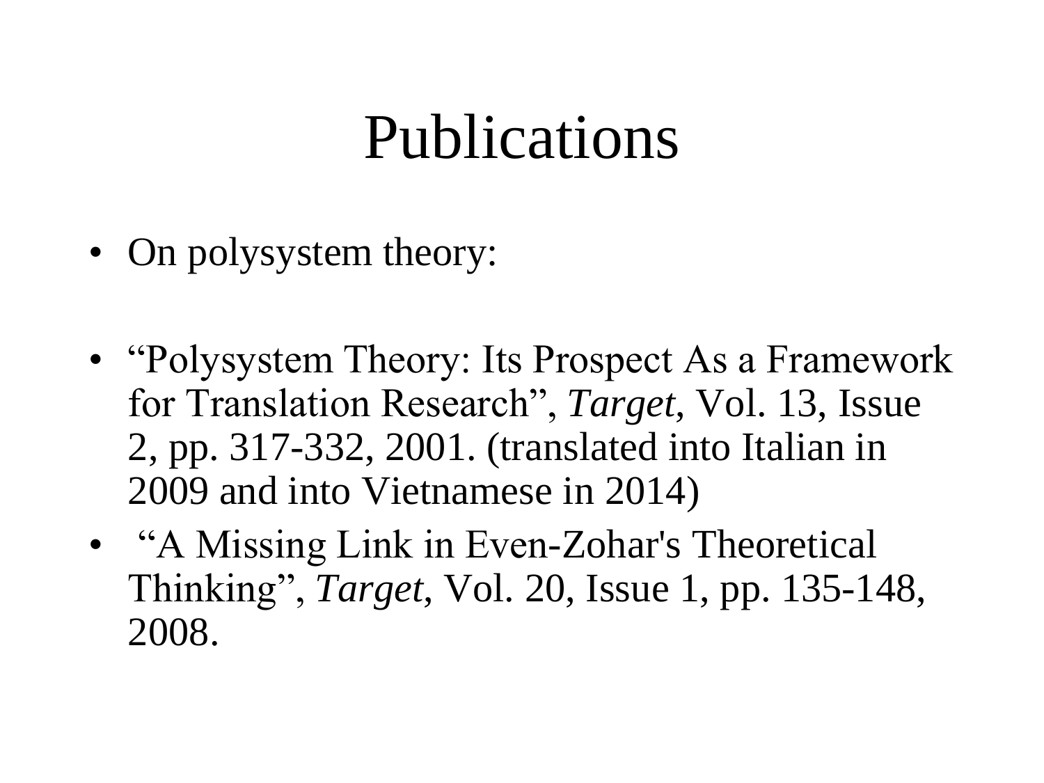# Publications

- On polysystem theory:

- “Polysystem Theory: Its Prospect As a Framework for Translation Research”, *Target*, Vol. 13, Issue 2, pp. 317-332, 2001. (translated into Italian in 2009 and into Vietnamese in 2014)
- “A Missing Link in Even-Zohar's Theoretical Thinking”, *Target*, Vol. 20, Issue 1, pp. 135-148, 2008.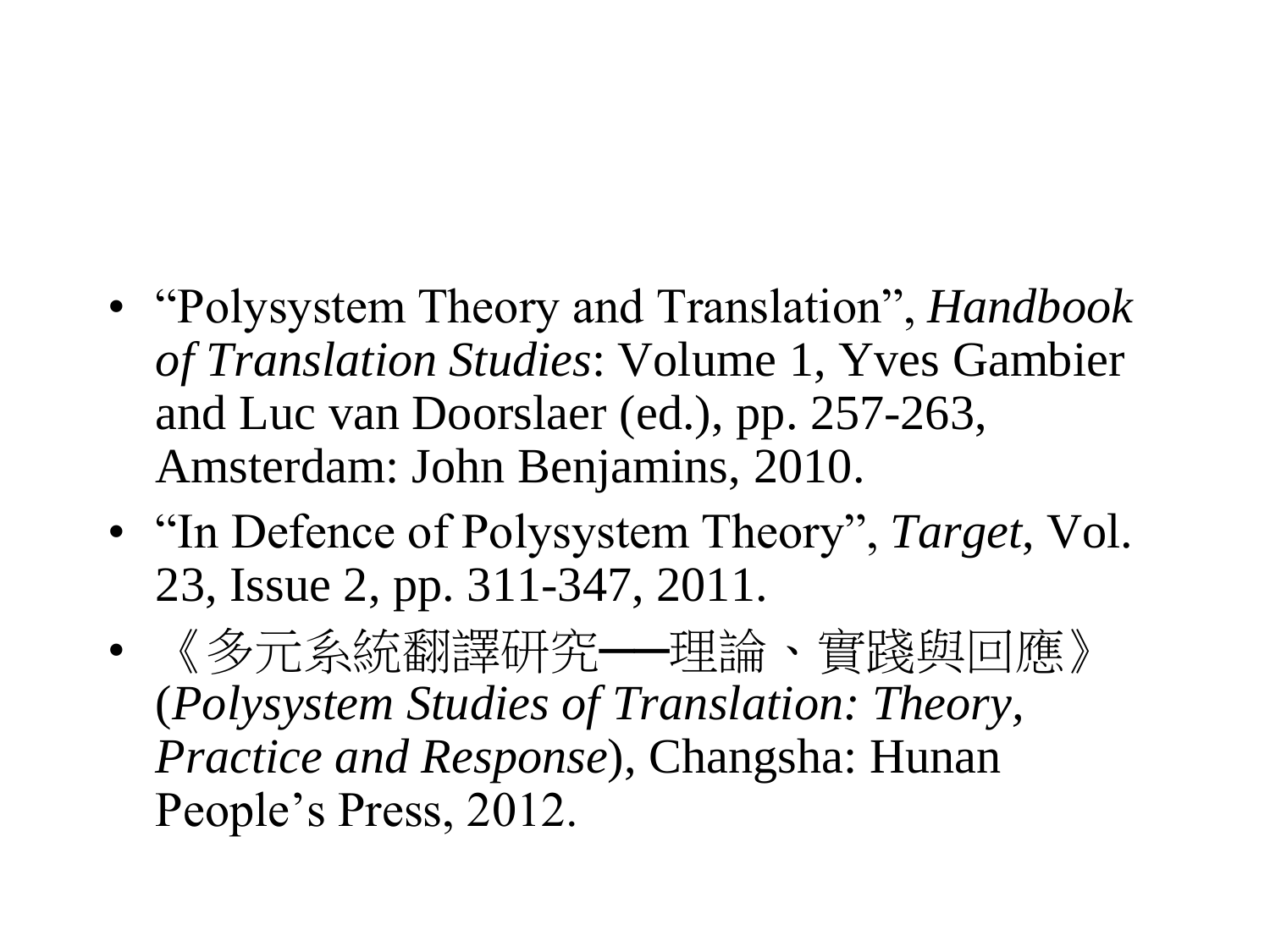- "Polysystem Theory and Translation", *Handbook of Translation Studies*: Volume 1, Yves Gambier and Luc van Doorslaer (ed.), pp. 257-263, Amsterdam: John Benjamins, 2010.
- "In Defence of Polysystem Theory", *Target*, Vol. 23, Issue 2, pp. 311-347, 2011.
- 《多元系統翻譯研究——理論、實踐與回應》(*Polysystem Studies of Translation: Theory, Practice and Response*), Changsha: Hunan People's Press, 2012.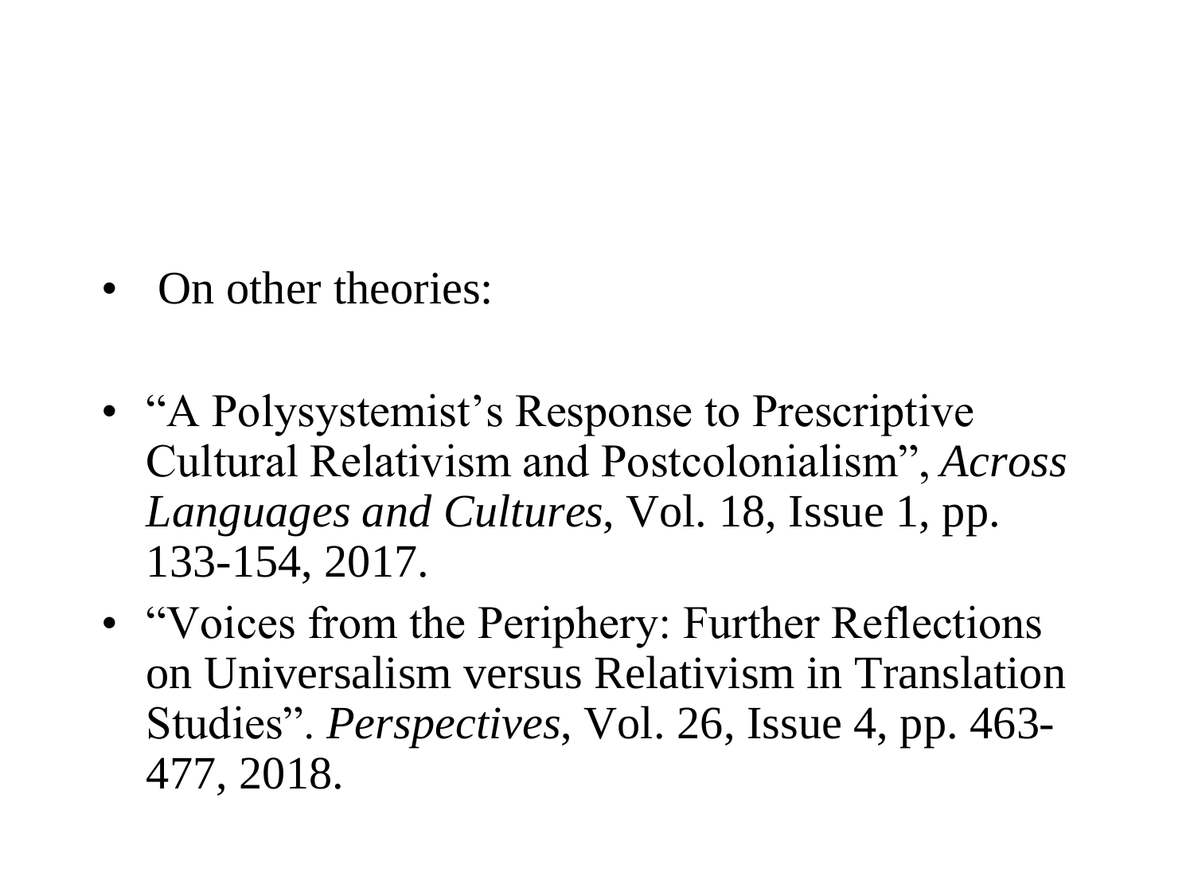- On other theories:

- "A Polysystemist's Response to Prescriptive Cultural Relativism and Postcolonialism", *Across Languages and Cultures*, Vol. 18, Issue 1, pp. 133-154, 2017.
- "Voices from the Periphery: Further Reflections on Universalism versus Relativism in Translation Studies". *Perspectives*, Vol. 26, Issue 4, pp. 463-477, 2018.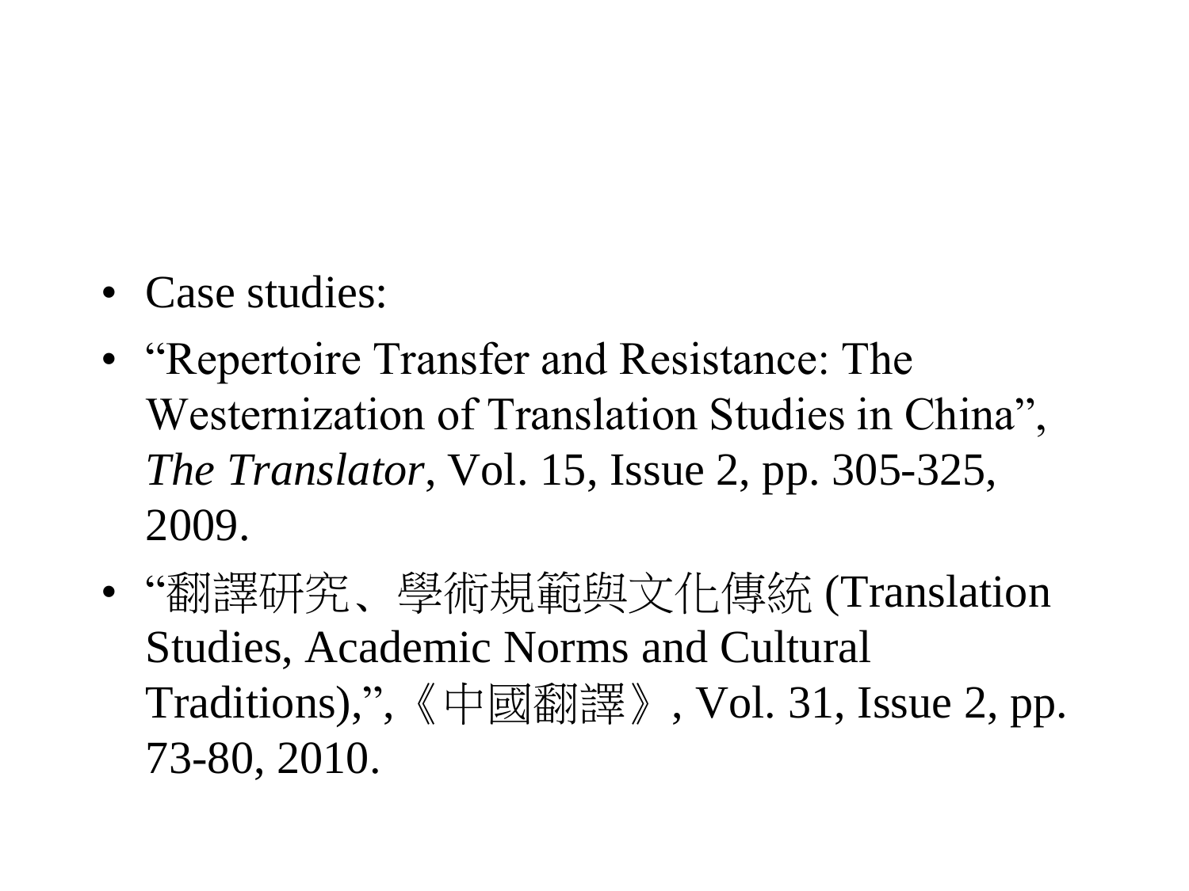- Case studies:
- “Repertoire Transfer and Resistance: The Westernization of Translation Studies in China”, *The Translator*, Vol. 15, Issue 2, pp. 305-325, 2009.
- “翻譯研究、學術規範與文化傳統 (Translation Studies, Academic Norms and Cultural Traditions),”,《中國翻譯》, Vol. 31, Issue 2, pp. 73-80, 2010.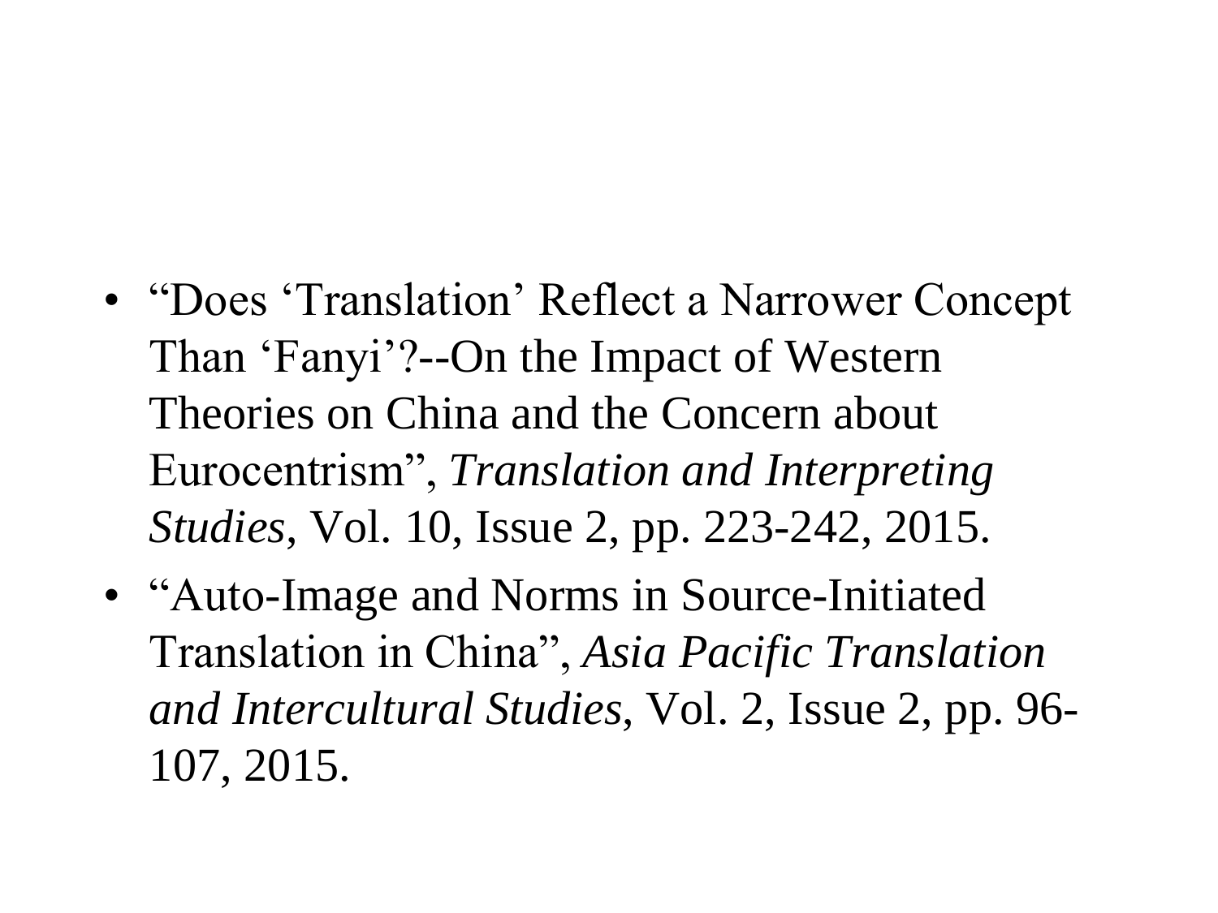- "Does 'Translation' Reflect a Narrower Concept Than 'Fanyi'?--On the Impact of Western Theories on China and the Concern about Eurocentrism", *Translation and Interpreting Studies*, Vol. 10, Issue 2, pp. 223-242, 2015.
- "Auto-Image and Norms in Source-Initiated Translation in China", *Asia Pacific Translation and Intercultural Studies*, Vol. 2, Issue 2, pp. 96-107, 2015.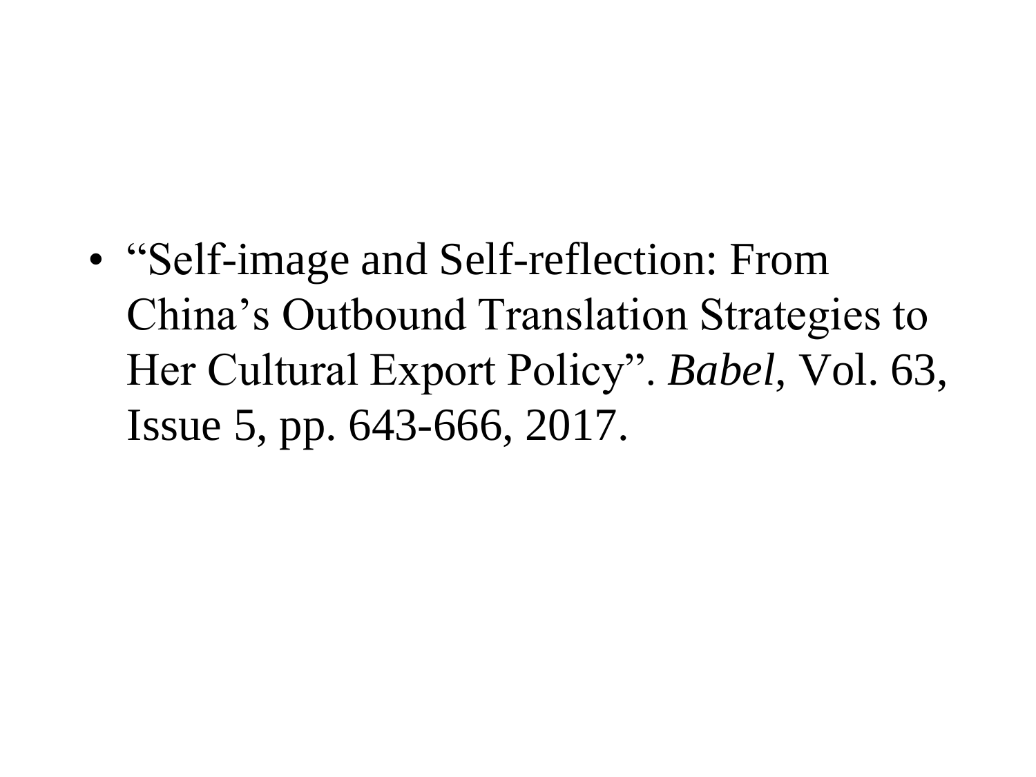- “Self-image and Self-reflection: From China’s Outbound Translation Strategies to Her Cultural Export Policy”. *Babel*, Vol. 63, Issue 5, pp. 643-666, 2017.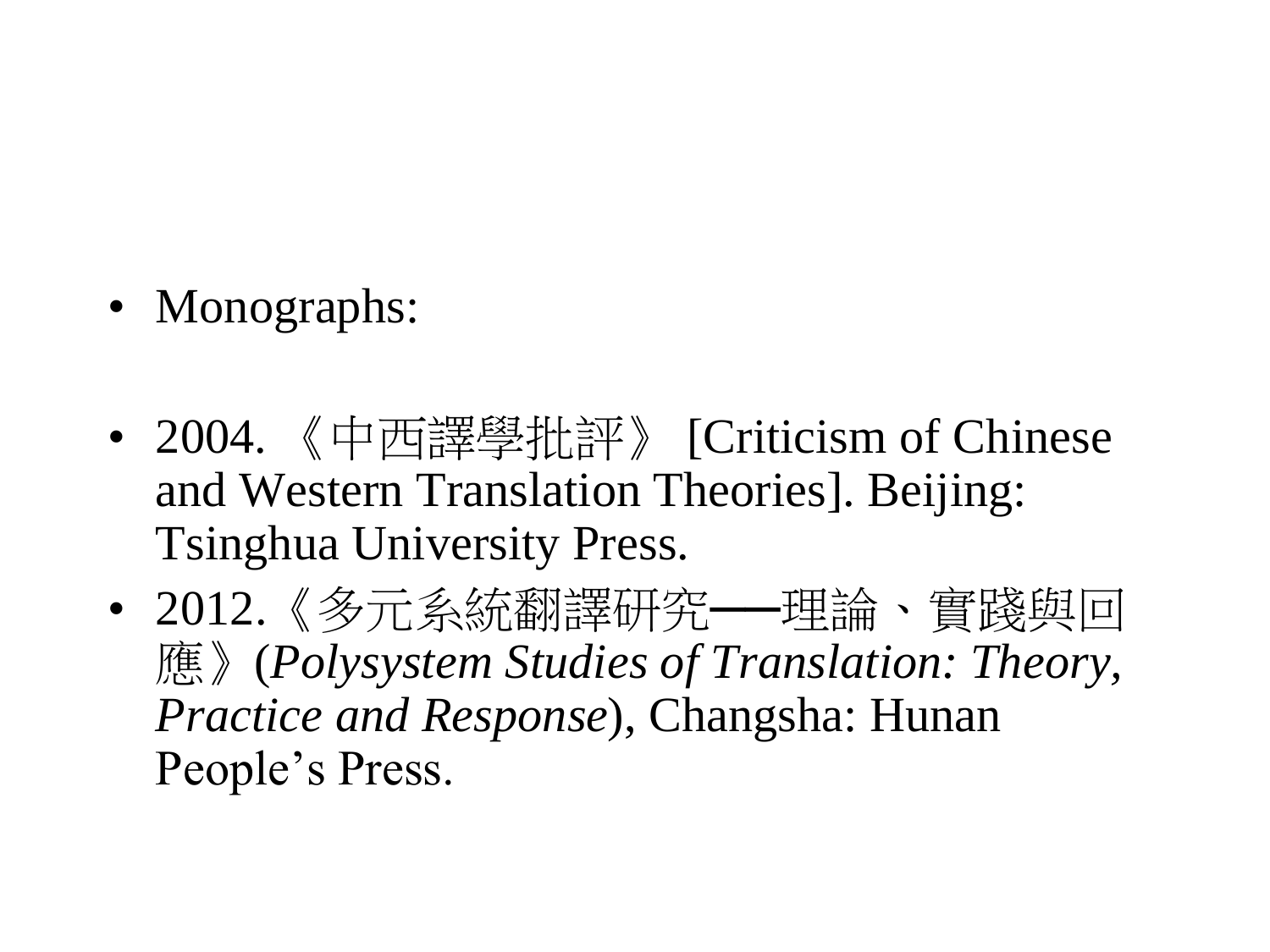- Monographs:

- 2004. 《中西譯學批評》 [Criticism of Chinese and Western Translation Theories]. Beijing: Tsinghua University Press.
- 2012.《多元系統翻譯研究──理論、實踐與回應》(*Polysystem Studies of Translation: Theory, Practice and Response*), Changsha: Hunan People's Press.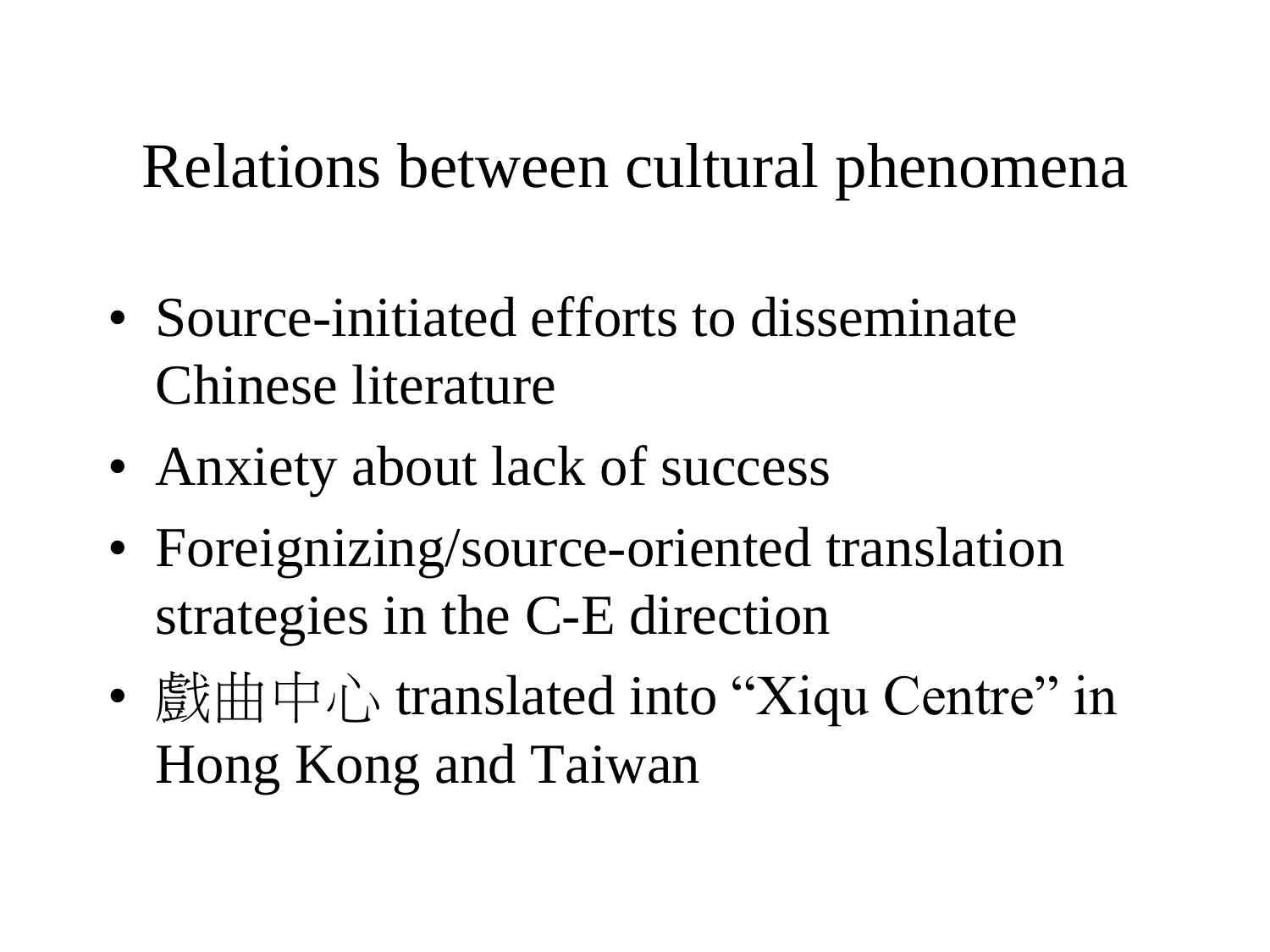# Relations between cultural phenomena

- Source-initiated efforts to disseminate Chinese literature
- Anxiety about lack of success
- Foreignizing/source-oriented translation strategies in the C-E direction
- 戲曲中心 translated into “Xiqu Centre” in Hong Kong and Taiwan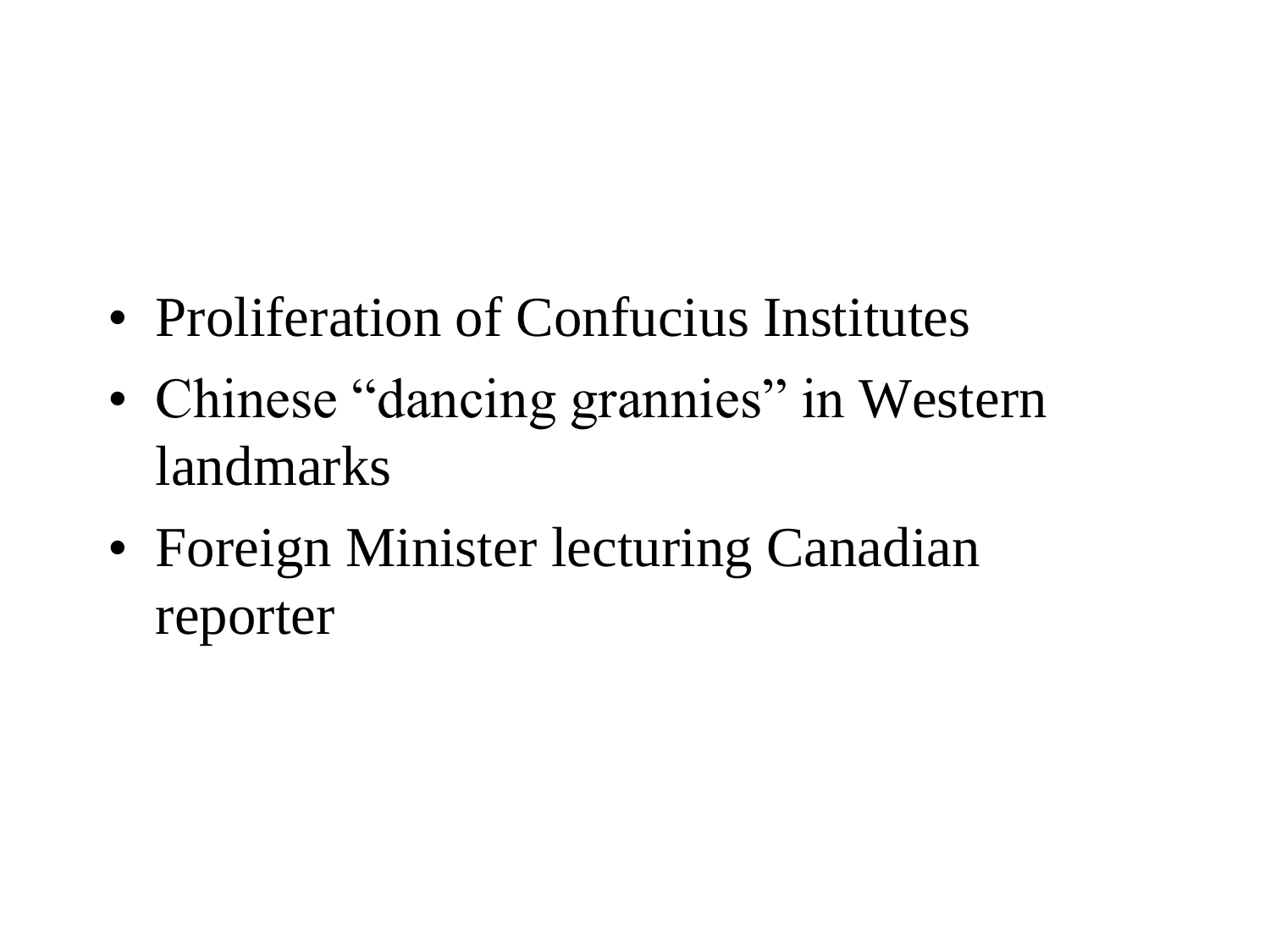- Proliferation of Confucius Institutes
- Chinese “dancing grannies” in Western landmarks
- Foreign Minister lecturing Canadian reporter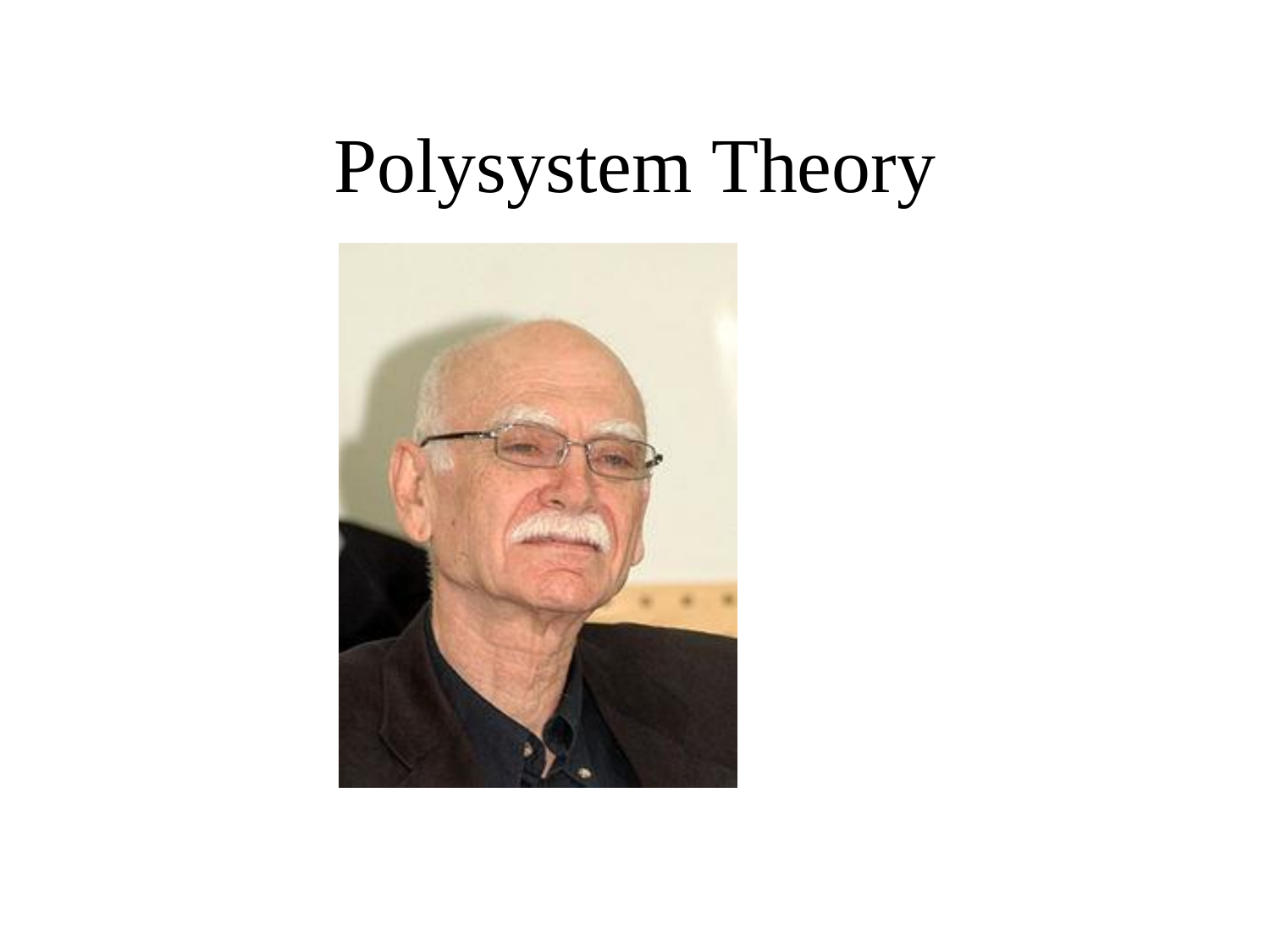# Polysystem Theory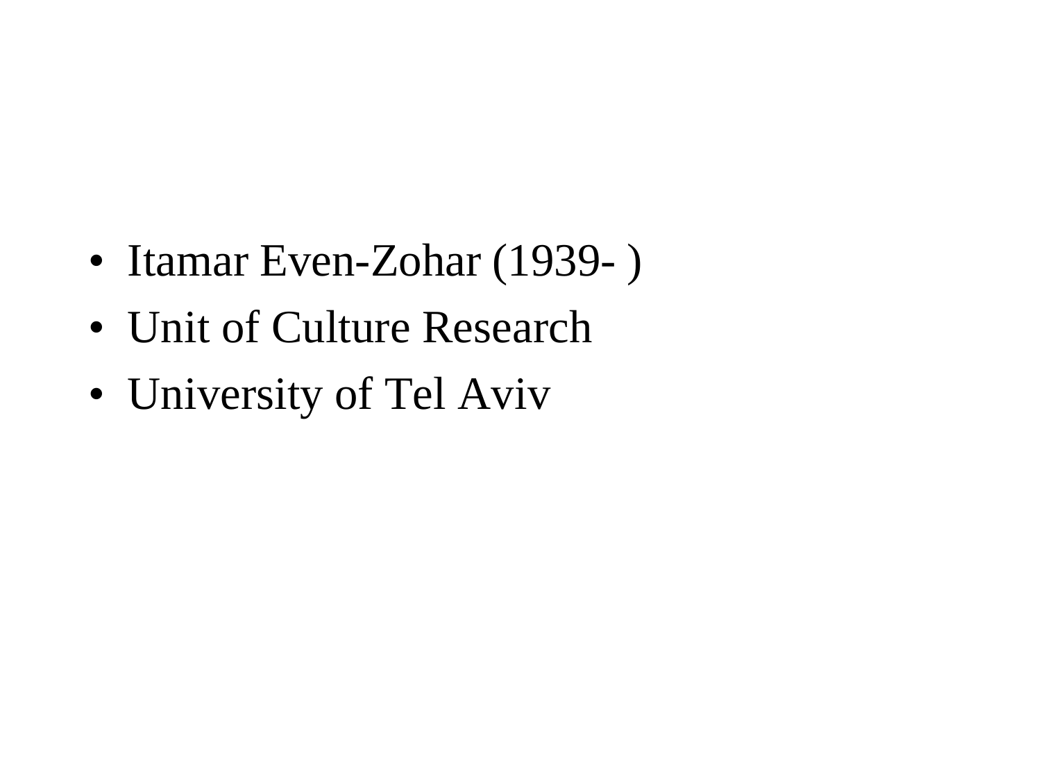- Itamar Even-Zohar (1939- )
- Unit of Culture Research
- University of Tel Aviv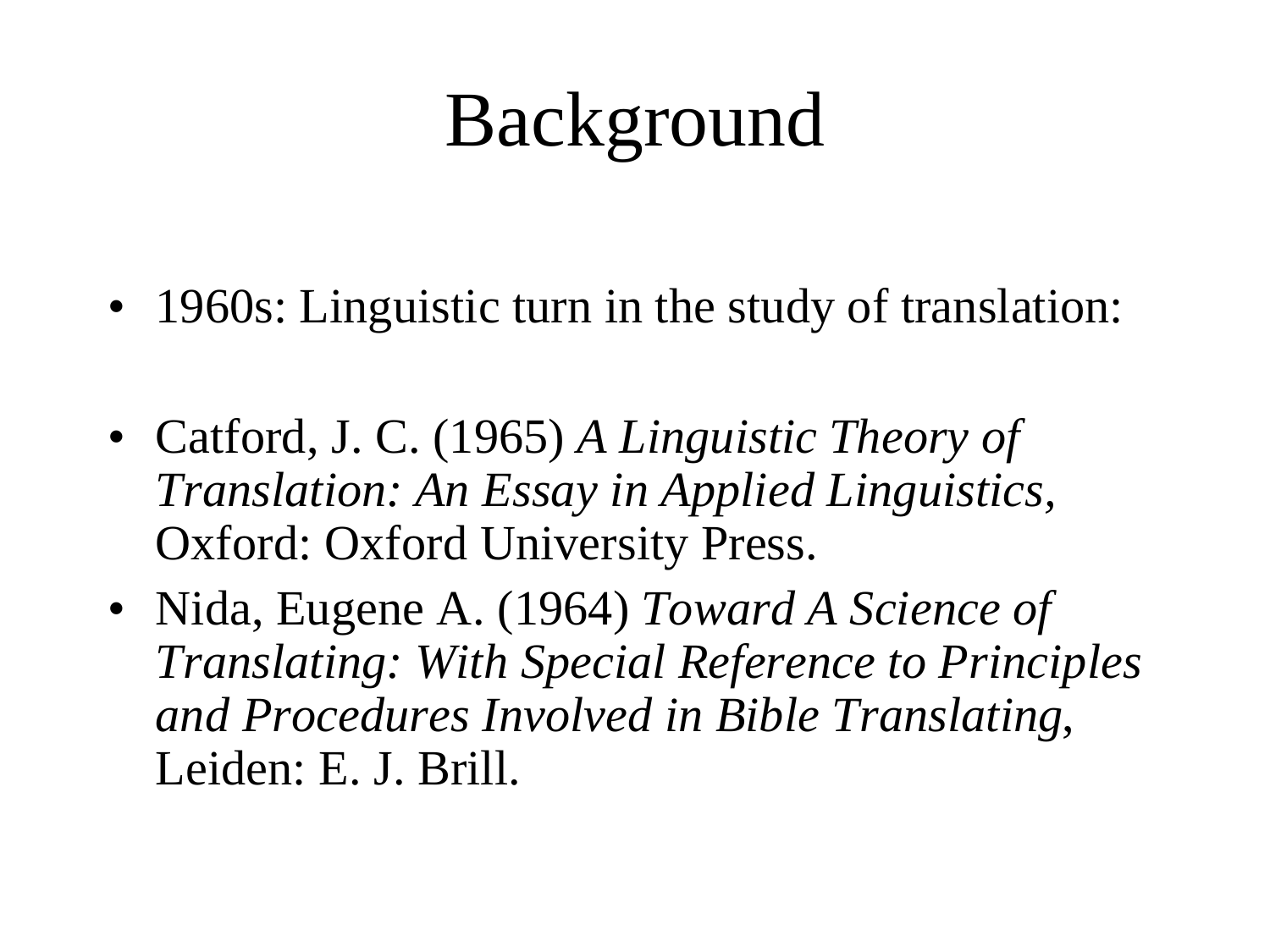# Background

- 1960s: Linguistic turn in the study of translation:

- Catford, J. C. (1965) *A Linguistic Theory of Translation: An Essay in Applied Linguistics*, Oxford: Oxford University Press.
- Nida, Eugene A. (1964) *Toward A Science of Translating: With Special Reference to Principles and Procedures Involved in Bible Translating*, Leiden: E. J. Brill.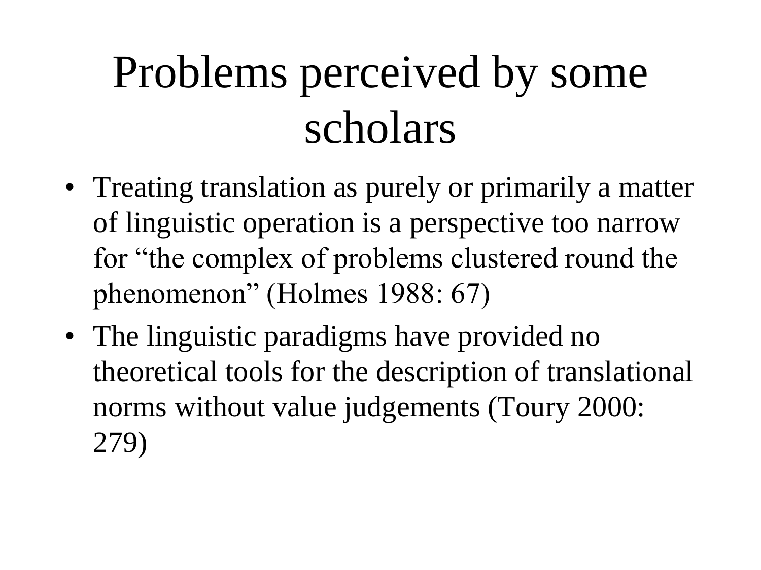# Problems perceived by some scholars

- Treating translation as purely or primarily a matter of linguistic operation is a perspective too narrow for "the complex of problems clustered round the phenomenon" (Holmes 1988: 67)
- The linguistic paradigms have provided no theoretical tools for the description of translational norms without value judgements (Toury 2000: 279)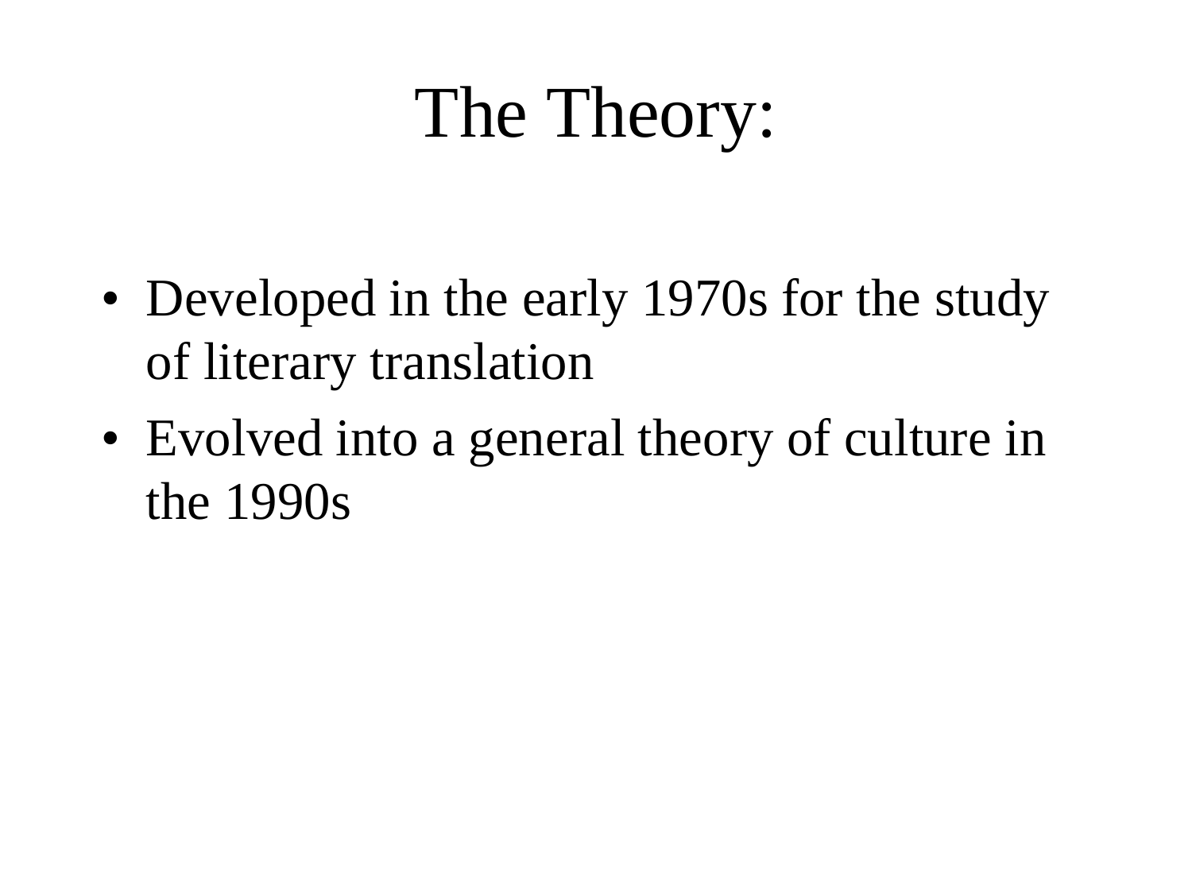# The Theory:

- Developed in the early 1970s for the study of literary translation
- Evolved into a general theory of culture in the 1990s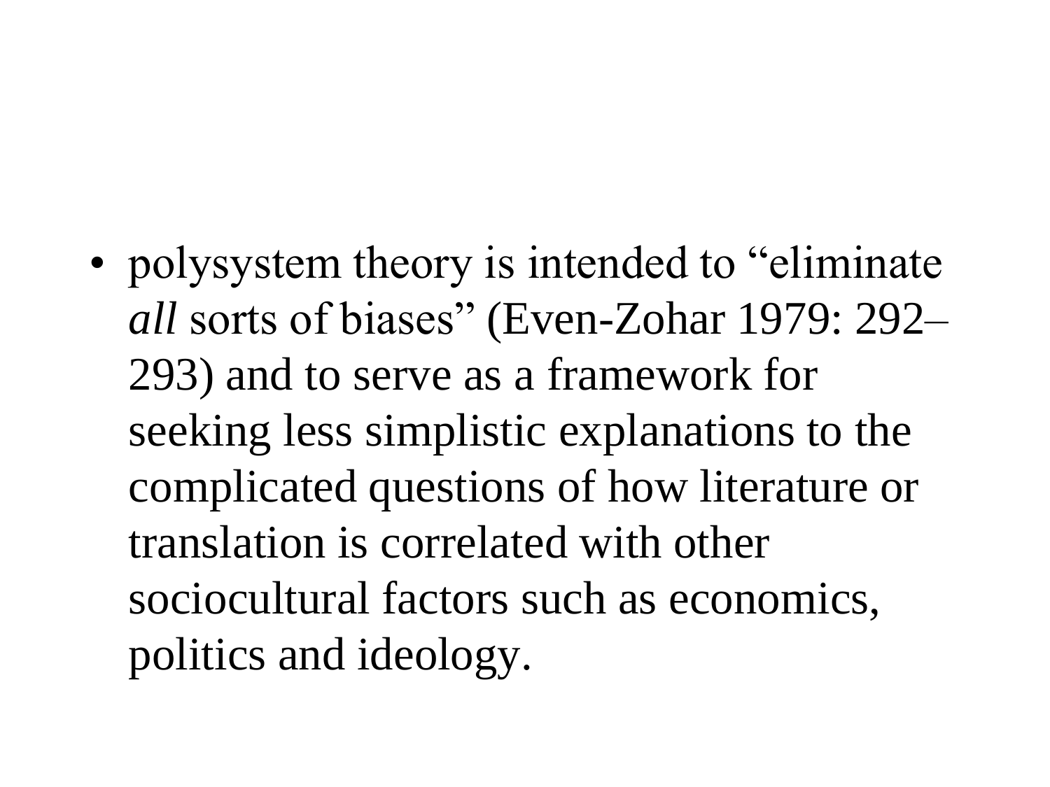- polysystem theory is intended to "eliminate *all* sorts of biases" (Even-Zohar 1979: 292–293) and to serve as a framework for seeking less simplistic explanations to the complicated questions of how literature or translation is correlated with other sociocultural factors such as economics, politics and ideology.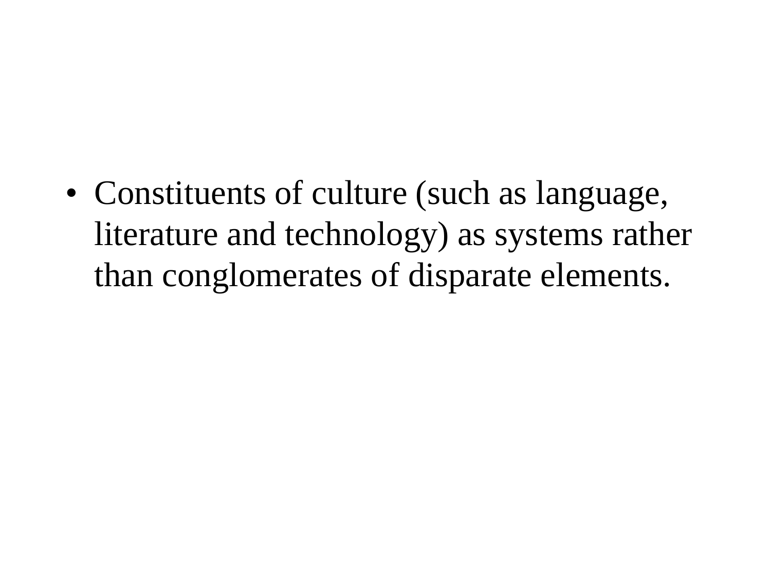- Constituents of culture (such as language, literature and technology) as systems rather than conglomerates of disparate elements.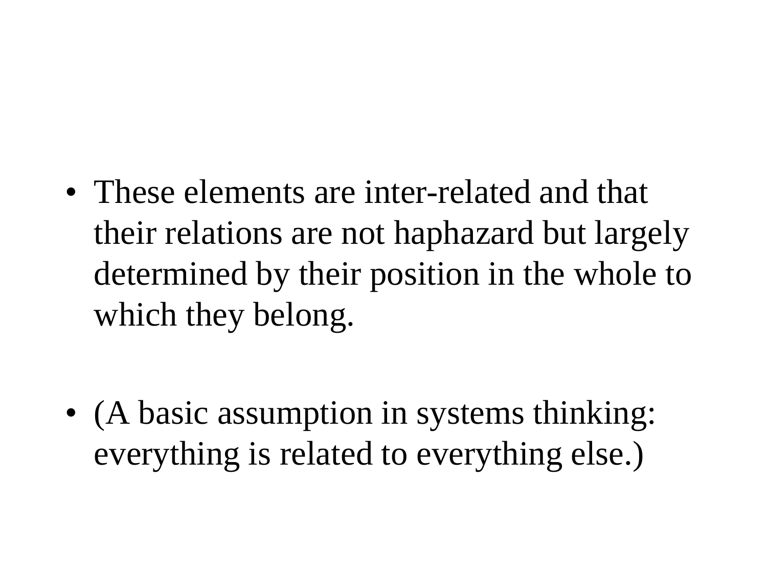- These elements are inter-related and that their relations are not haphazard but largely determined by their position in the whole to which they belong.

- (A basic assumption in systems thinking: everything is related to everything else.)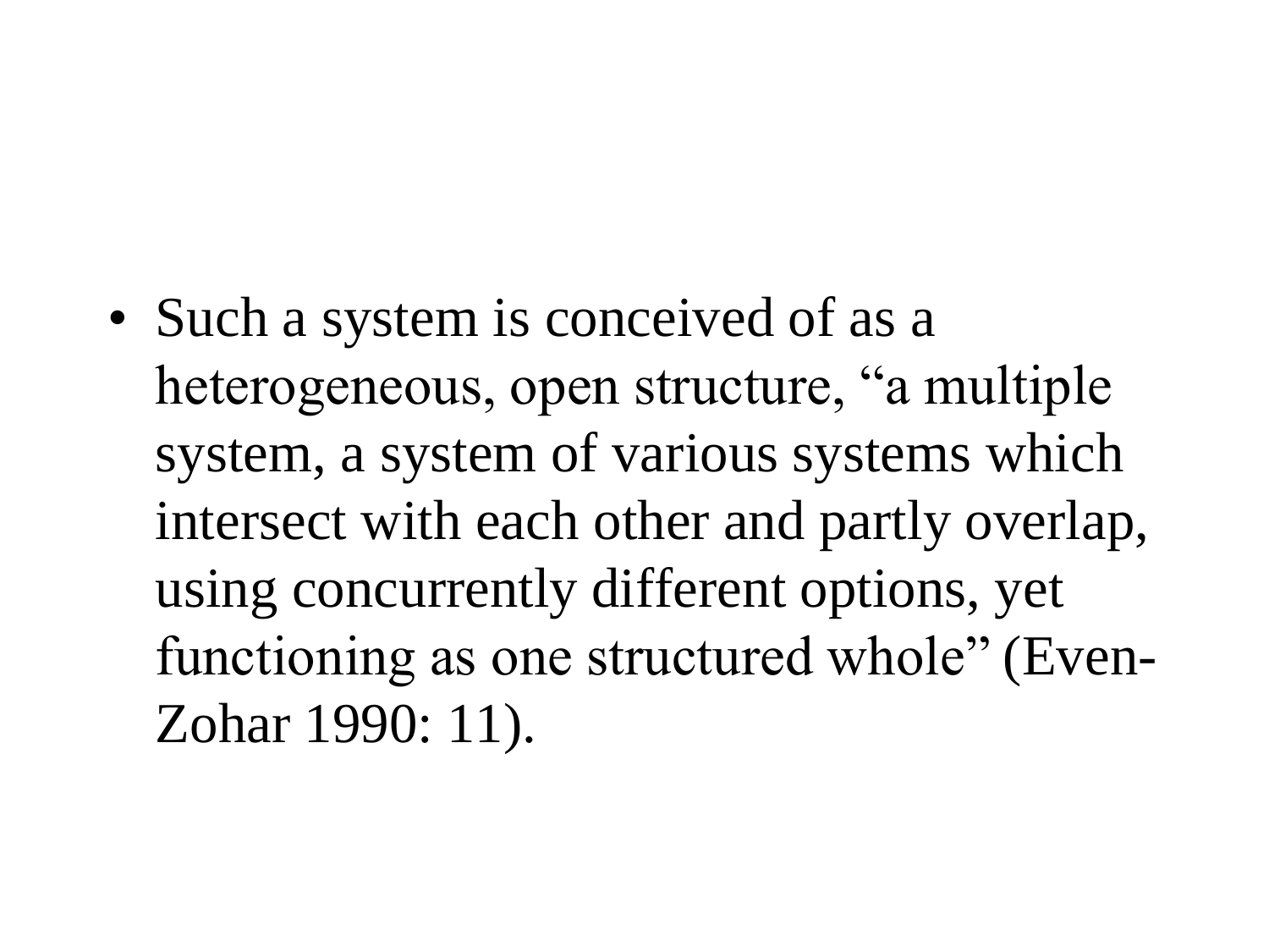- Such a system is conceived of as a heterogeneous, open structure, "a multiple system, a system of various systems which intersect with each other and partly overlap, using concurrently different options, yet functioning as one structured whole" (Even-Zohar 1990: 11).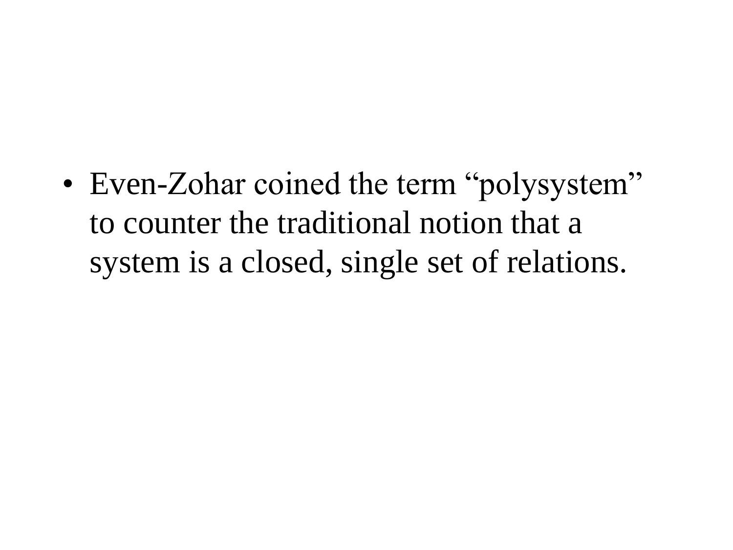- Even-Zohar coined the term “polysystem” to counter the traditional notion that a system is a closed, single set of relations.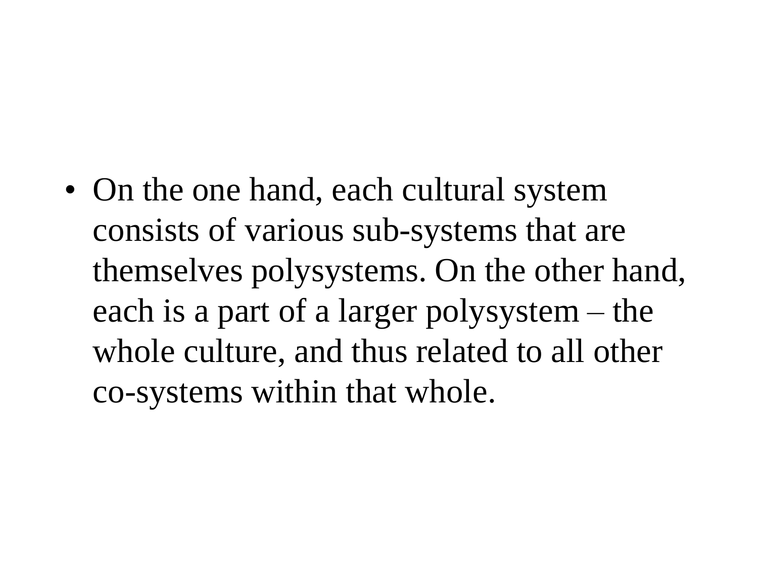- On the one hand, each cultural system consists of various sub-systems that are themselves polysystems. On the other hand, each is a part of a larger polysystem – the whole culture, and thus related to all other co-systems within that whole.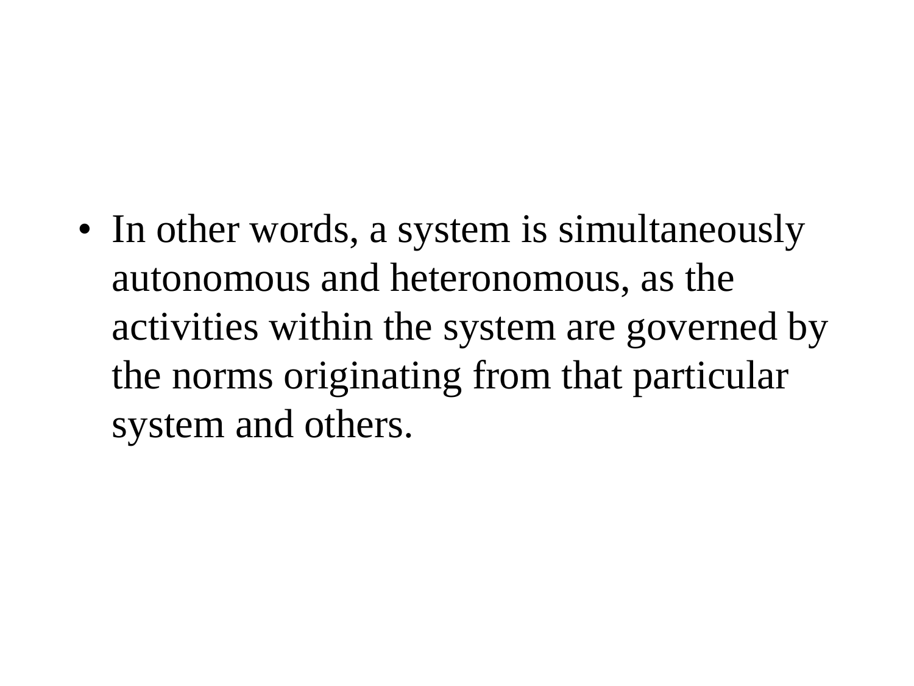- In other words, a system is simultaneously autonomous and heteronomous, as the activities within the system are governed by the norms originating from that particular system and others.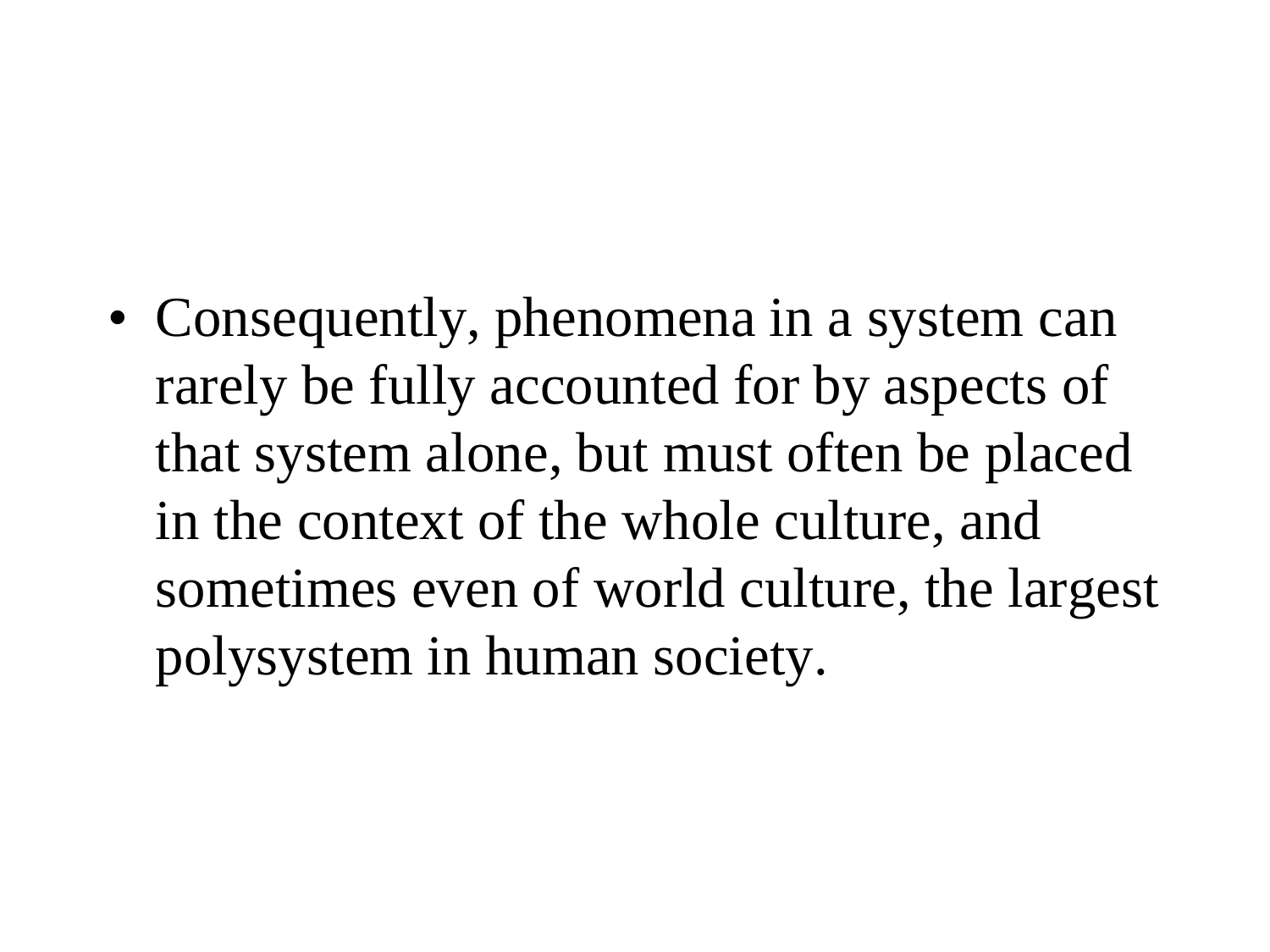- Consequently, phenomena in a system can rarely be fully accounted for by aspects of that system alone, but must often be placed in the context of the whole culture, and sometimes even of world culture, the largest polysystem in human society.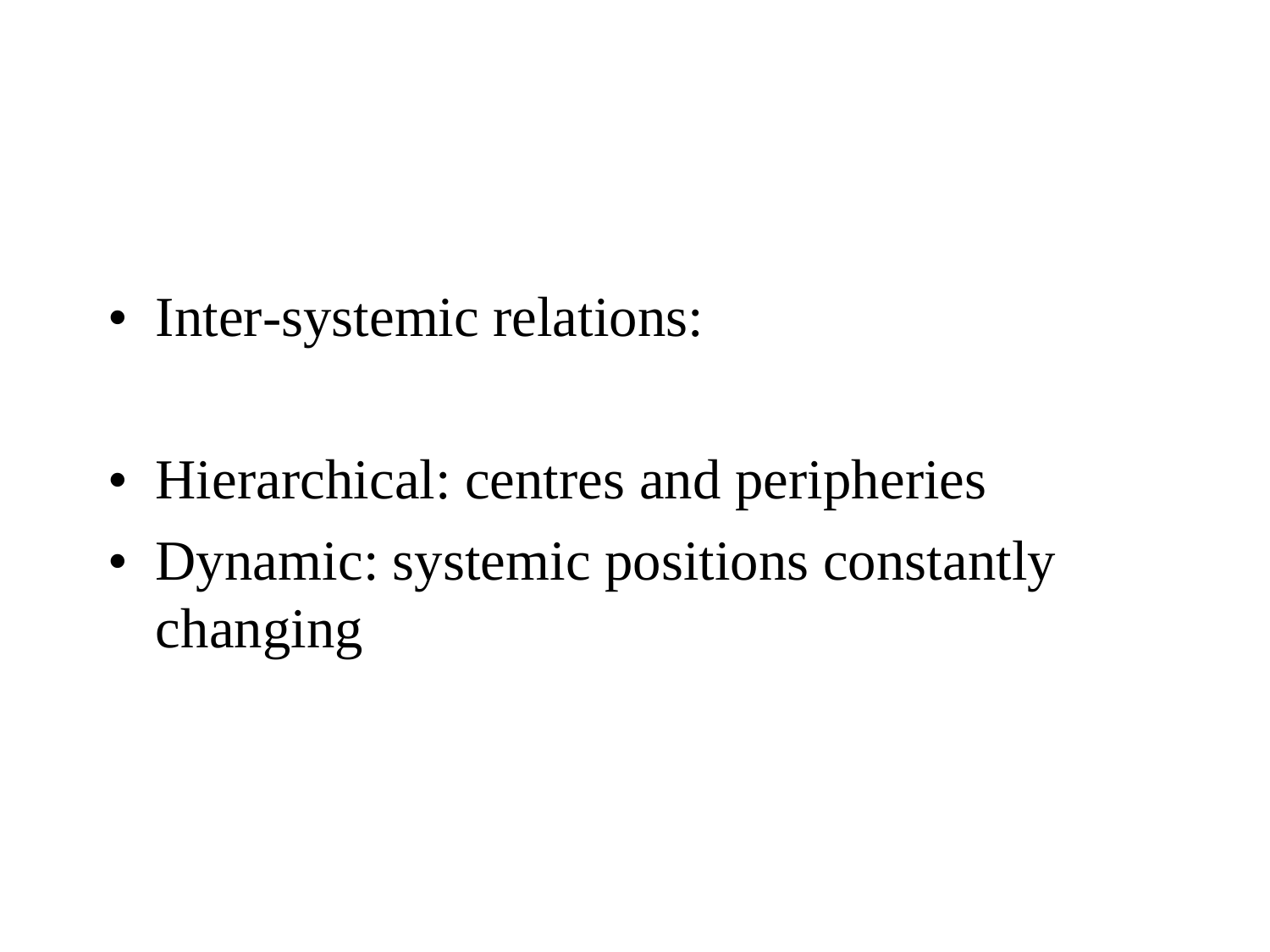- Inter-systemic relations:

- Hierarchical: centres and peripheries
- Dynamic: systemic positions constantly changing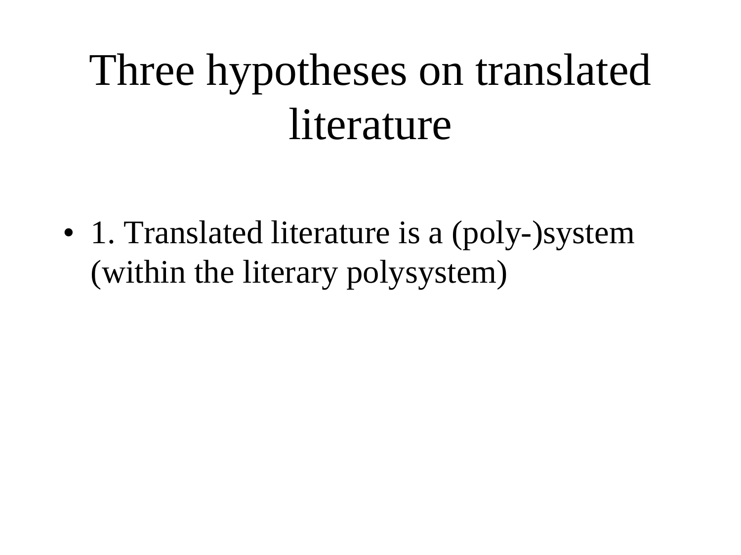# Three hypotheses on translated literature

- 1. Translated literature is a (poly-)system (within the literary polysystem)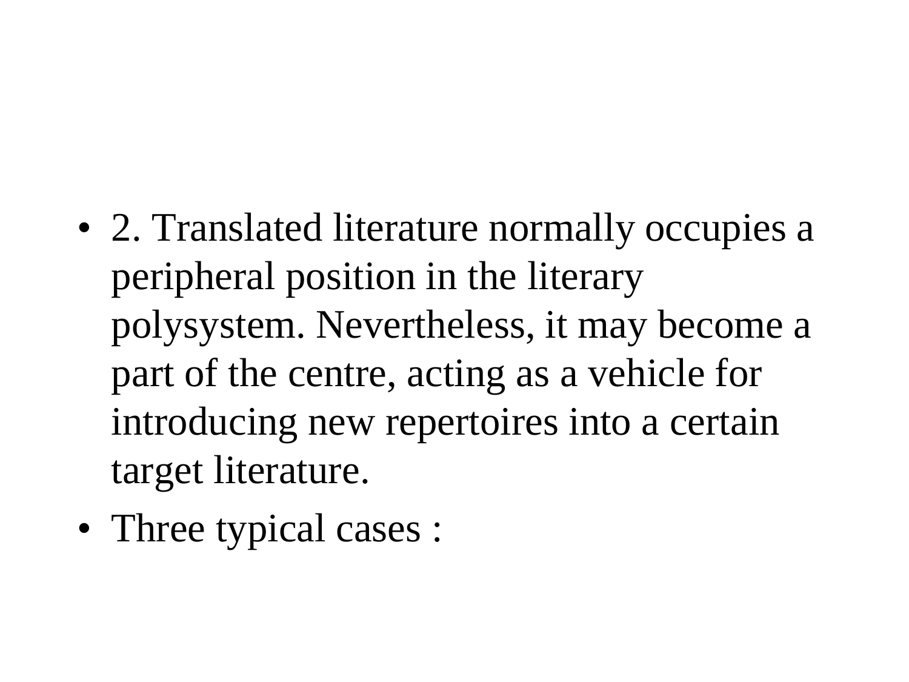- 2. Translated literature normally occupies a peripheral position in the literary polysystem. Nevertheless, it may become a part of the centre, acting as a vehicle for introducing new repertoires into a certain target literature.
- Three typical cases :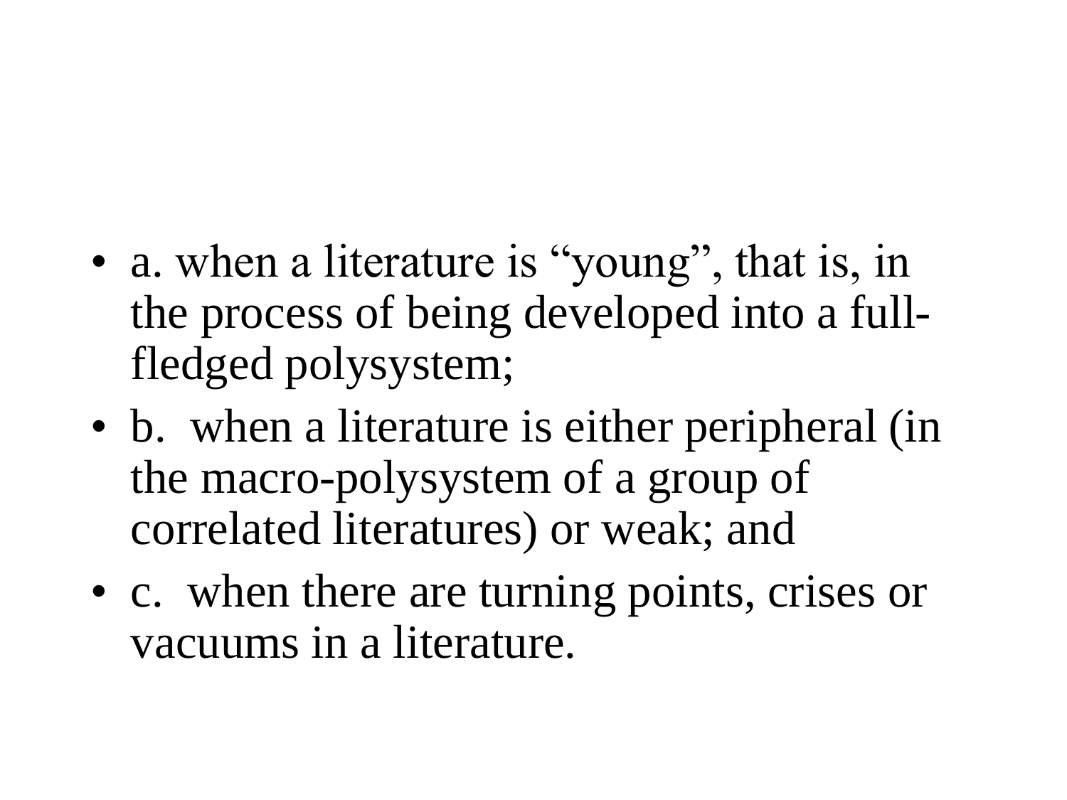- a. when a literature is “young”, that is, in the process of being developed into a full-fledged polysystem;
- b. when a literature is either peripheral (in the macro-polysystem of a group of correlated literatures) or weak; and
- c. when there are turning points, crises or vacuums in a literature.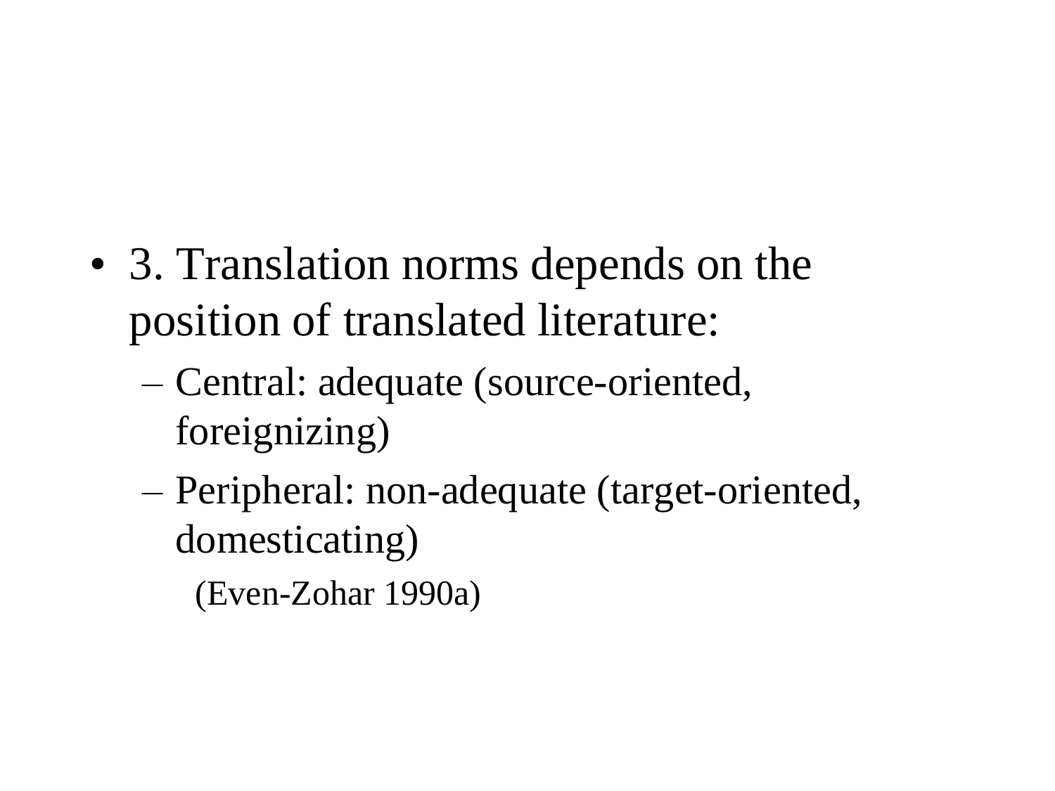- 3. Translation norms depends on the position of translated literature:
  - Central: adequate (source-oriented, foreignizing)
  - Peripheral: non-adequate (target-oriented, domesticating)

    (Even-Zohar 1990a)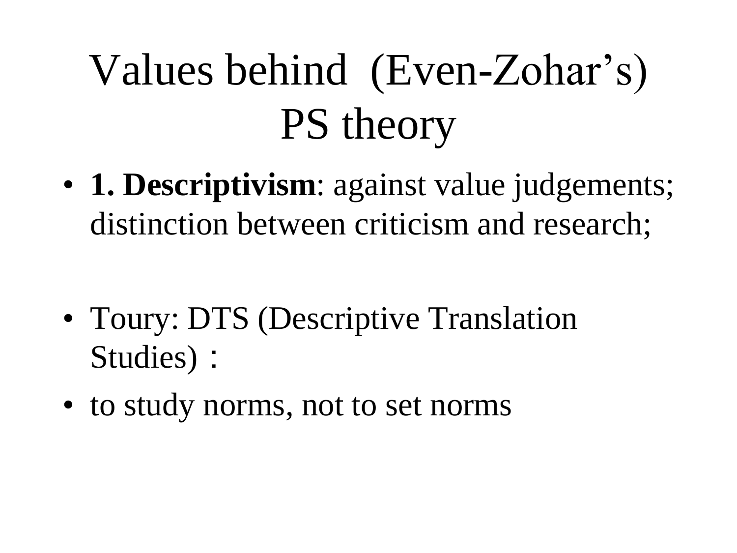# Values behind (Even-Zohar's) PS theory

- **1. Descriptivism**: against value judgements; distinction between criticism and research;

- Toury: DTS (Descriptive Translation Studies)：
- to study norms, not to set norms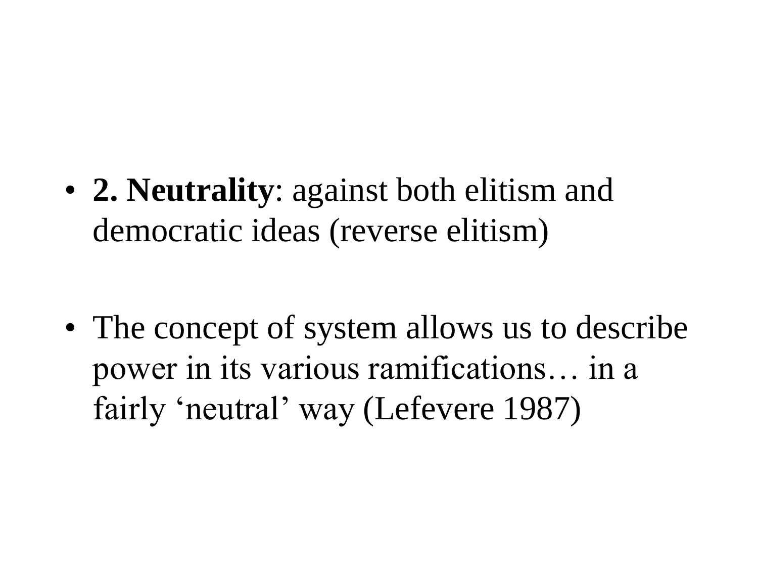- **2. Neutrality**: against both elitism and democratic ideas (reverse elitism)

- The concept of system allows us to describe power in its various ramifications… in a fairly 'neutral' way (Lefevere 1987)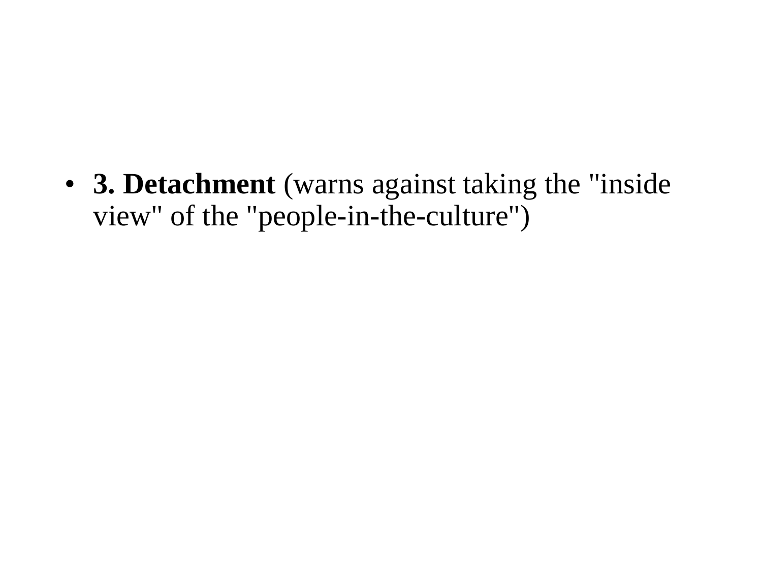- **3. Detachment** (warns against taking the "inside view" of the "people-in-the-culture")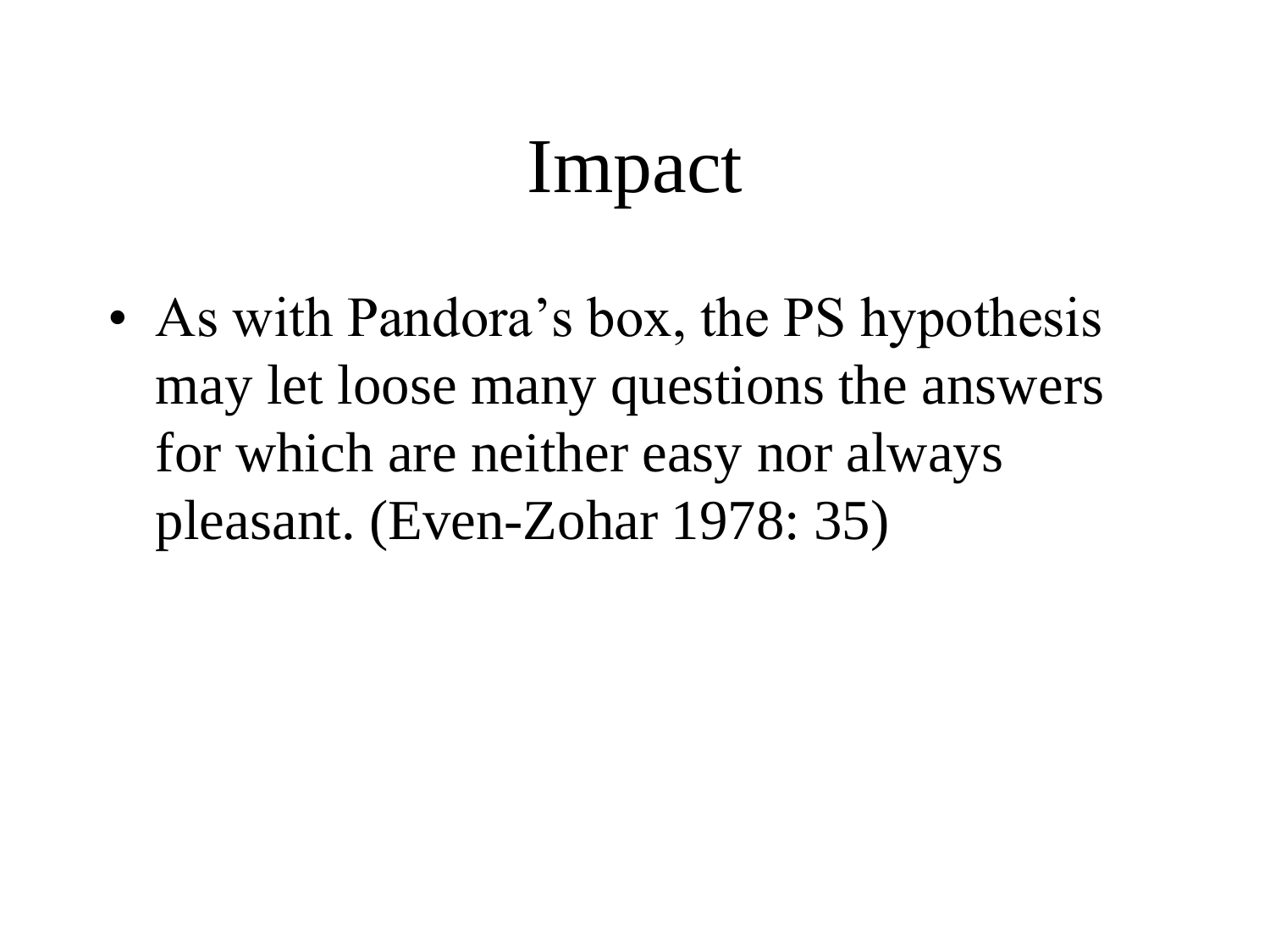# Impact

- As with Pandora's box, the PS hypothesis may let loose many questions the answers for which are neither easy nor always pleasant. (Even-Zohar 1978: 35)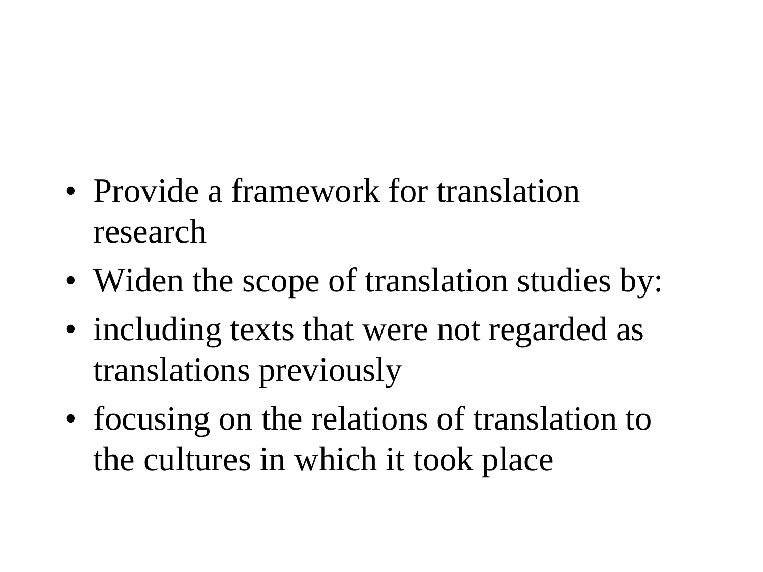- Provide a framework for translation research
- Widen the scope of translation studies by:
- including texts that were not regarded as translations previously
- focusing on the relations of translation to the cultures in which it took place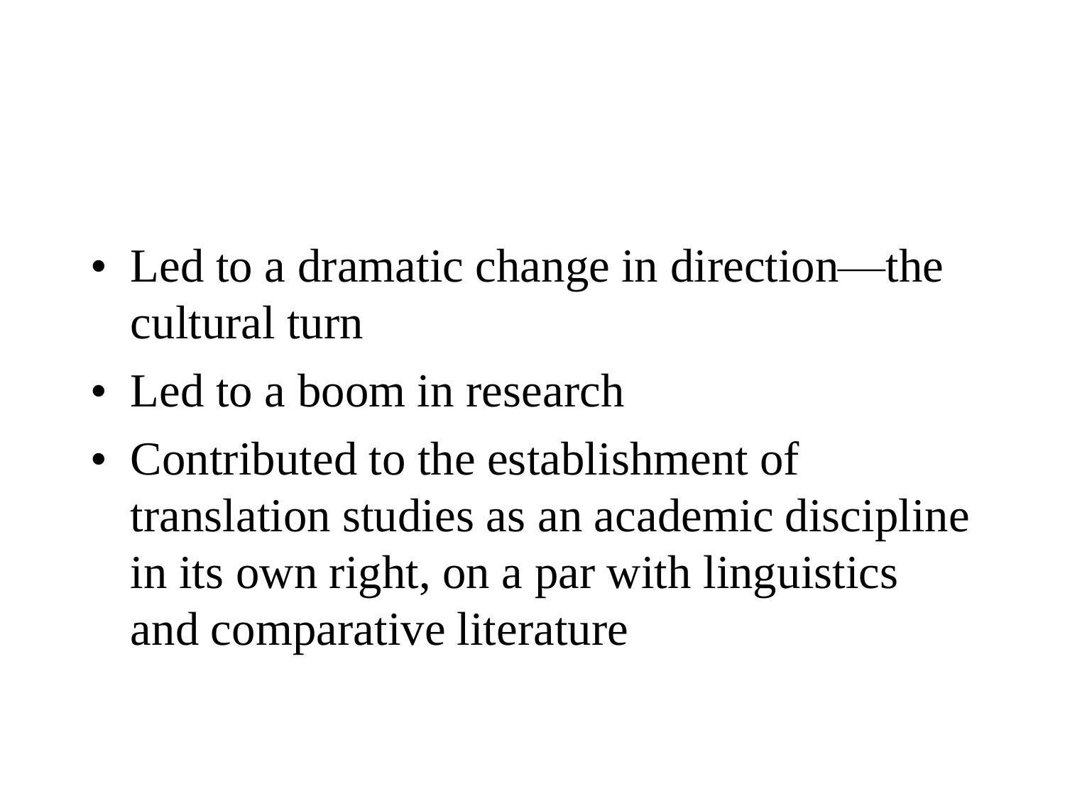- Led to a dramatic change in direction—the cultural turn
- Led to a boom in research
- Contributed to the establishment of translation studies as an academic discipline in its own right, on a par with linguistics and comparative literature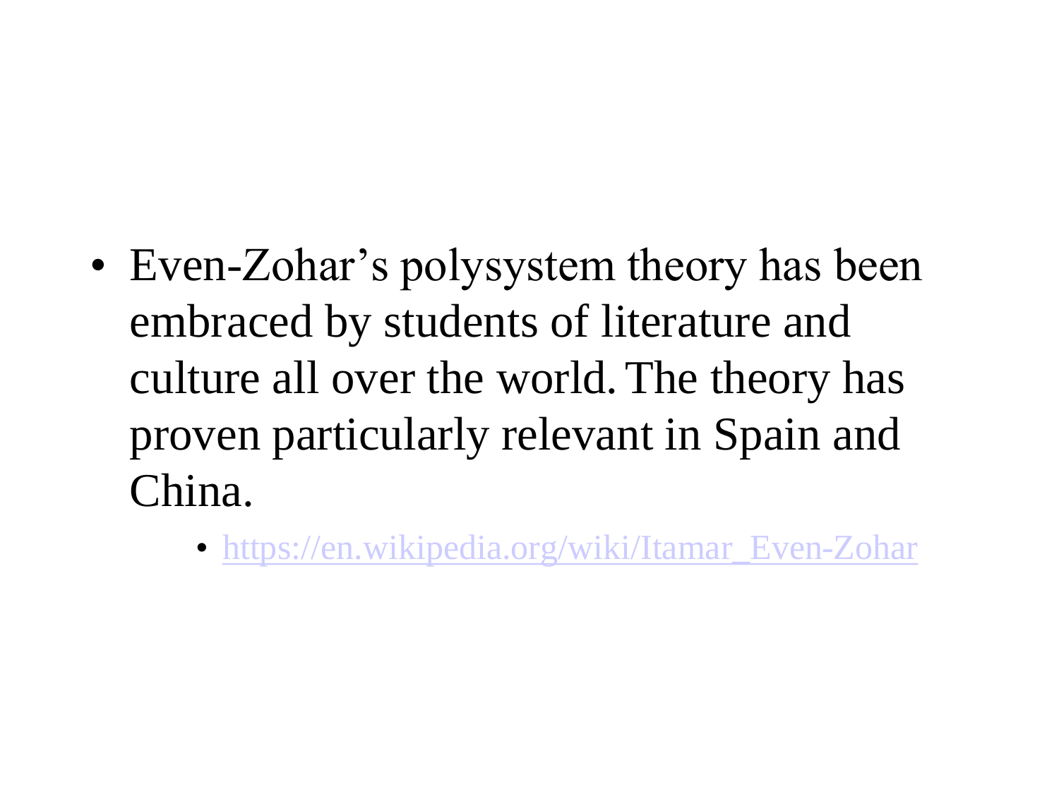- Even-Zohar’s polysystem theory has been embraced by students of literature and culture all over the world. The theory has proven particularly relevant in Spain and China.
    - https://en.wikipedia.org/wiki/Itamar_Even-Zohar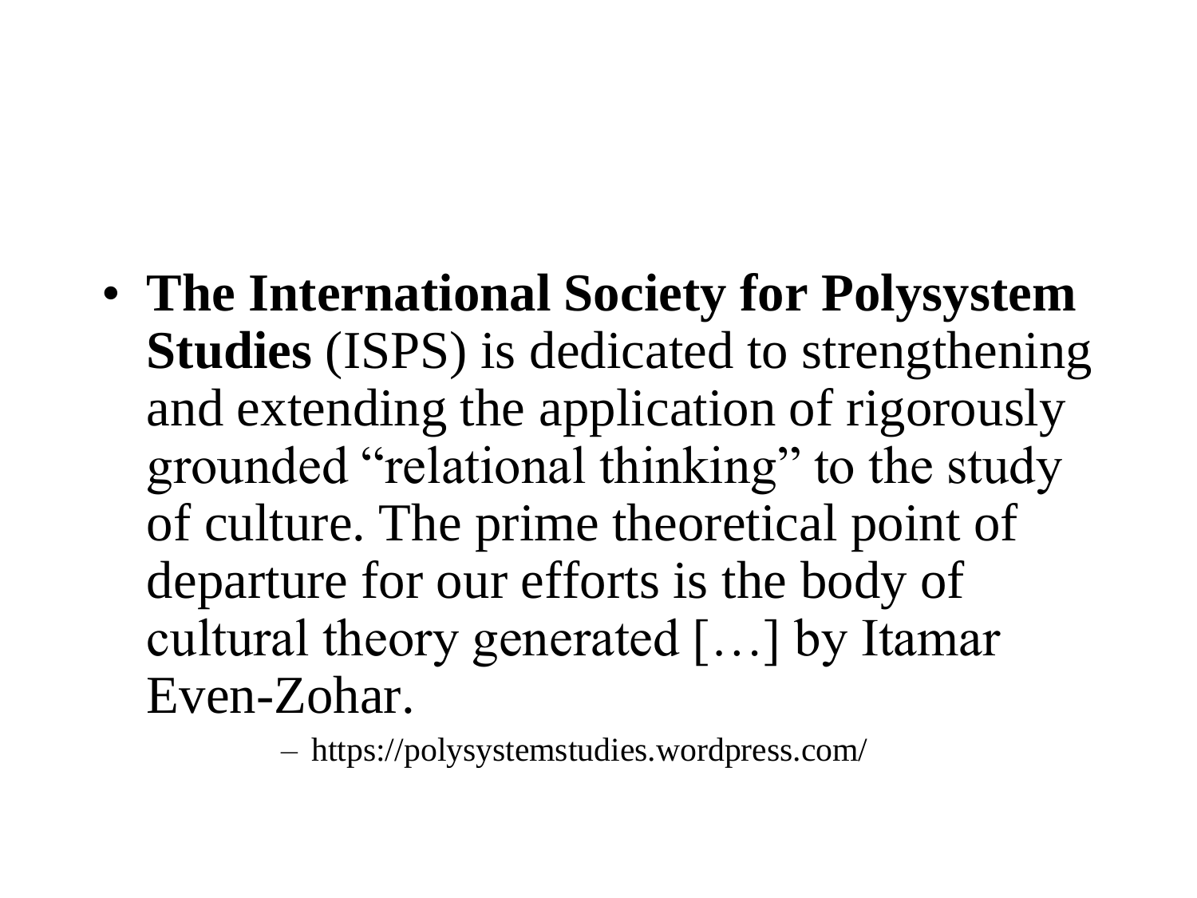- **The International Society for Polysystem Studies** (ISPS) is dedicated to strengthening and extending the application of rigorously grounded "relational thinking" to the study of culture. The prime theoretical point of departure for our efforts is the body of cultural theory generated […] by Itamar Even-Zohar.
  - https://polysystemstudies.wordpress.com/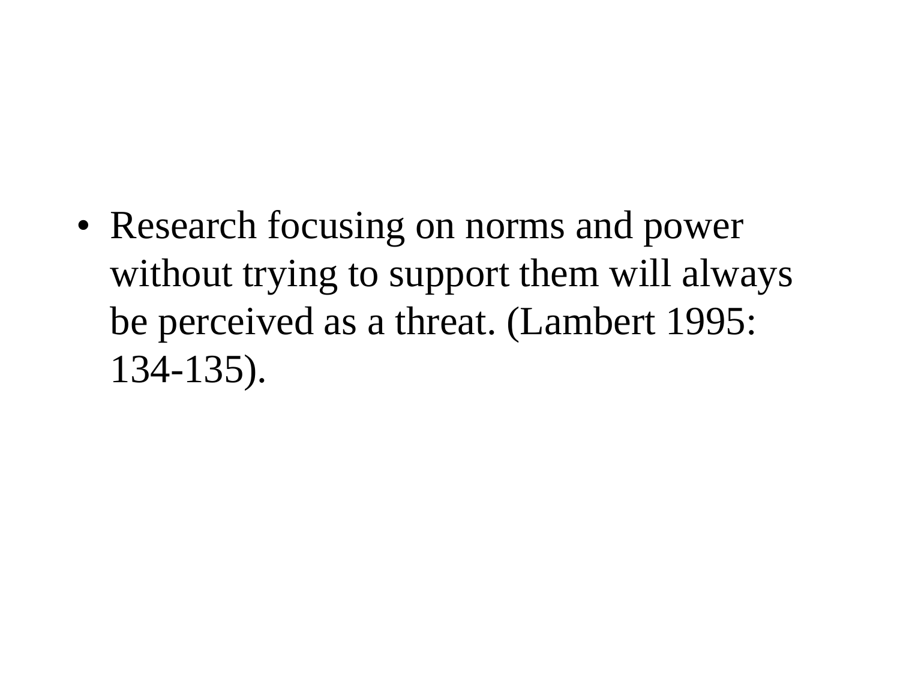- Research focusing on norms and power without trying to support them will always be perceived as a threat. (Lambert 1995: 134-135).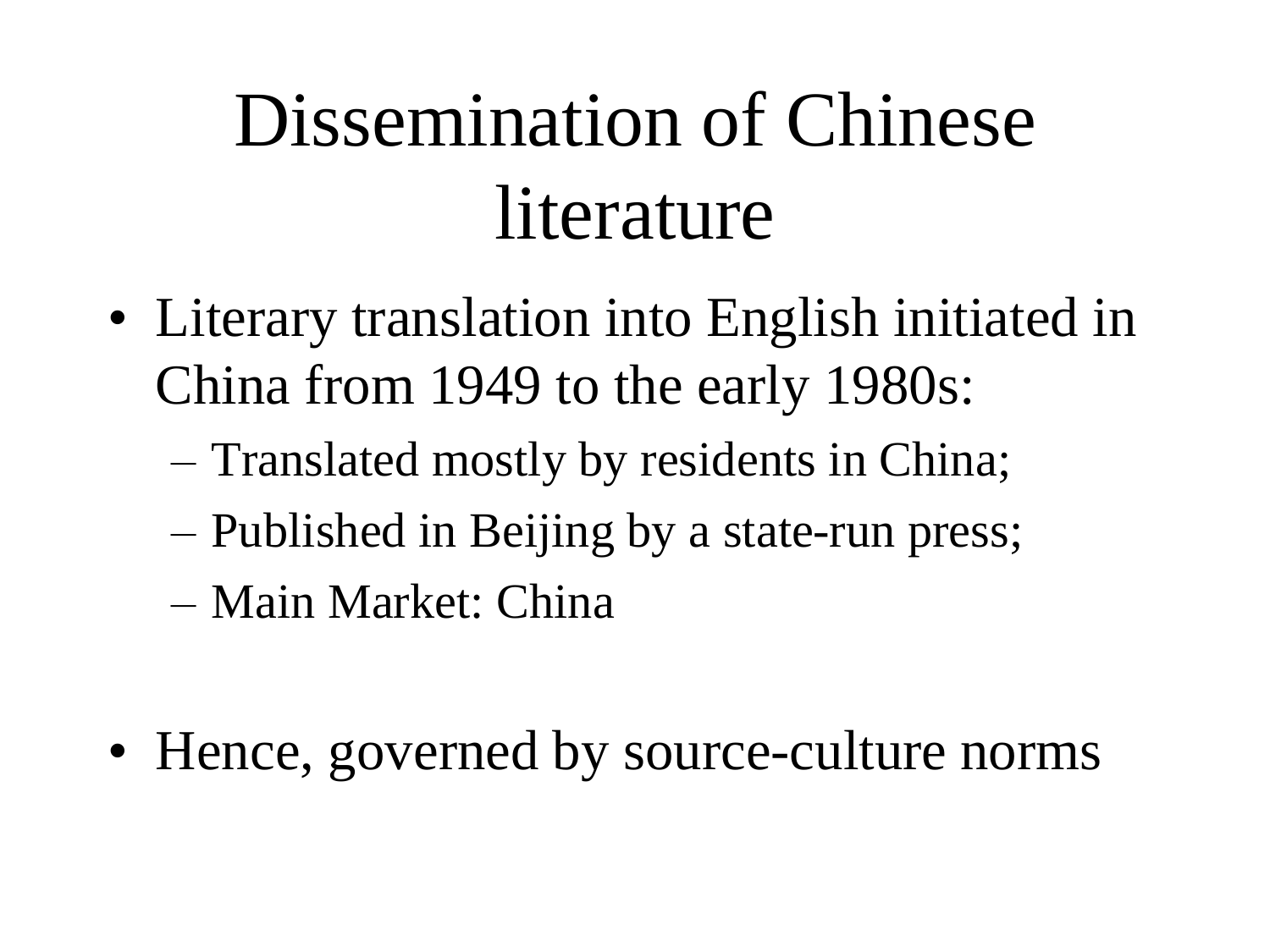# Dissemination of Chinese literature

- Literary translation into English initiated in China from 1949 to the early 1980s:
  - Translated mostly by residents in China;
  - Published in Beijing by a state-run press;
  - Main Market: China

- Hence, governed by source-culture norms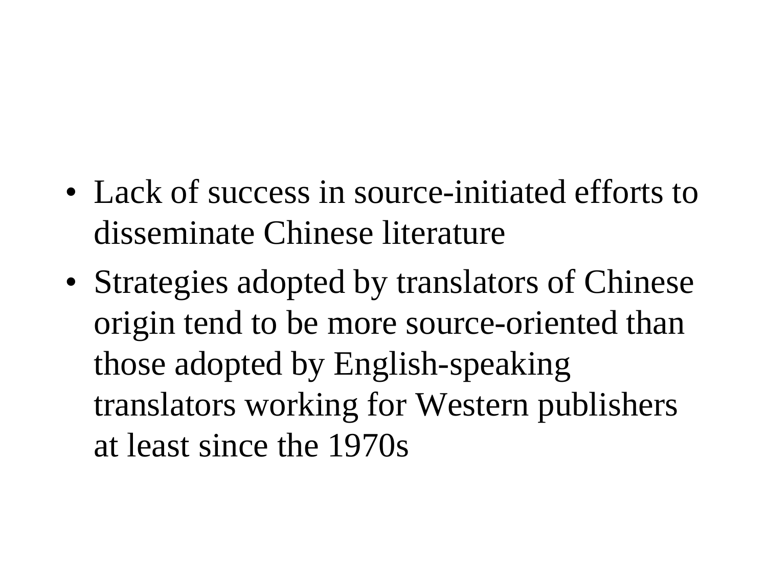- Lack of success in source-initiated efforts to disseminate Chinese literature
- Strategies adopted by translators of Chinese origin tend to be more source-oriented than those adopted by English-speaking translators working for Western publishers at least since the 1970s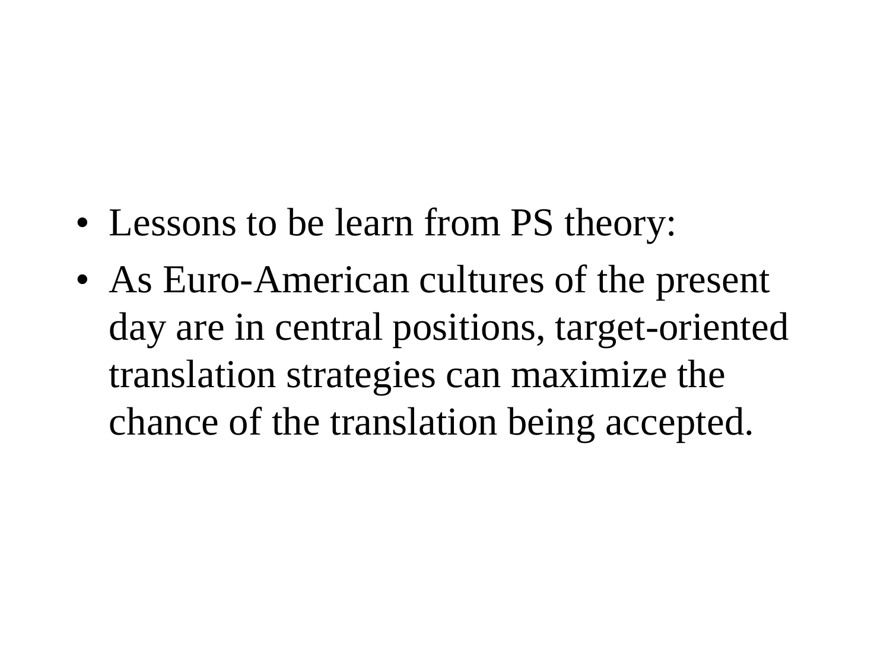- Lessons to be learn from PS theory:
- As Euro-American cultures of the present day are in central positions, target-oriented translation strategies can maximize the chance of the translation being accepted.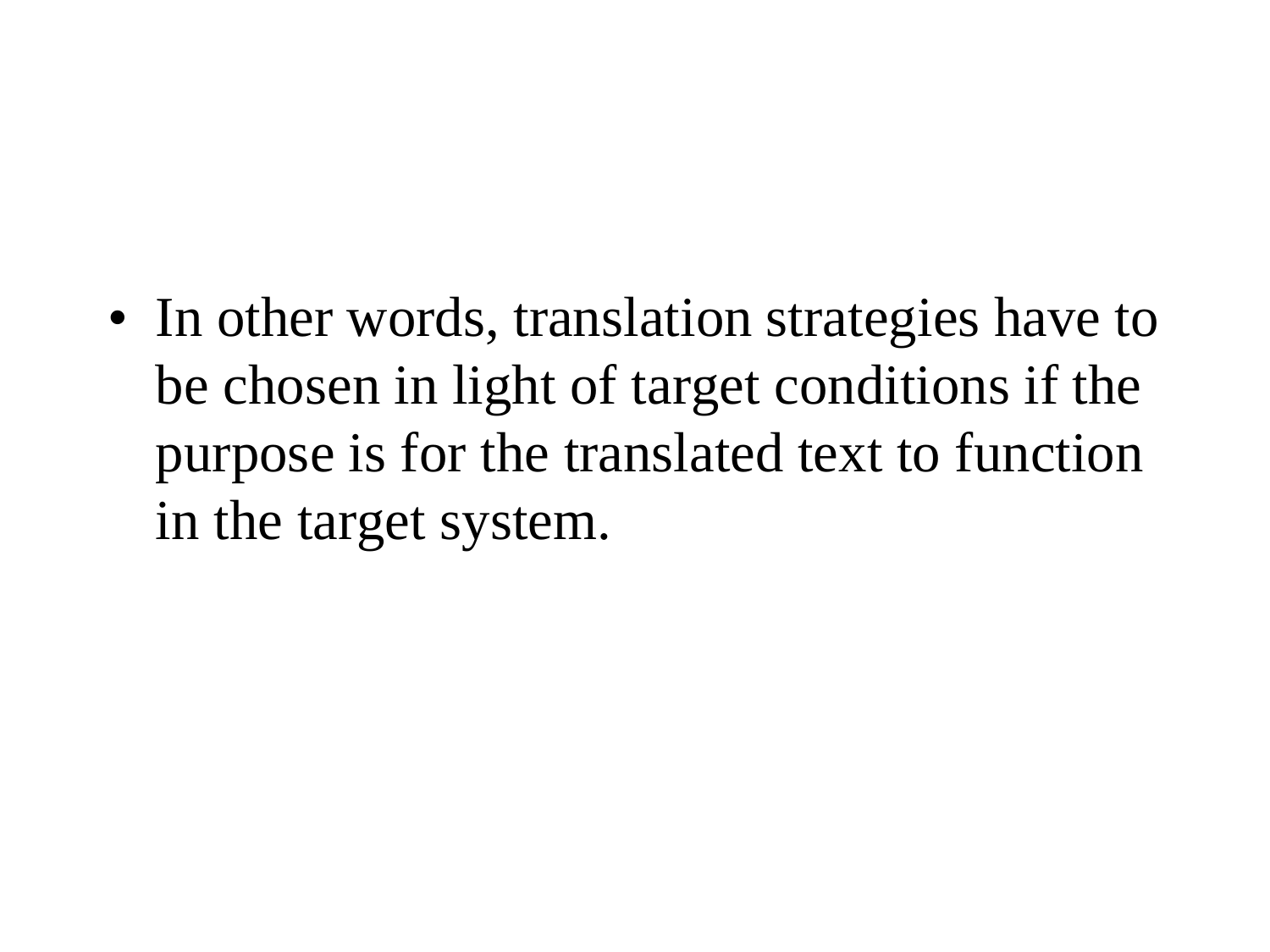- In other words, translation strategies have to be chosen in light of target conditions if the purpose is for the translated text to function in the target system.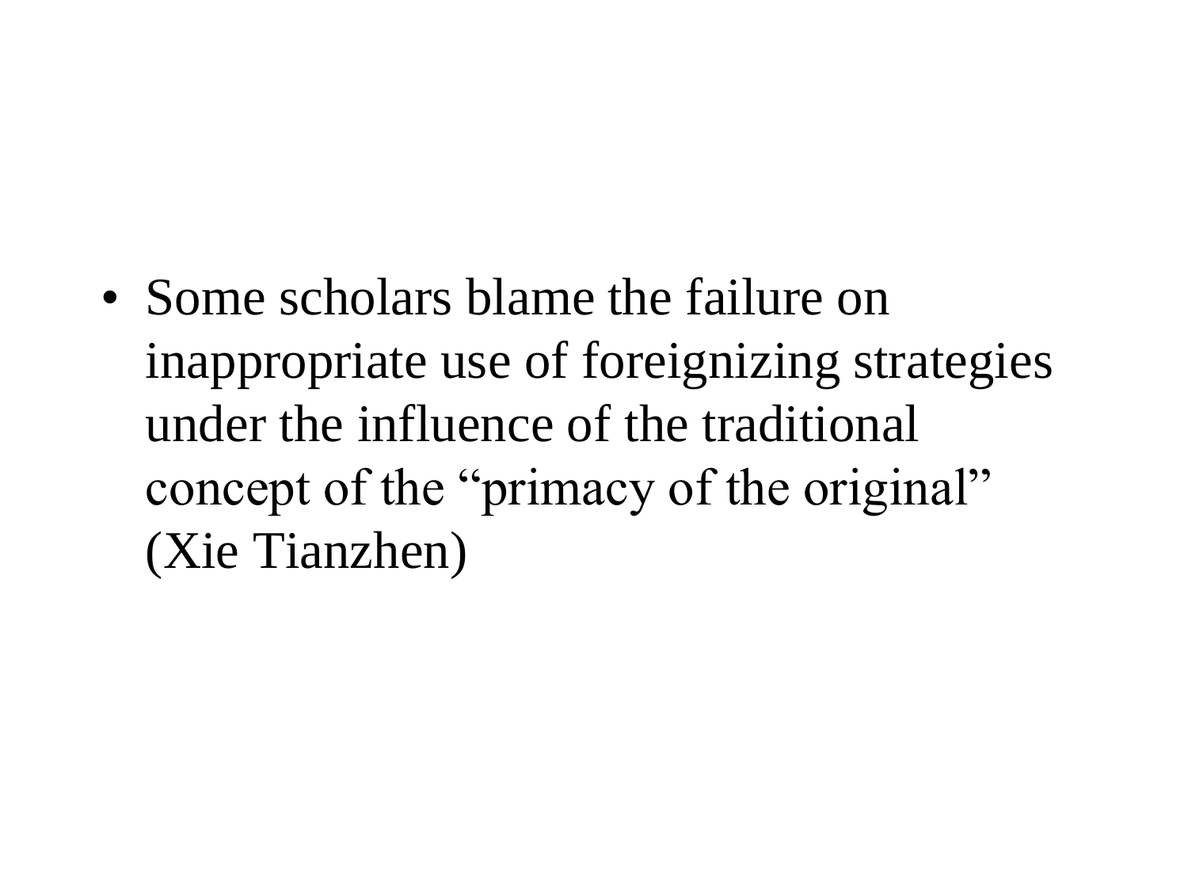- Some scholars blame the failure on inappropriate use of foreignizing strategies under the influence of the traditional concept of the “primacy of the original” (Xie Tianzhen)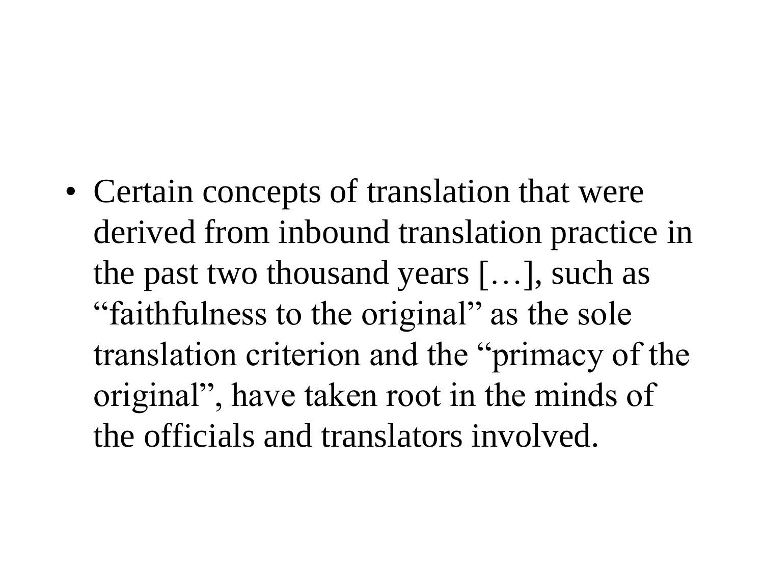- Certain concepts of translation that were derived from inbound translation practice in the past two thousand years […], such as “faithfulness to the original” as the sole translation criterion and the “primacy of the original”, have taken root in the minds of the officials and translators involved.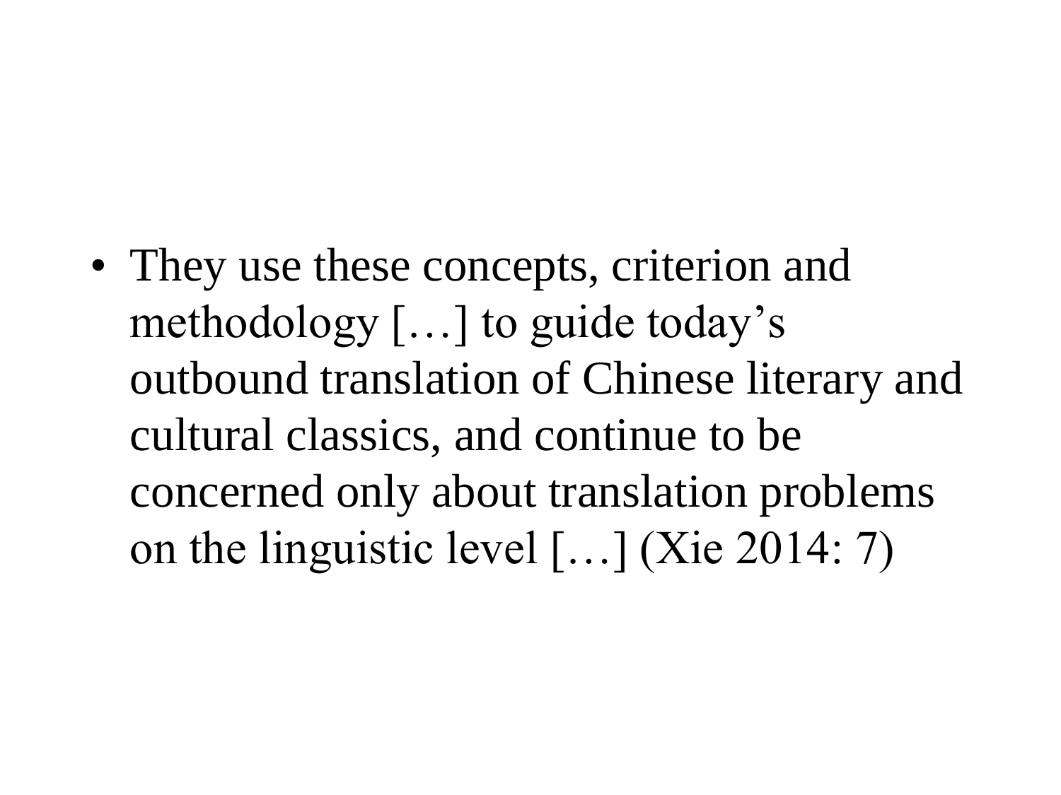- They use these concepts, criterion and methodology […] to guide today's outbound translation of Chinese literary and cultural classics, and continue to be concerned only about translation problems on the linguistic level […] (Xie 2014: 7)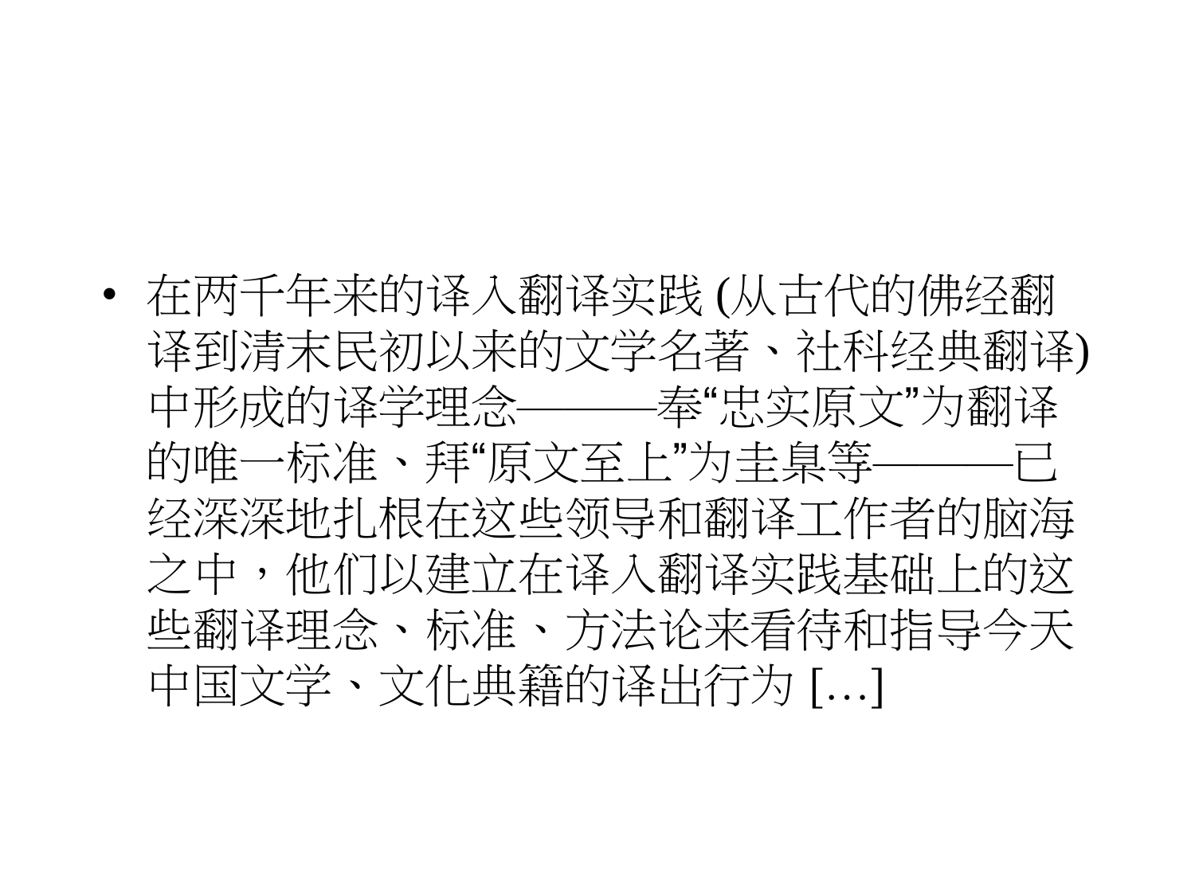- 在两千年来的译入翻译实践 (从古代的佛经翻译到清末民初以来的文学名著、社科经典翻译) 中形成的译学理念———奉“忠实原文”为翻译的唯一标准、拜“原文至上”为圭臬等———已经深深地扎根在这些领导和翻译工作者的脑海之中，他们以建立在译入翻译实践基础上的这些翻译理念、标准、方法论来看待和指导今天中国文学、文化典籍的译出行为 […]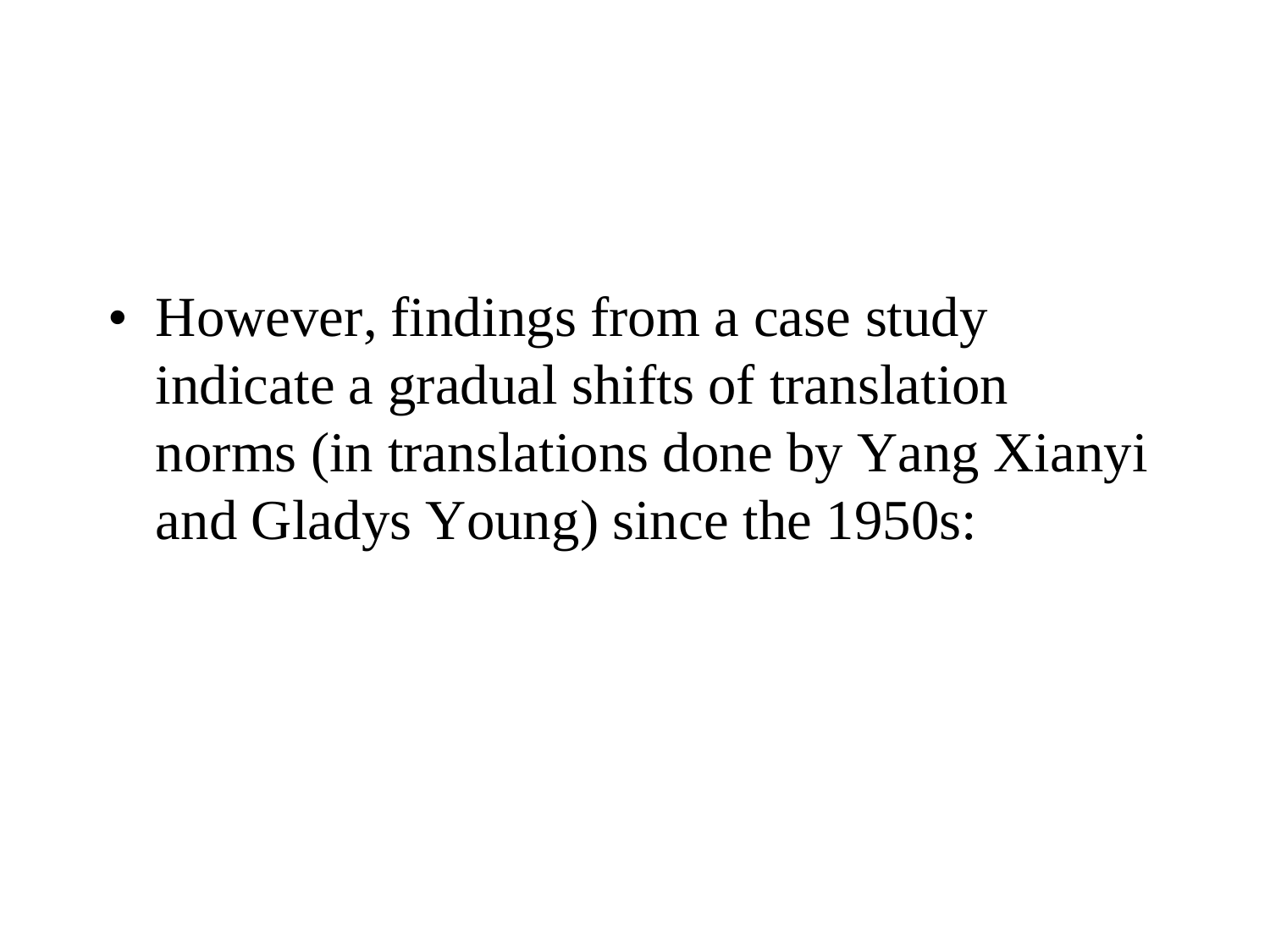- However, findings from a case study indicate a gradual shifts of translation norms (in translations done by Yang Xianyi and Gladys Young) since the 1950s: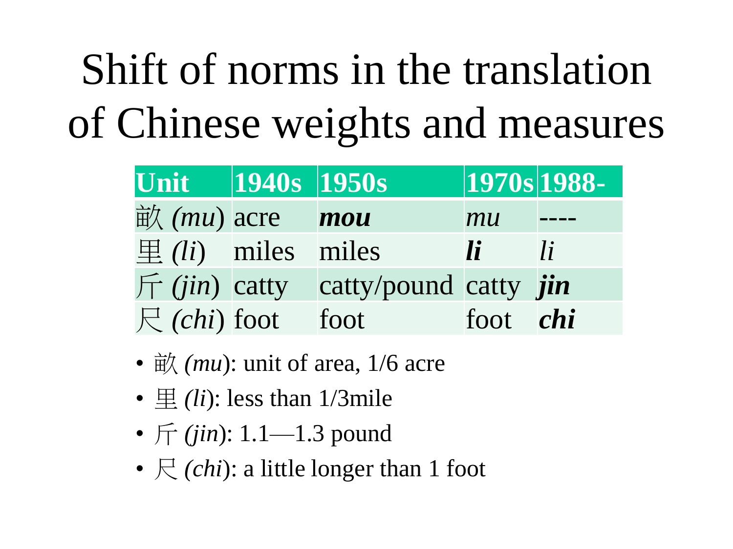# Shift of norms in the translation of Chinese weights and measures

| Unit | 1940s | 1950s | 1970s | 1988- |
|---|---|---|---|---|
| 畝 *(mu)* | acre | ***mou*** | *mu* | ---- |
| 里 *(li)* | miles | miles | ***li*** | *li* |
| 斤 *(jin)* | catty | catty/pound | catty | ***jin*** |
| 尺 *(chi)* | foot | foot | foot | ***chi*** |

- 畝 *(mu)*: unit of area, 1/6 acre
- 里 *(li)*: less than 1/3mile
- 斤 *(jin)*: 1.1—1.3 pound
- 尺 *(chi)*: a little longer than 1 foot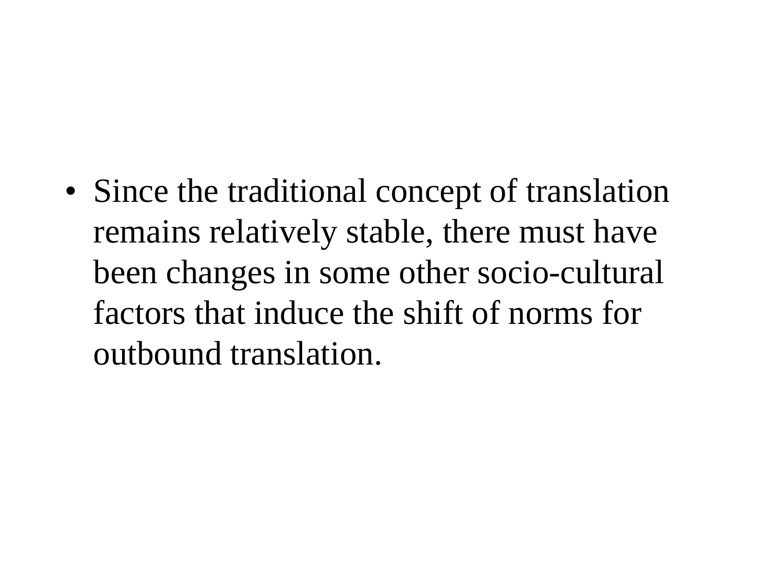- Since the traditional concept of translation remains relatively stable, there must have been changes in some other socio-cultural factors that induce the shift of norms for outbound translation.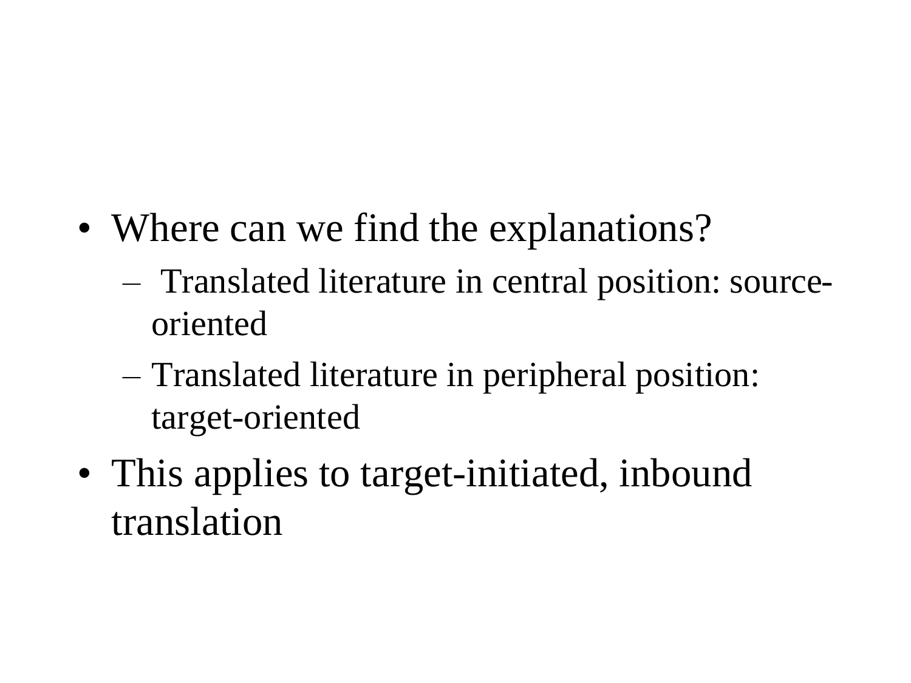- Where can we find the explanations?
  - Translated literature in central position: source-oriented
  - Translated literature in peripheral position: target-oriented
- This applies to target-initiated, inbound translation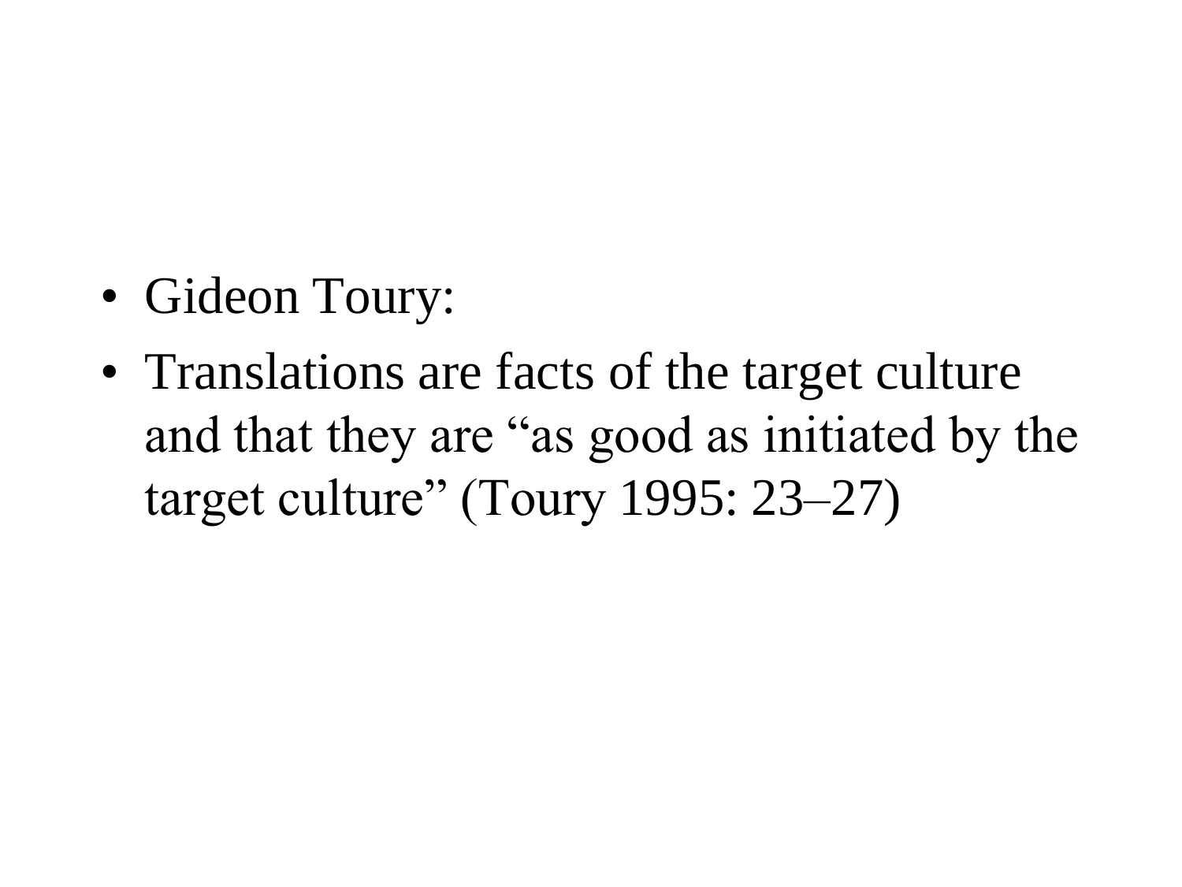- Gideon Toury:
- Translations are facts of the target culture and that they are “as good as initiated by the target culture” (Toury 1995: 23–27)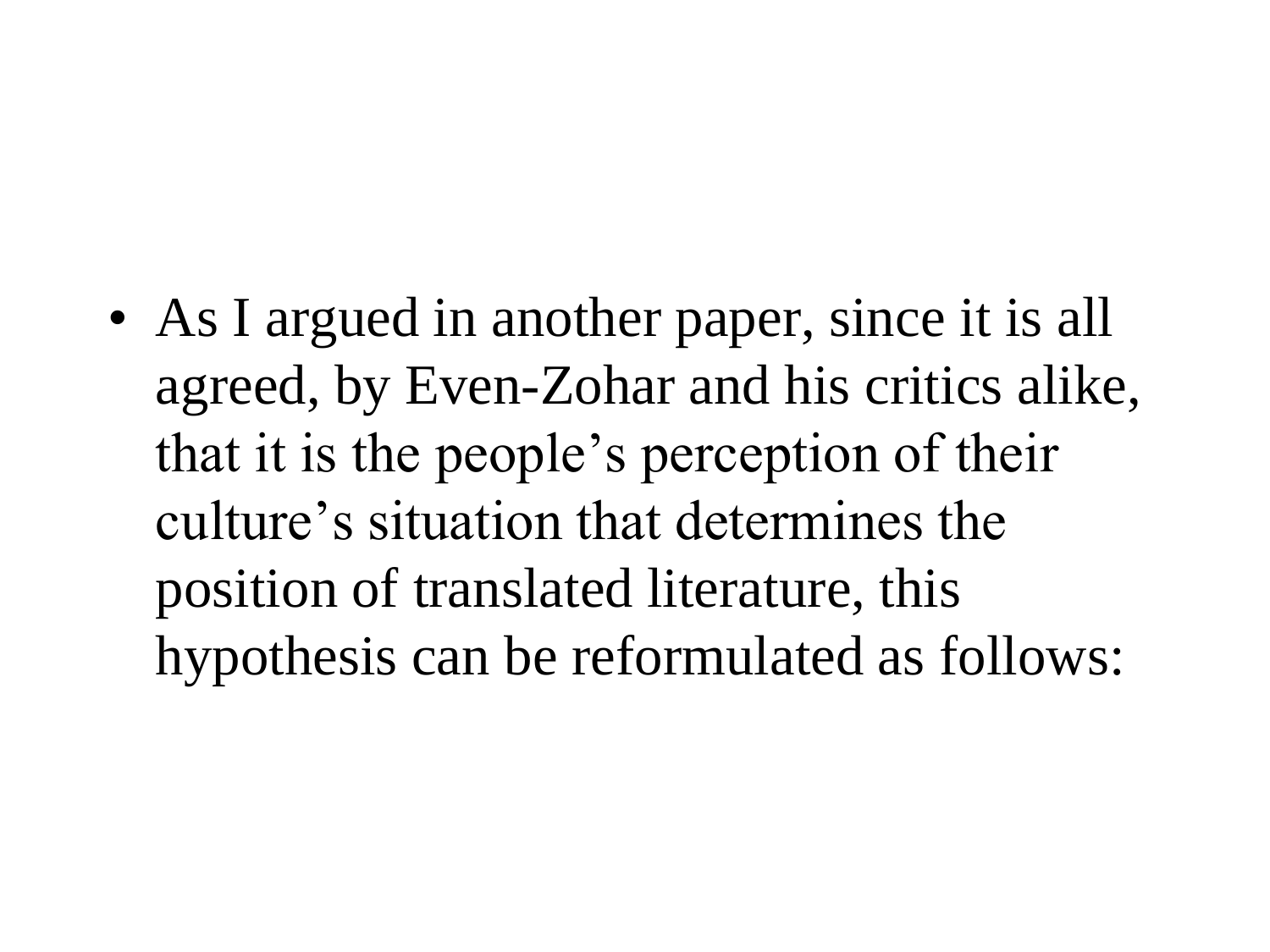- As I argued in another paper, since it is all agreed, by Even-Zohar and his critics alike, that it is the people’s perception of their culture’s situation that determines the position of translated literature, this hypothesis can be reformulated as follows: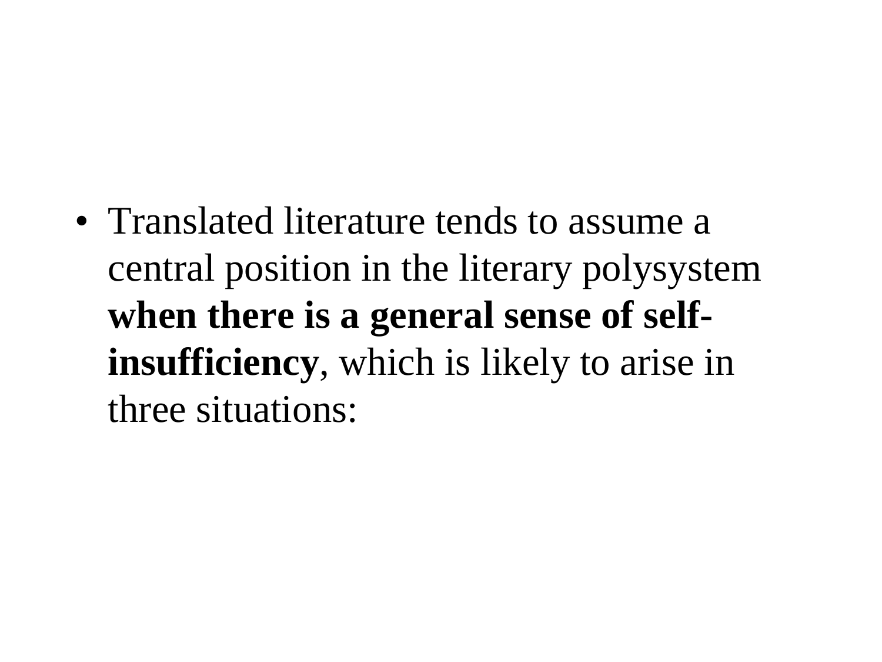- Translated literature tends to assume a central position in the literary polysystem **when there is a general sense of self-insufficiency**, which is likely to arise in three situations: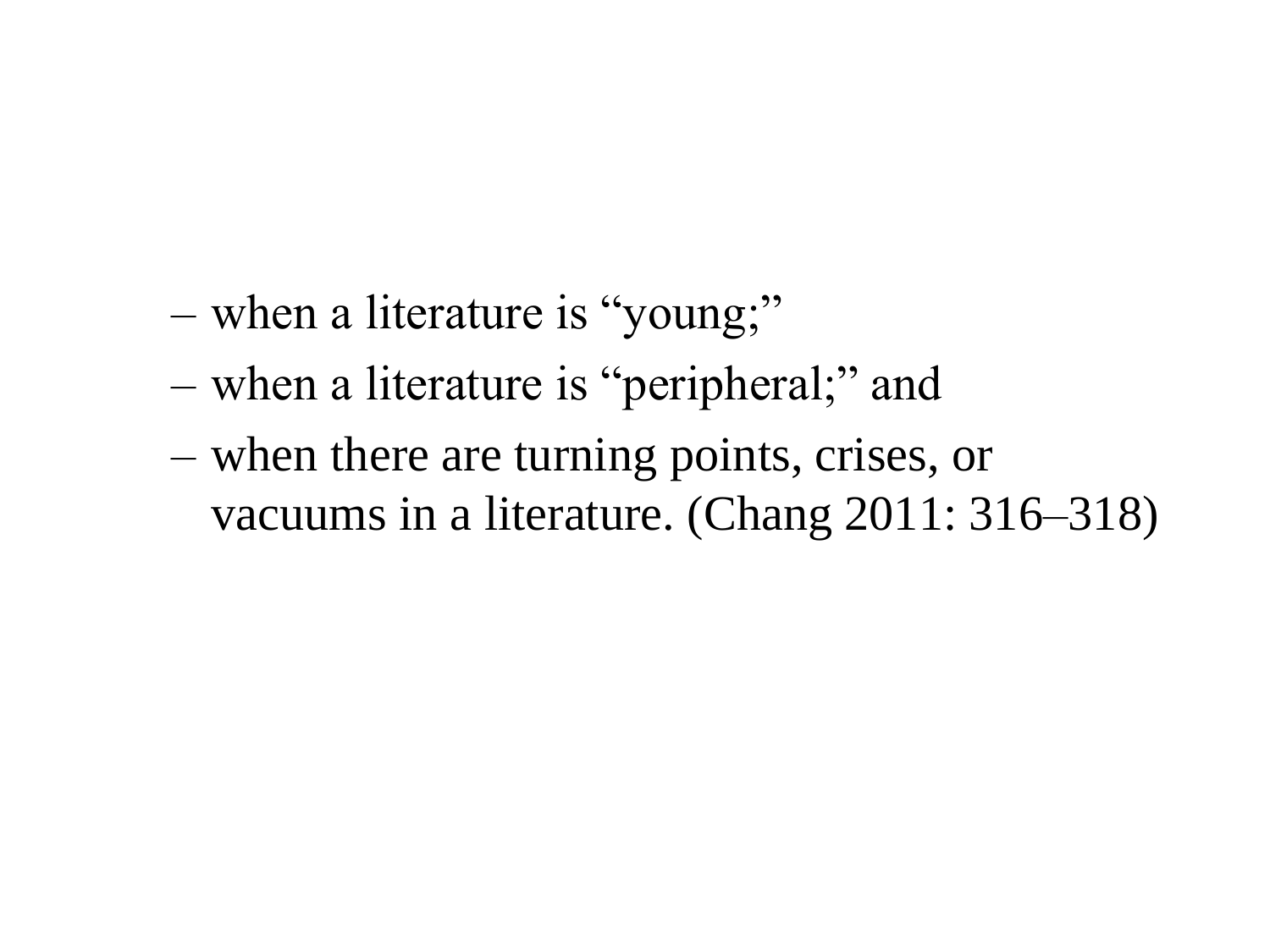- when a literature is “young;”
- when a literature is “peripheral;” and
- when there are turning points, crises, or vacuums in a literature. (Chang 2011: 316–318)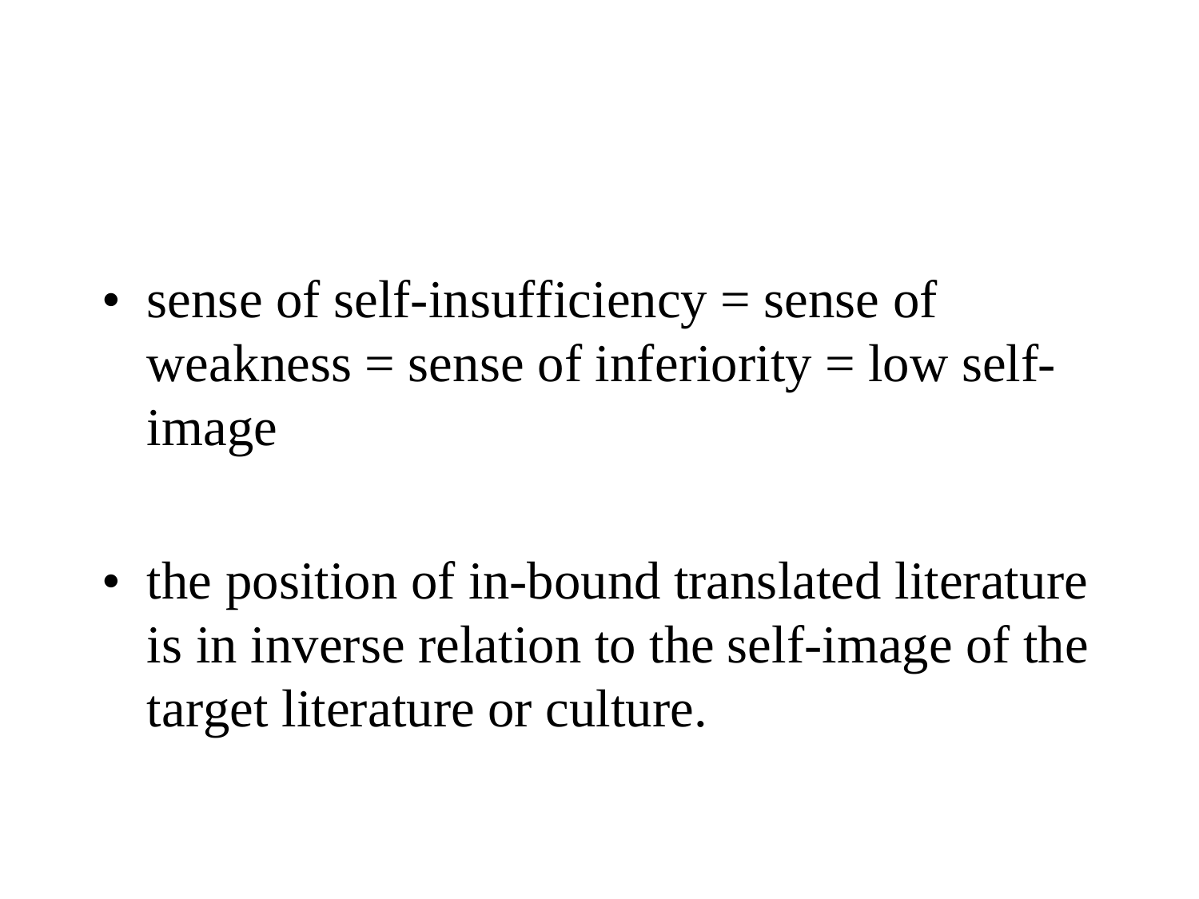- sense of self-insufficiency = sense of weakness = sense of inferiority = low self-image

- the position of in-bound translated literature is in inverse relation to the self-image of the target literature or culture.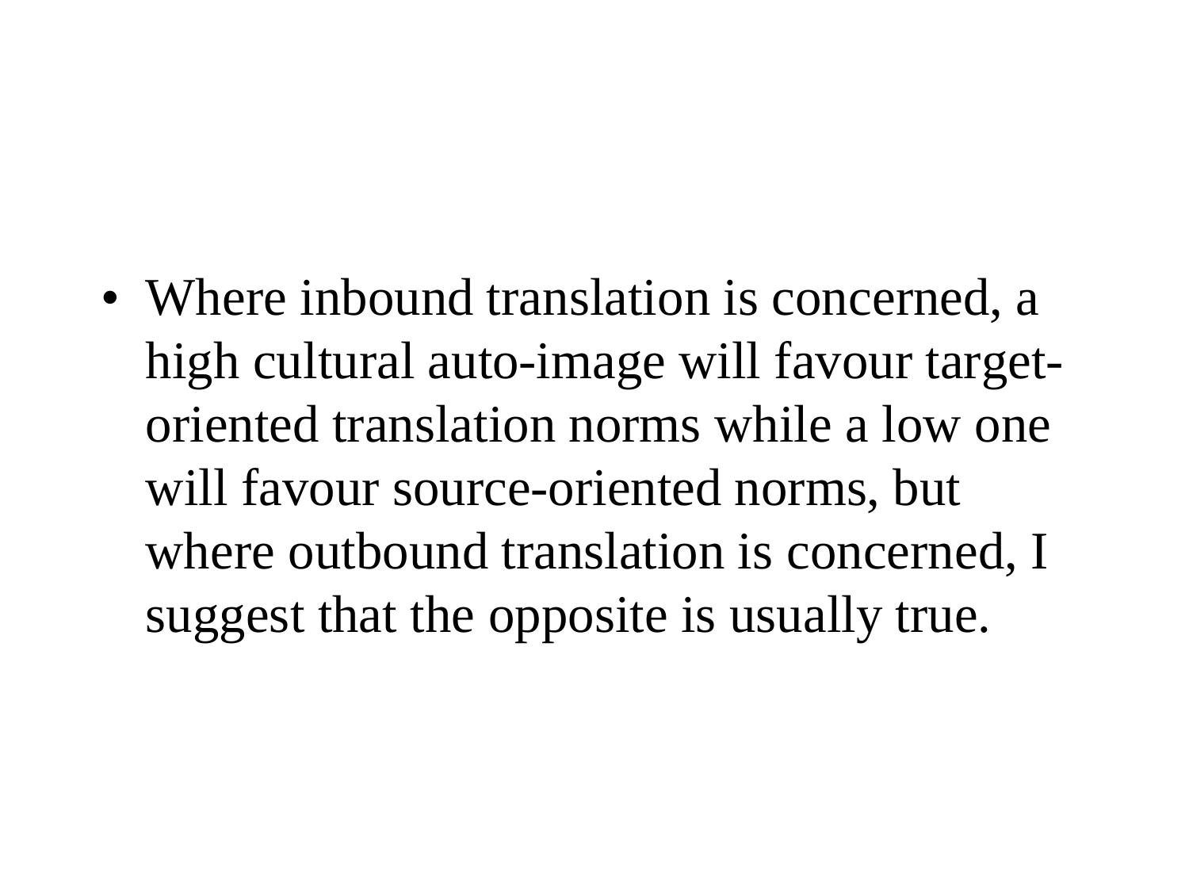- Where inbound translation is concerned, a high cultural auto-image will favour target-oriented translation norms while a low one will favour source-oriented norms, but where outbound translation is concerned, I suggest that the opposite is usually true.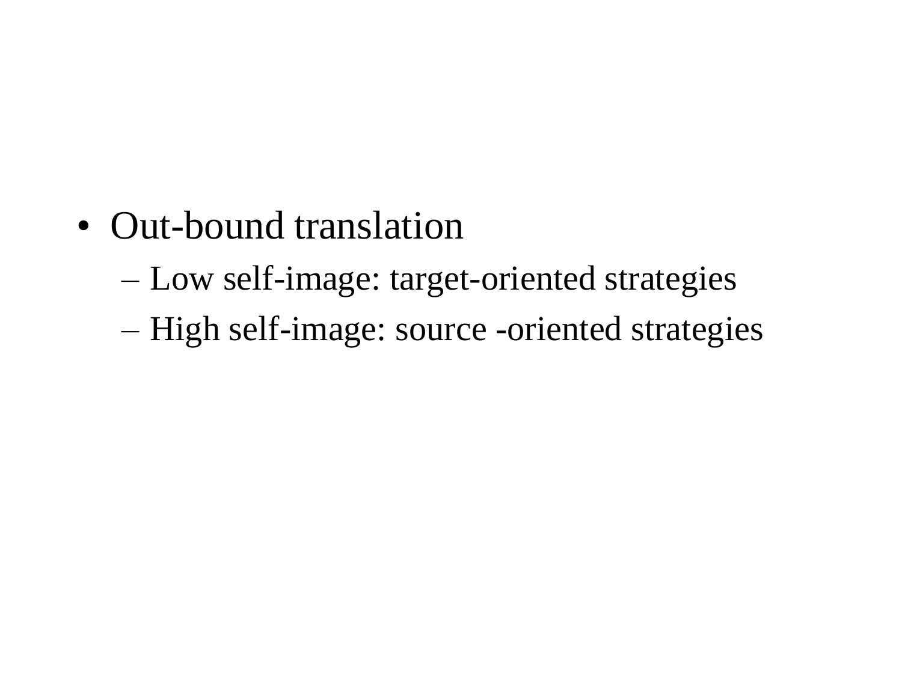- Out-bound translation
  - Low self-image: target-oriented strategies
  - High self-image: source -oriented strategies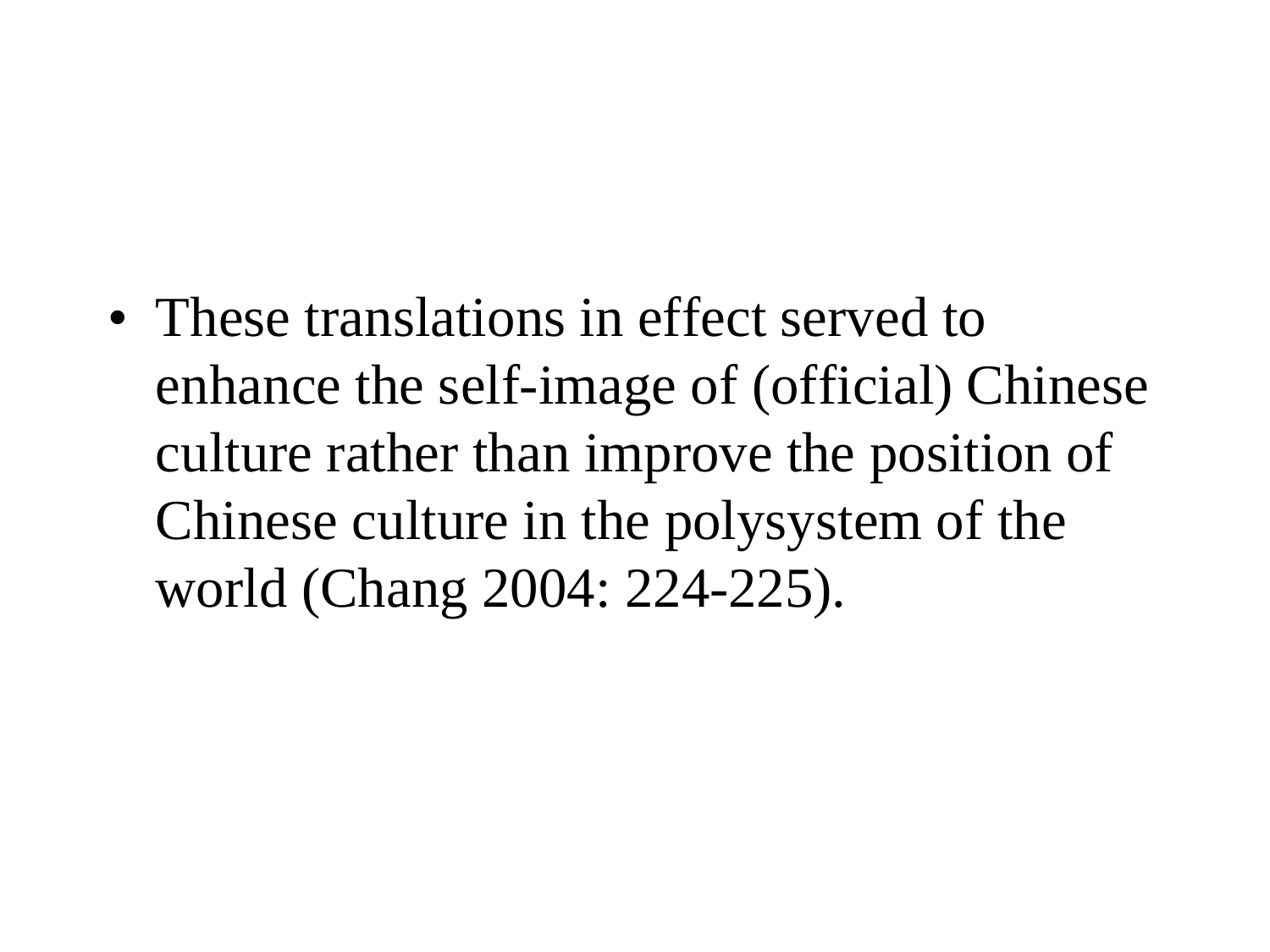- These translations in effect served to enhance the self-image of (official) Chinese culture rather than improve the position of Chinese culture in the polysystem of the world (Chang 2004: 224-225).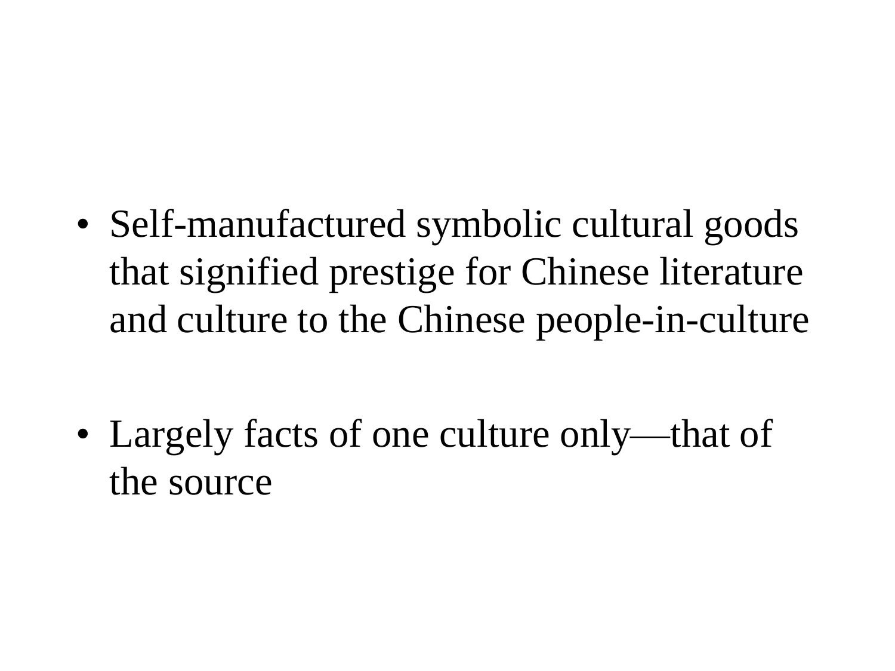- Self-manufactured symbolic cultural goods that signified prestige for Chinese literature and culture to the Chinese people-in-culture

- Largely facts of one culture only—that of the source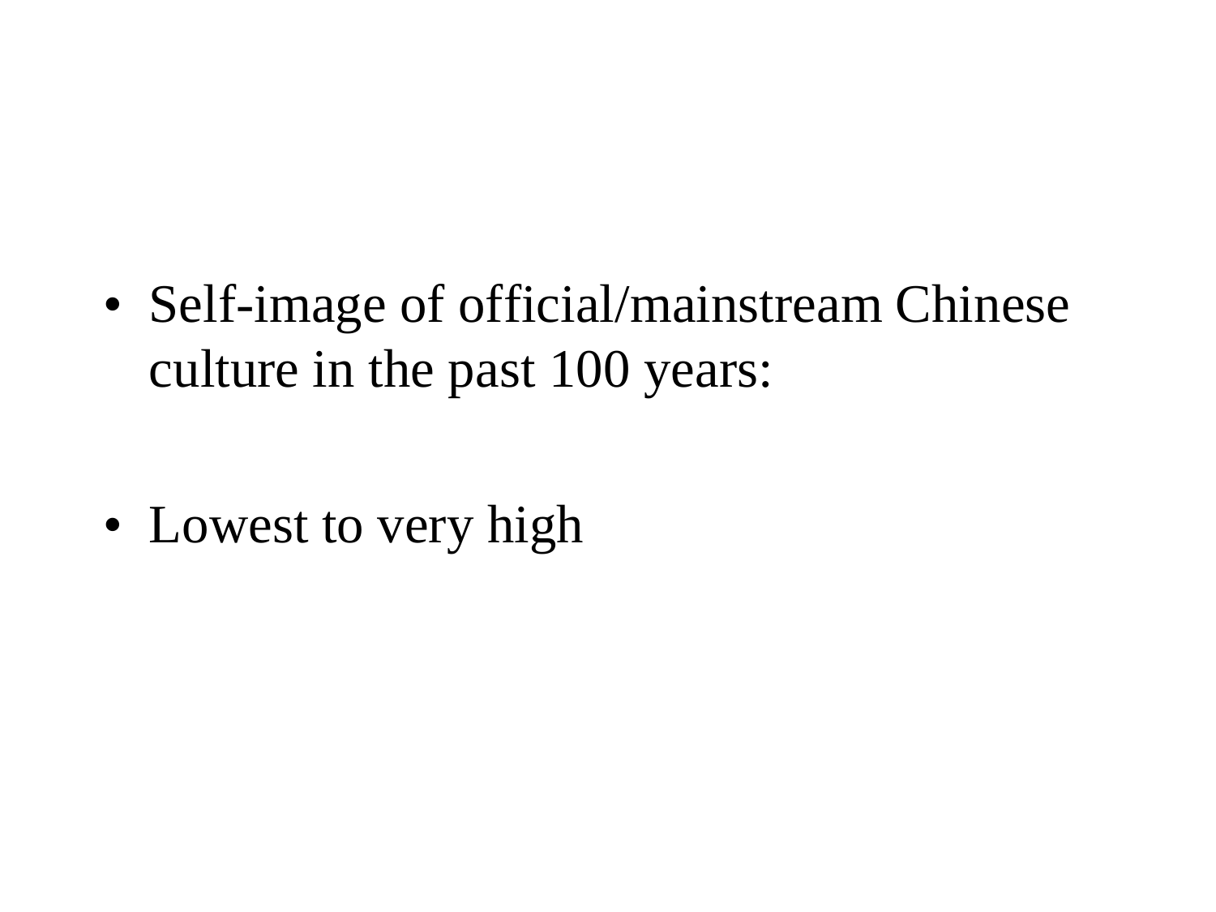- Self-image of official/mainstream Chinese culture in the past 100 years:

- Lowest to very high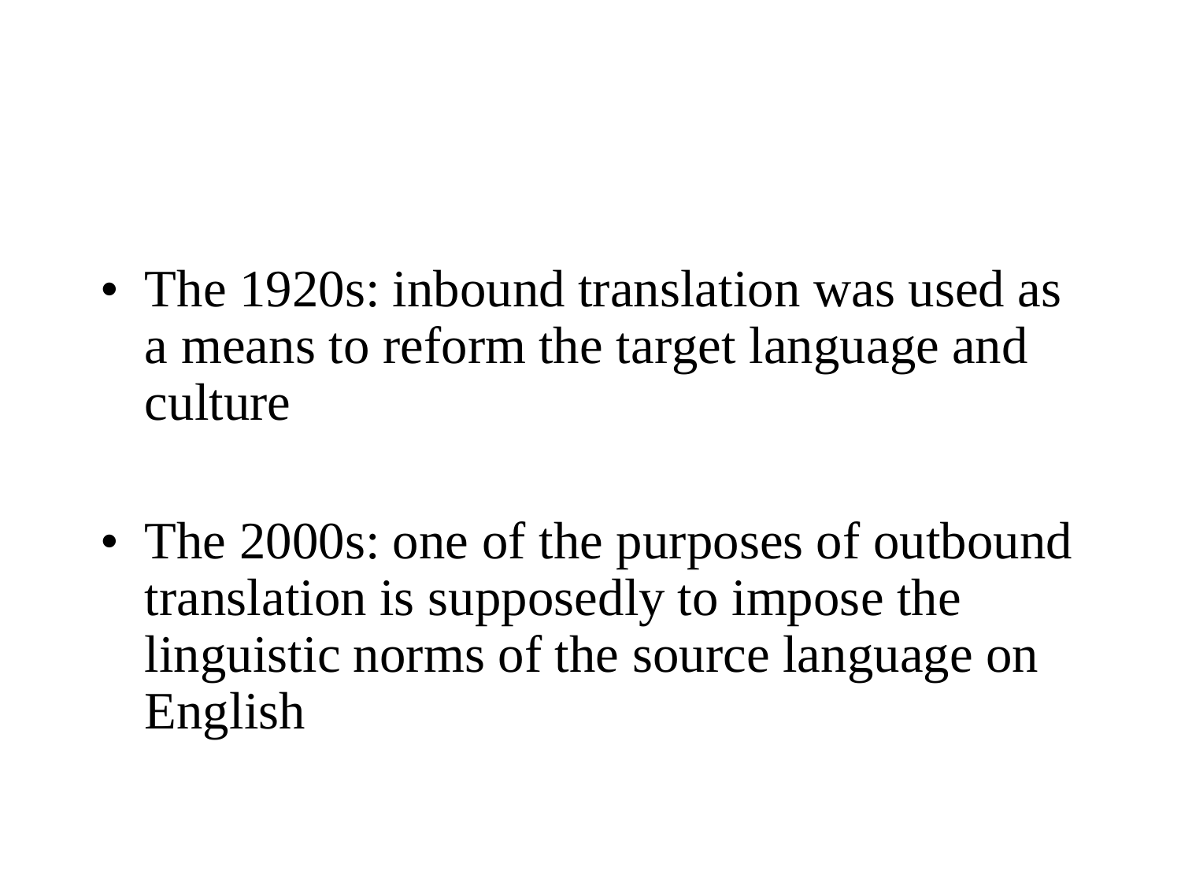- The 1920s: inbound translation was used as a means to reform the target language and culture

- The 2000s: one of the purposes of outbound translation is supposedly to impose the linguistic norms of the source language on English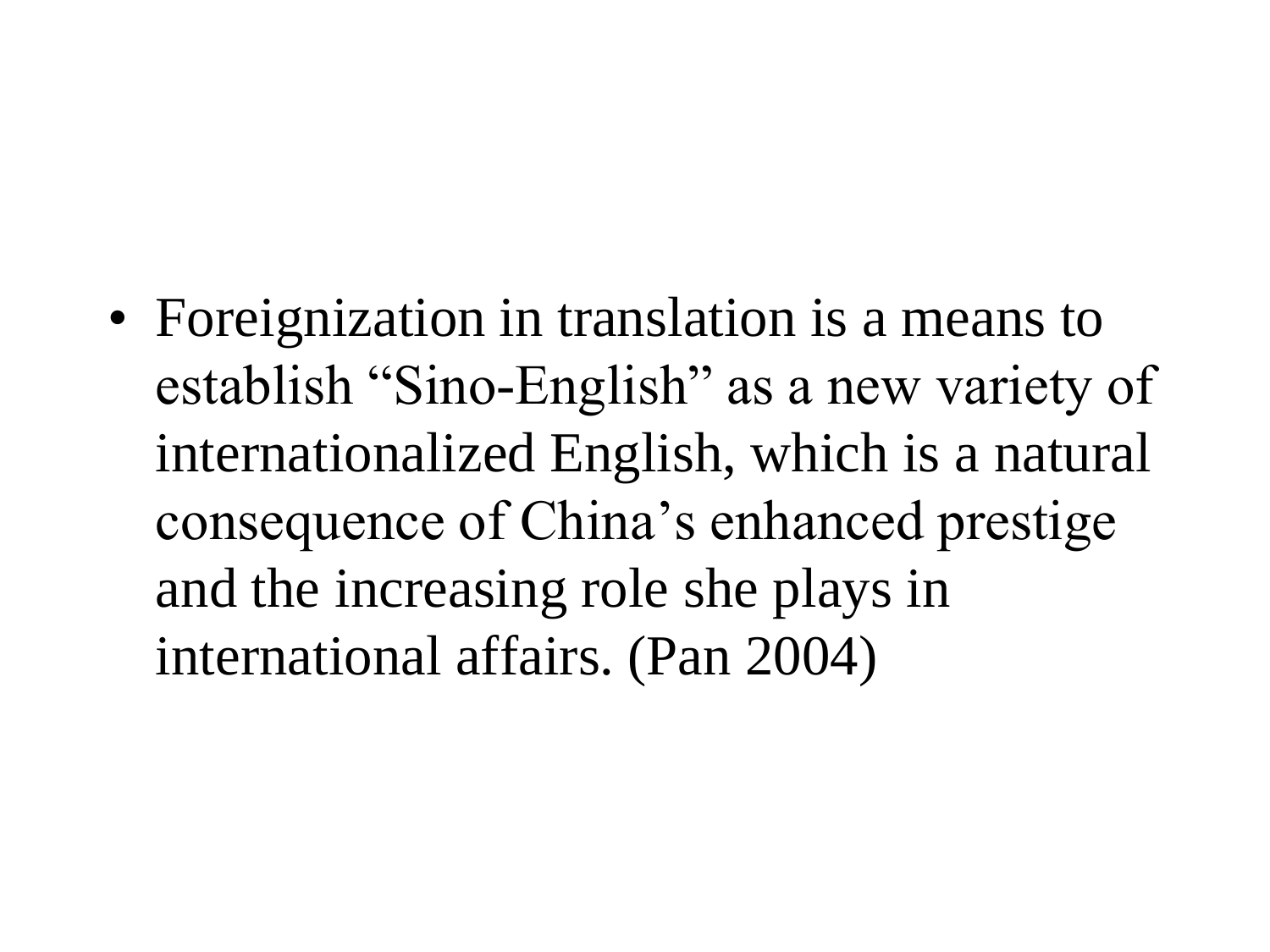- Foreignization in translation is a means to establish “Sino-English” as a new variety of internationalized English, which is a natural consequence of China’s enhanced prestige and the increasing role she plays in international affairs. (Pan 2004)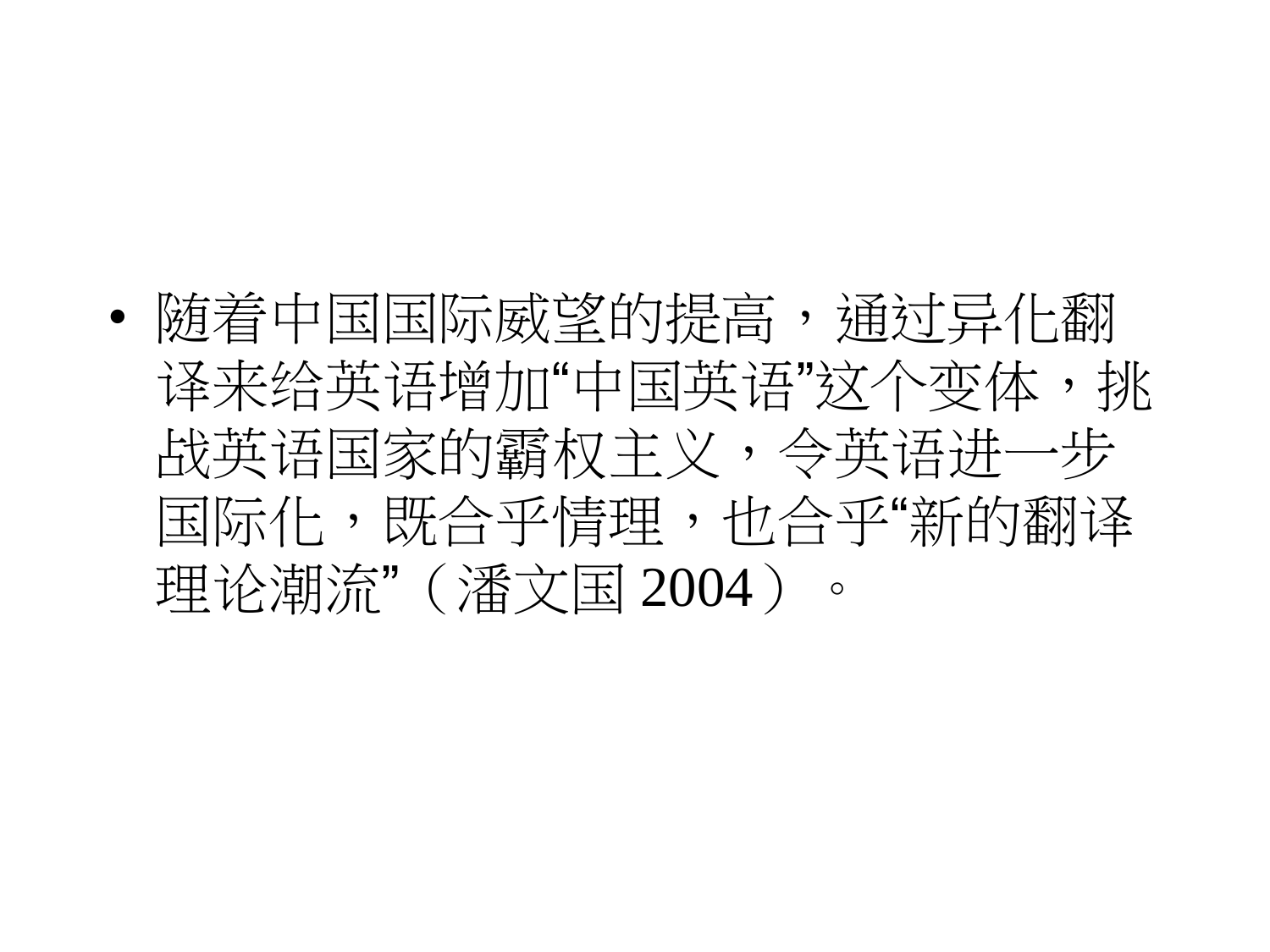- 随着中国国际威望的提高，通过异化翻译来给英语增加“中国英语”这个变体，挑战英语国家的霸权主义，令英语进一步国际化，既合乎情理，也合乎“新的翻译理论潮流”（潘文国 2004）。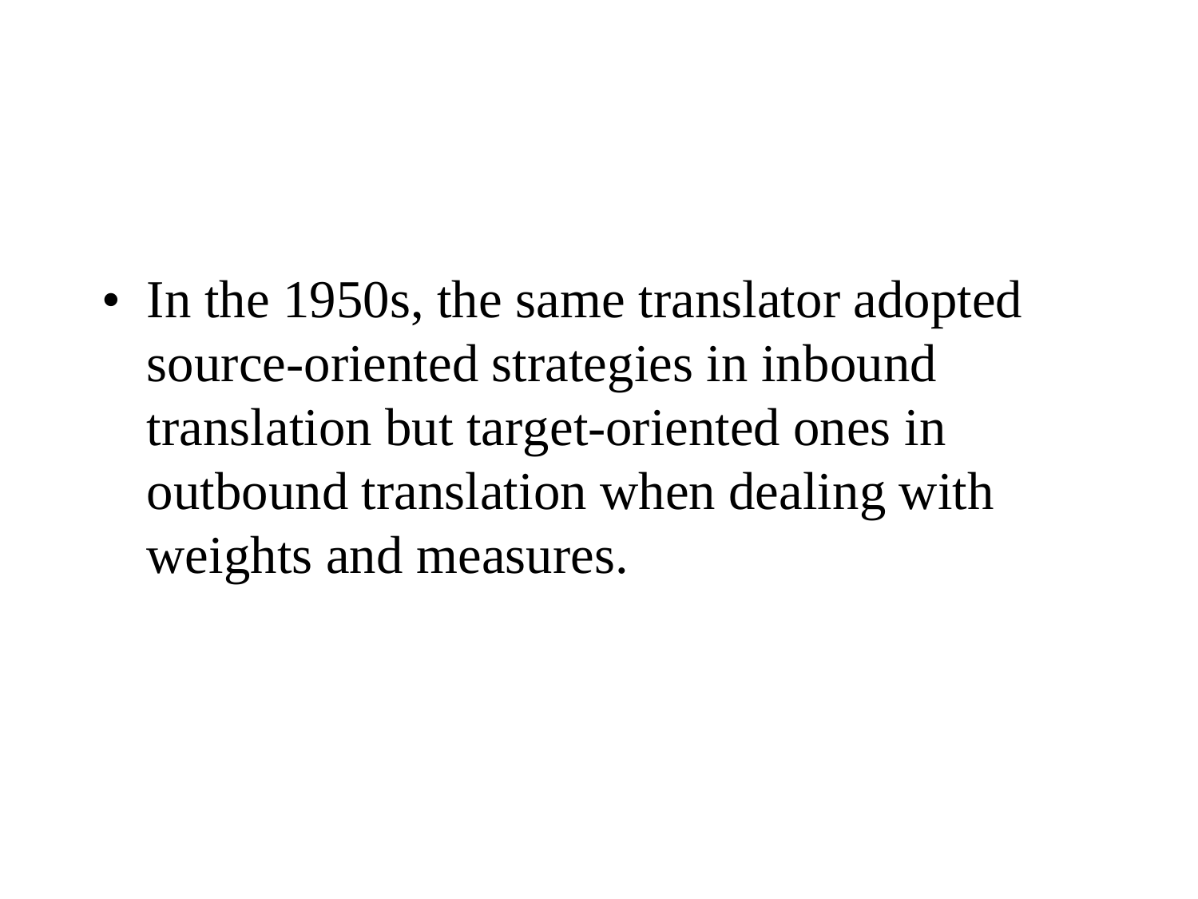- In the 1950s, the same translator adopted source-oriented strategies in inbound translation but target-oriented ones in outbound translation when dealing with weights and measures.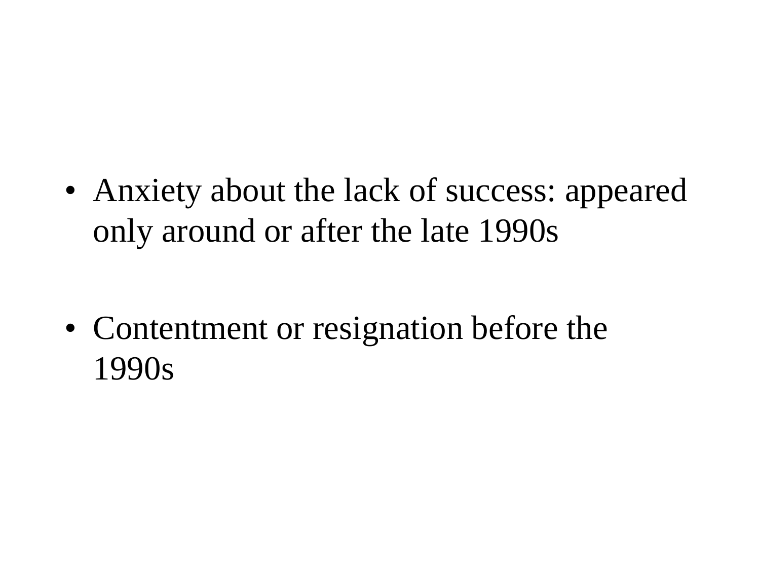- Anxiety about the lack of success: appeared only around or after the late 1990s

- Contentment or resignation before the 1990s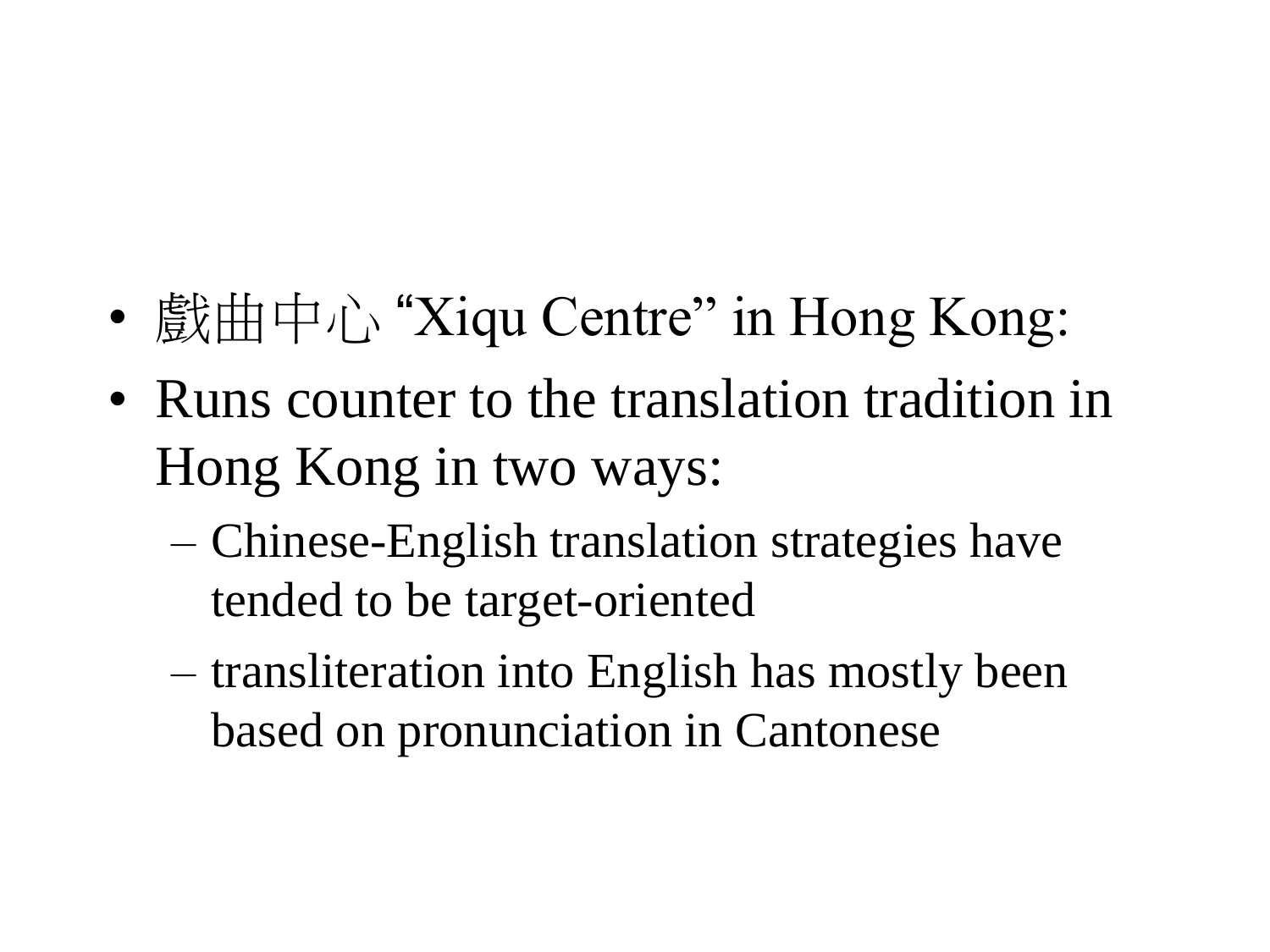- 戲曲中心 “Xiqu Centre” in Hong Kong:
- Runs counter to the translation tradition in Hong Kong in two ways:
  - Chinese-English translation strategies have tended to be target-oriented
  - transliteration into English has mostly been based on pronunciation in Cantonese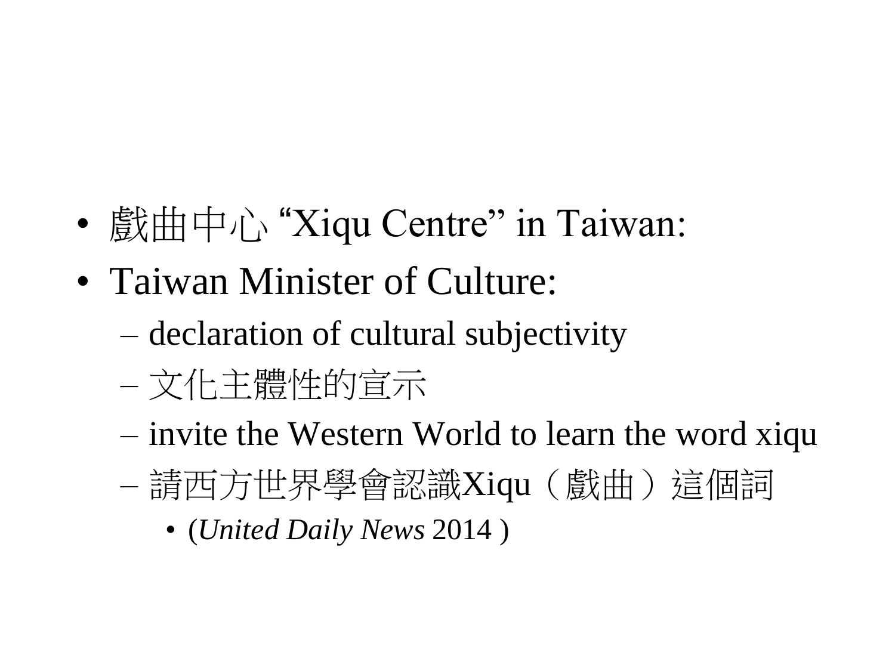- 戲曲中心 “Xiqu Centre” in Taiwan:
- Taiwan Minister of Culture:
  - declaration of cultural subjectivity
  - 文化主體性的宣示
  - invite the Western World to learn the word xiqu
  - 請西方世界學會認識Xiqu（戲曲）這個詞
    - (*United Daily News* 2014 )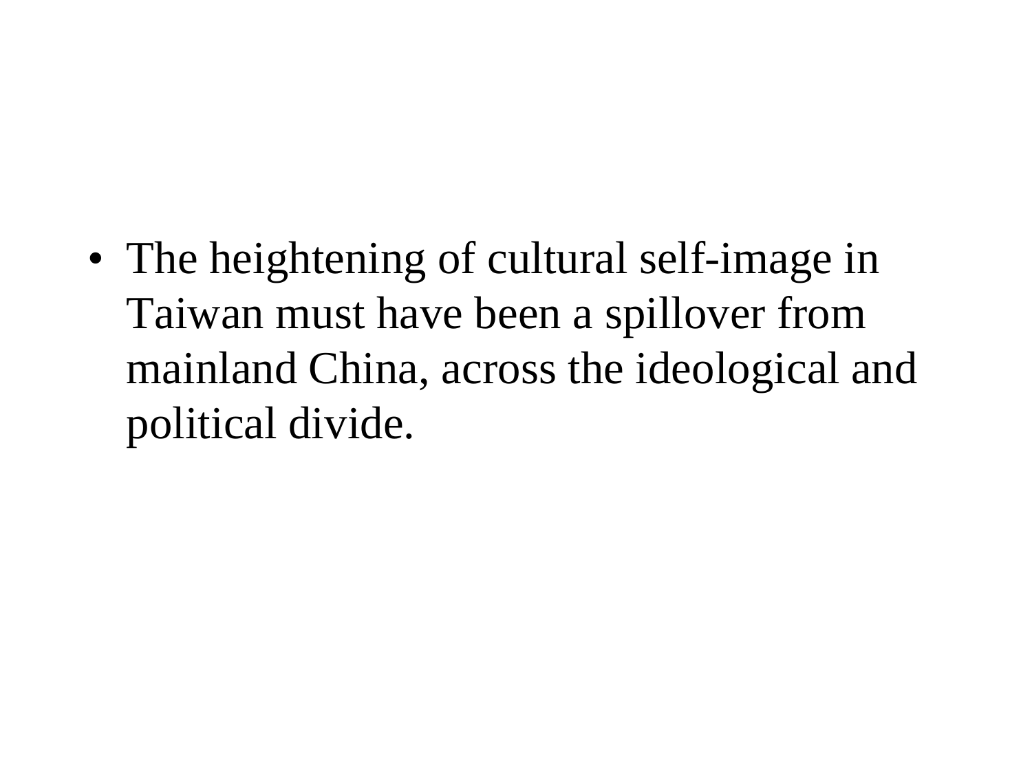- The heightening of cultural self-image in Taiwan must have been a spillover from mainland China, across the ideological and political divide.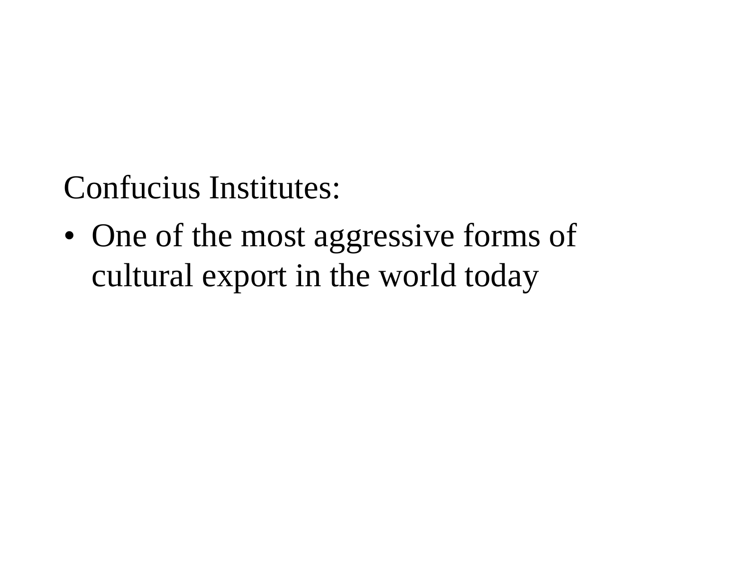Confucius Institutes:

- One of the most aggressive forms of cultural export in the world today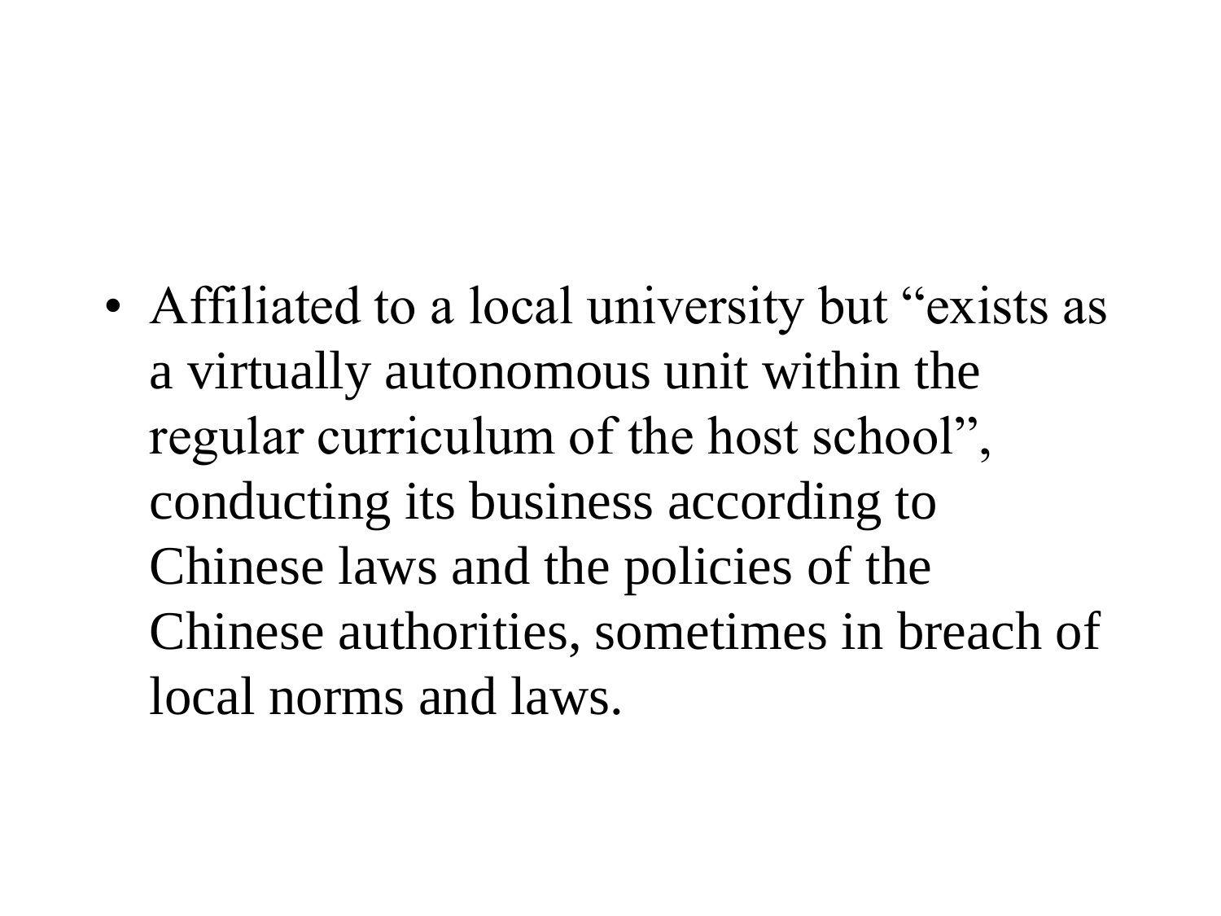- Affiliated to a local university but “exists as a virtually autonomous unit within the regular curriculum of the host school”, conducting its business according to Chinese laws and the policies of the Chinese authorities, sometimes in breach of local norms and laws.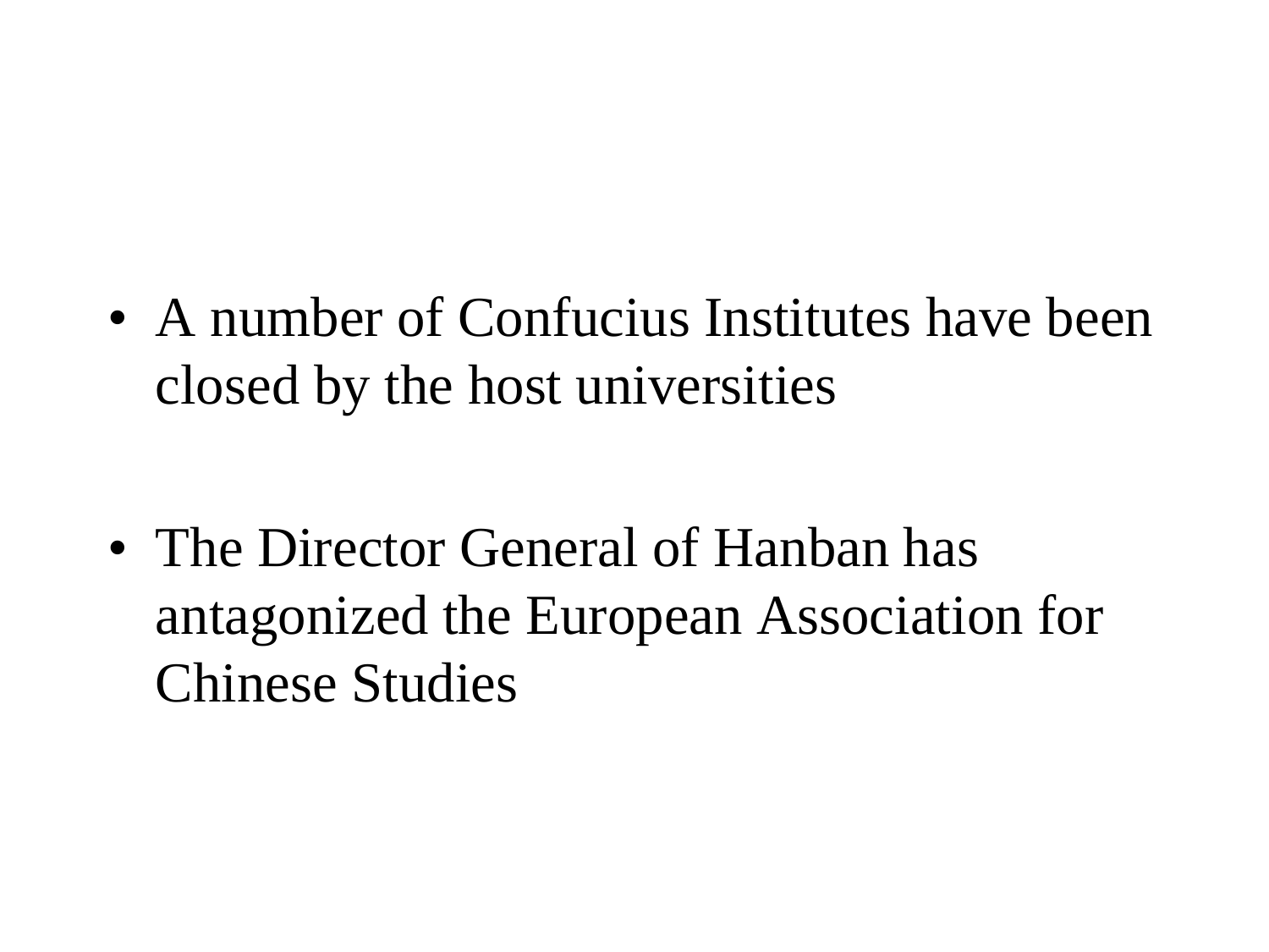- A number of Confucius Institutes have been closed by the host universities

- The Director General of Hanban has antagonized the European Association for Chinese Studies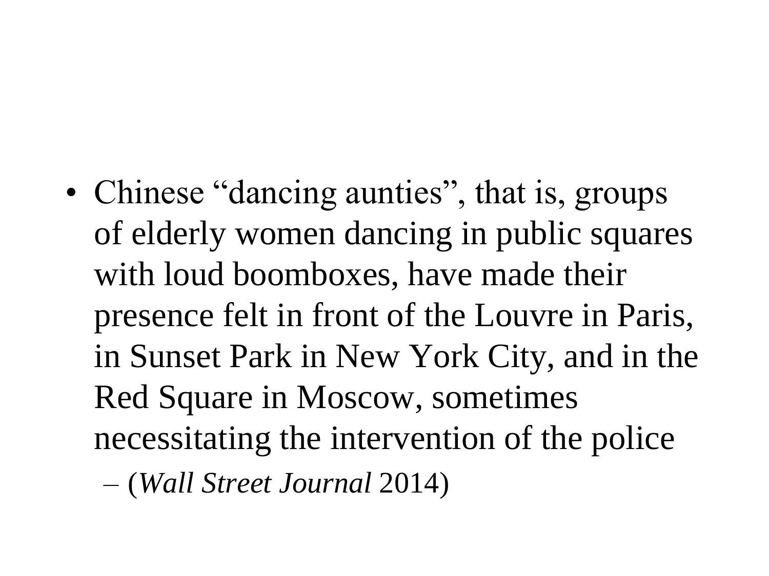- Chinese “dancing aunties”, that is, groups of elderly women dancing in public squares with loud boomboxes, have made their presence felt in front of the Louvre in Paris, in Sunset Park in New York City, and in the Red Square in Moscow, sometimes necessitating the intervention of the police
  - (*Wall Street Journal* 2014)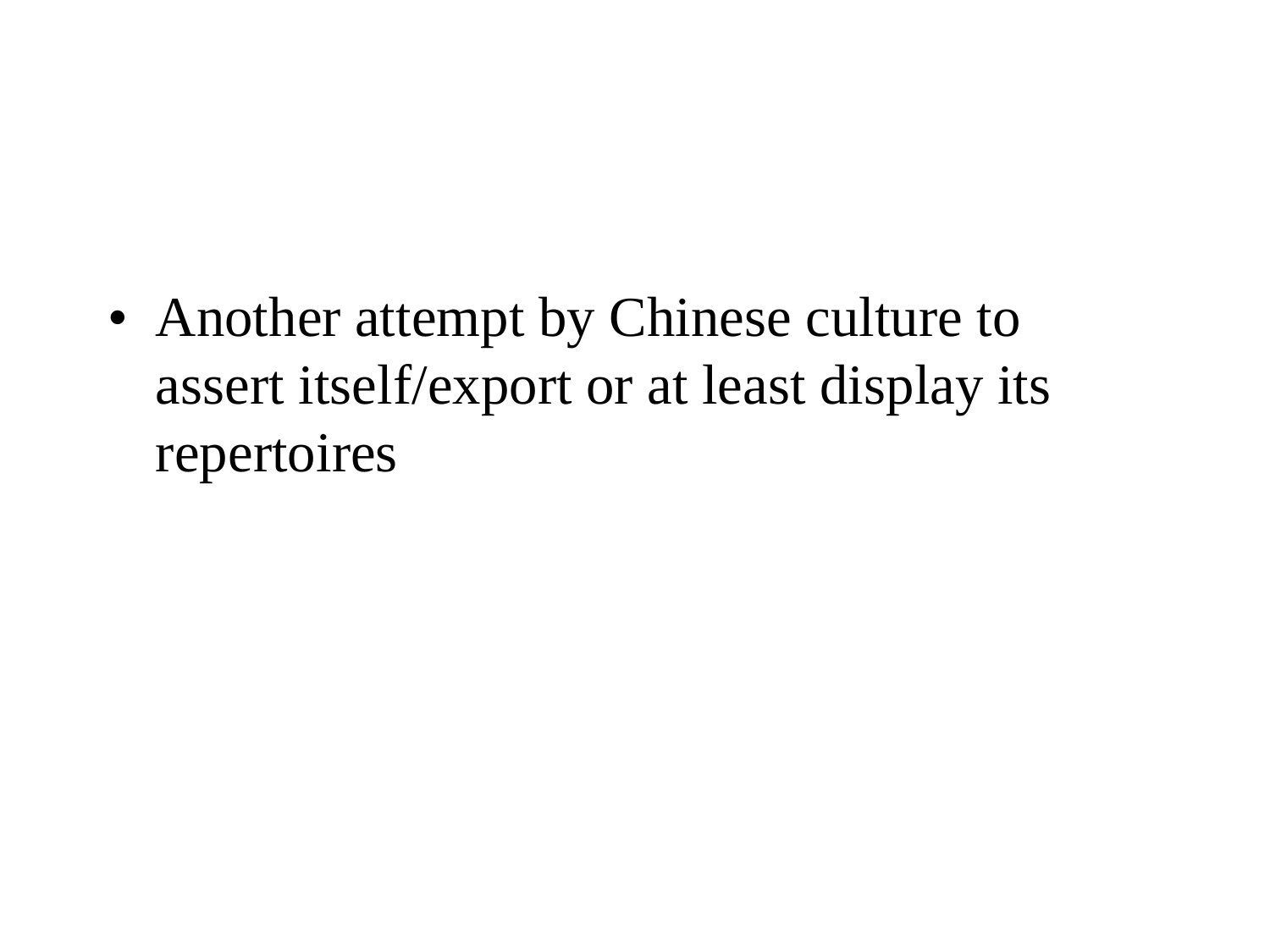- Another attempt by Chinese culture to assert itself/export or at least display its repertoires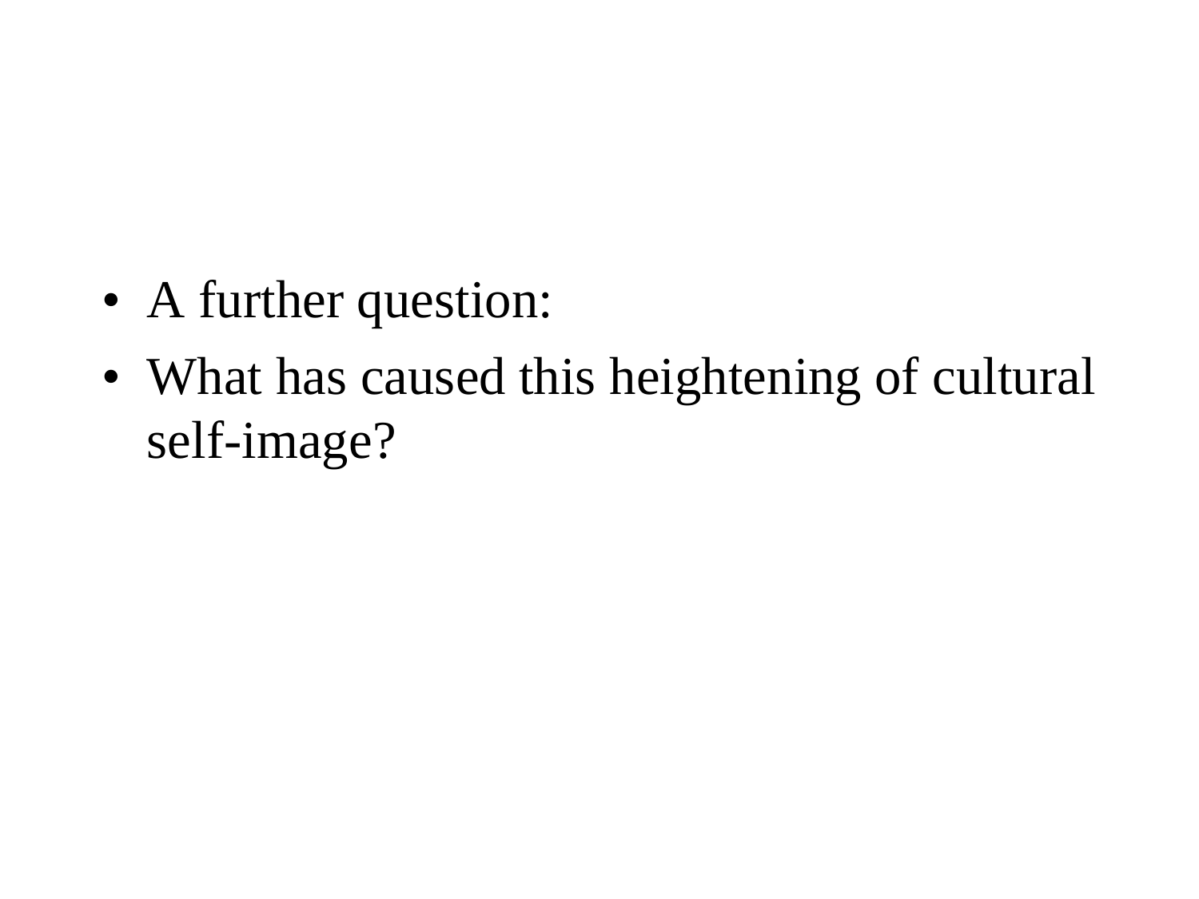- A further question:
- What has caused this heightening of cultural self-image?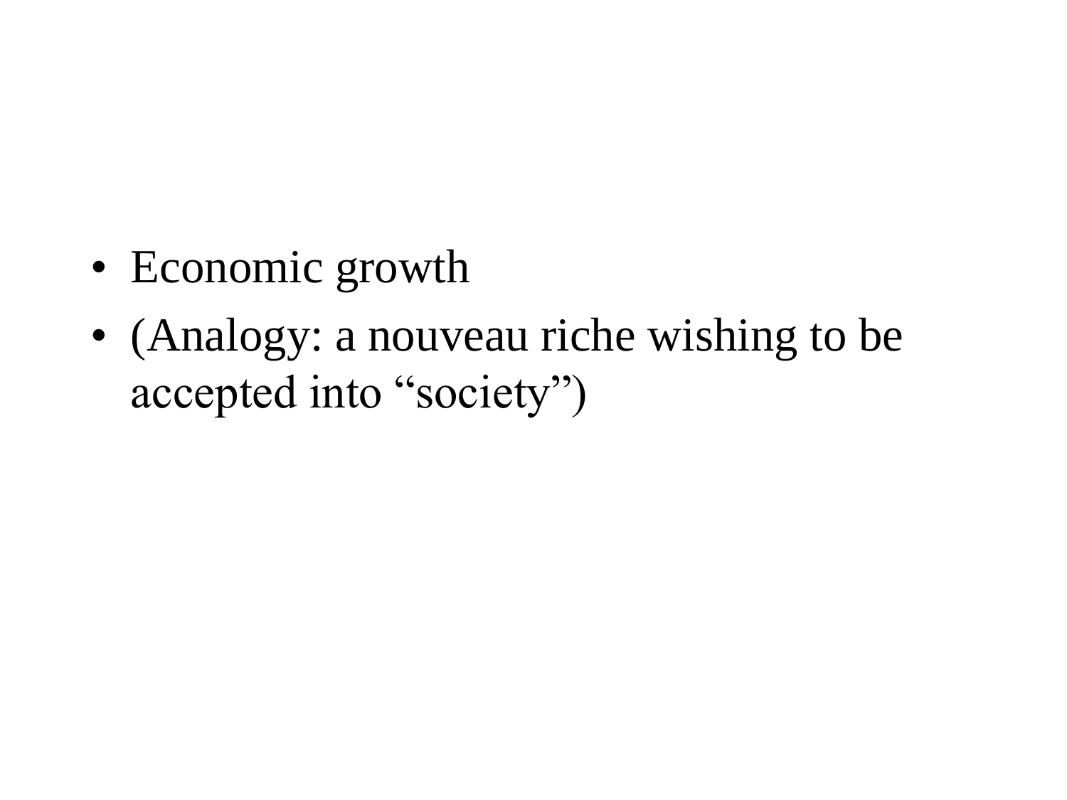- Economic growth
- (Analogy: a nouveau riche wishing to be accepted into “society”)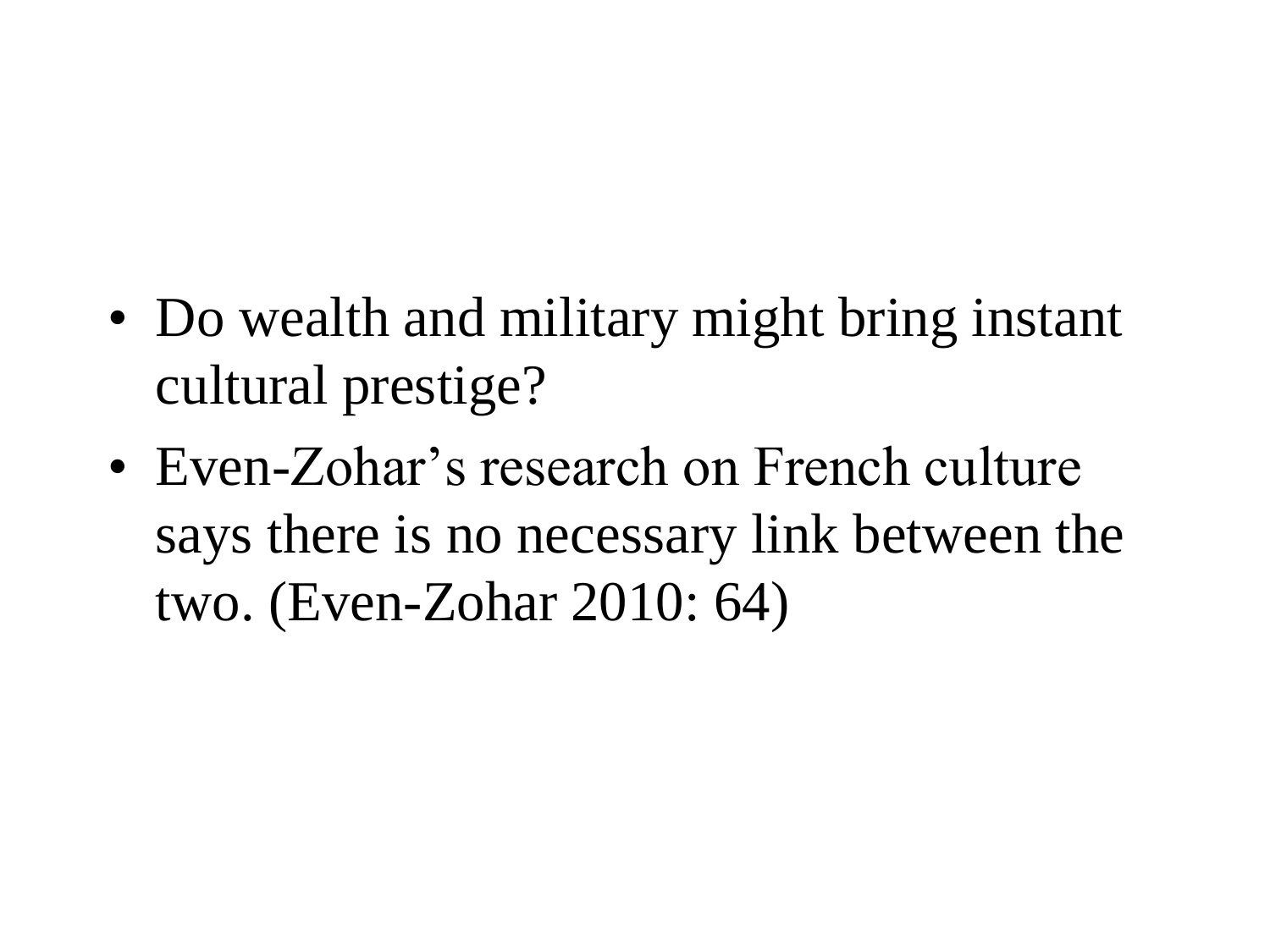- Do wealth and military might bring instant cultural prestige?
- Even-Zohar’s research on French culture says there is no necessary link between the two. (Even-Zohar 2010: 64)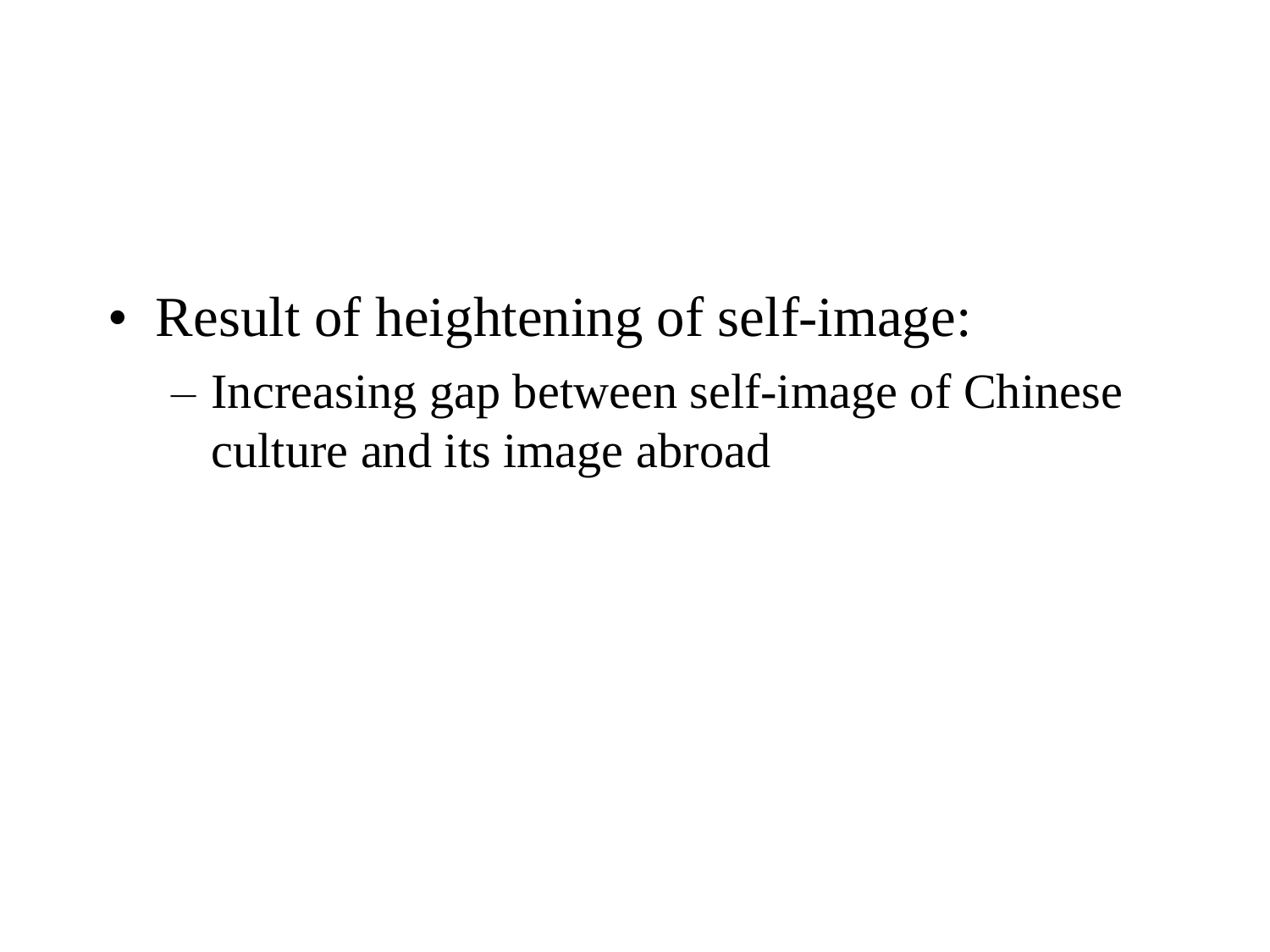- Result of heightening of self-image:
  - Increasing gap between self-image of Chinese culture and its image abroad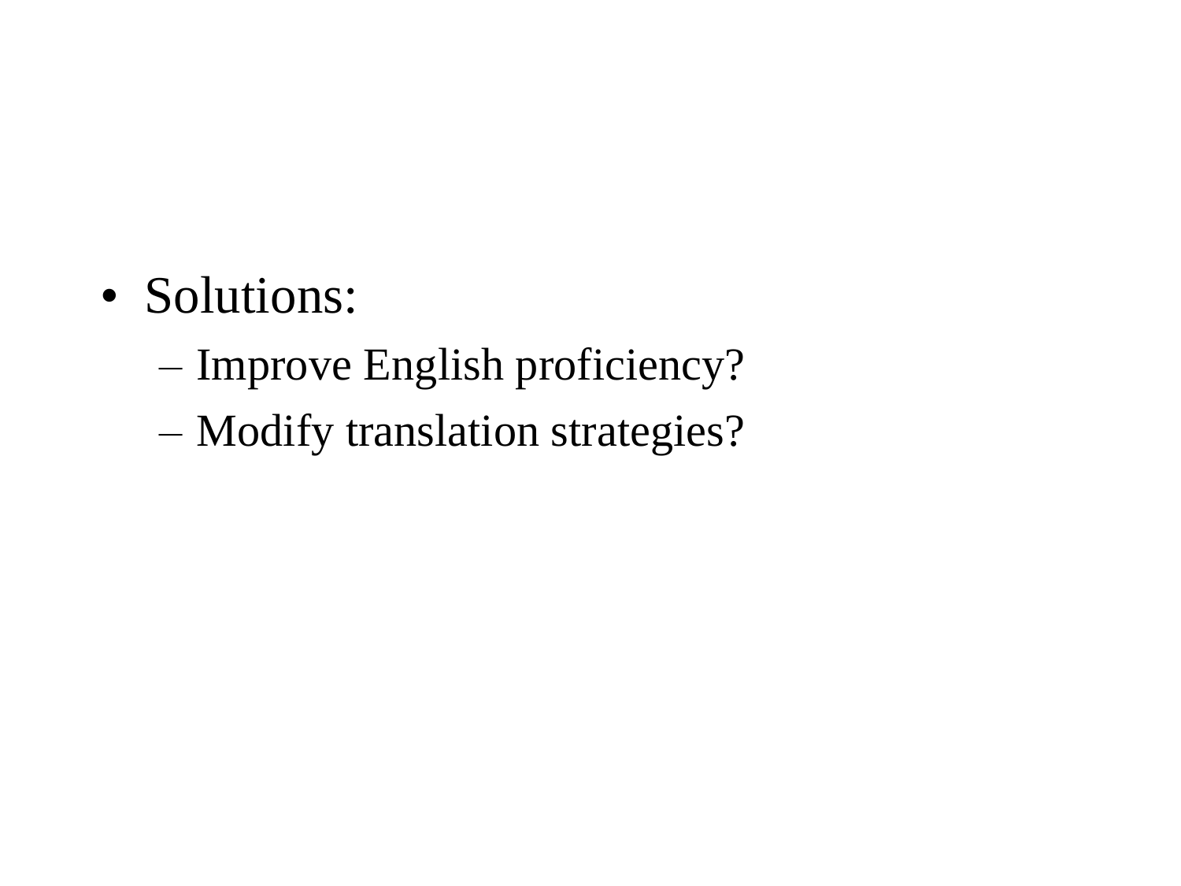- Solutions:
  - Improve English proficiency?
  - Modify translation strategies?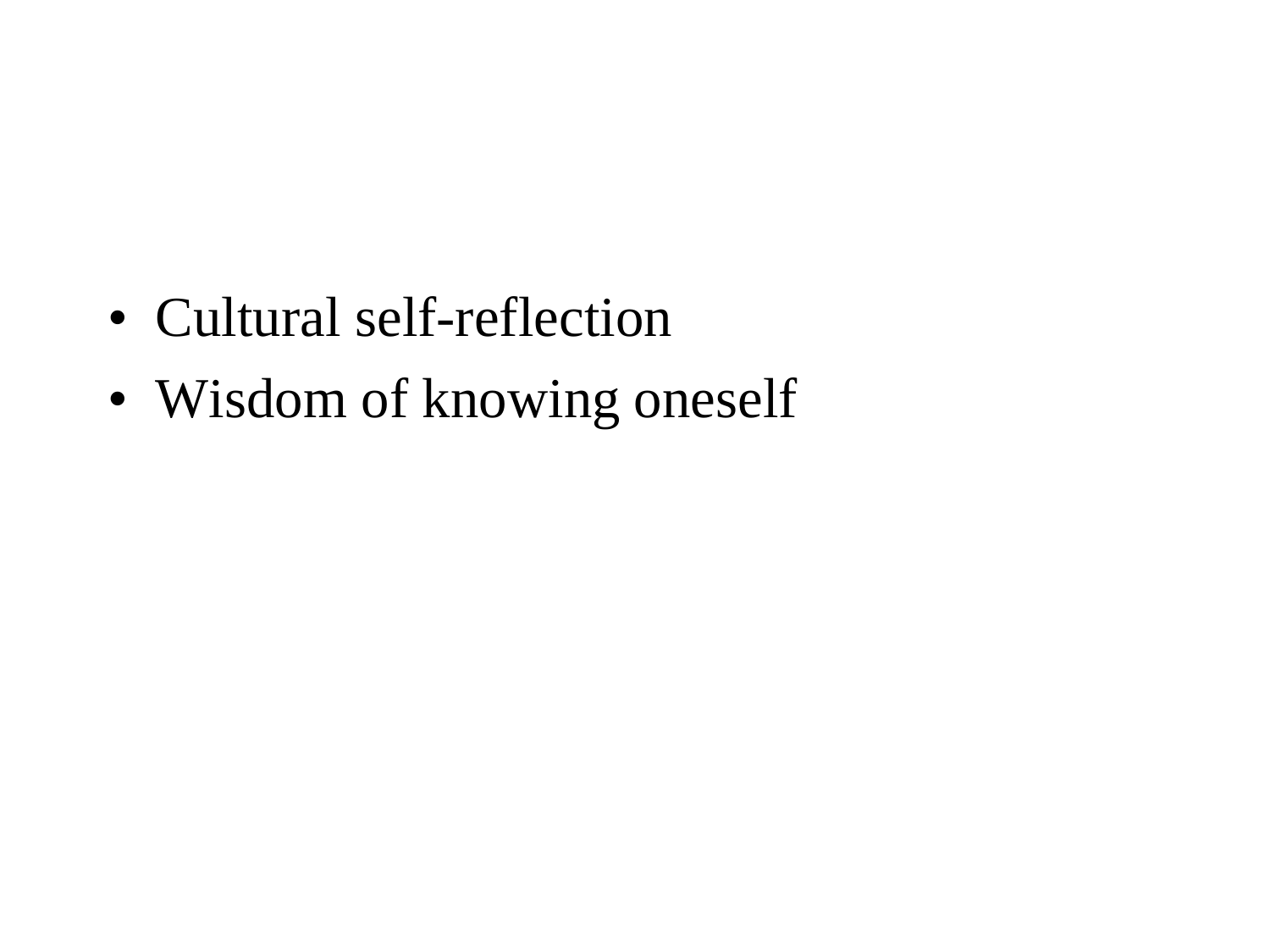- Cultural self-reflection
- Wisdom of knowing oneself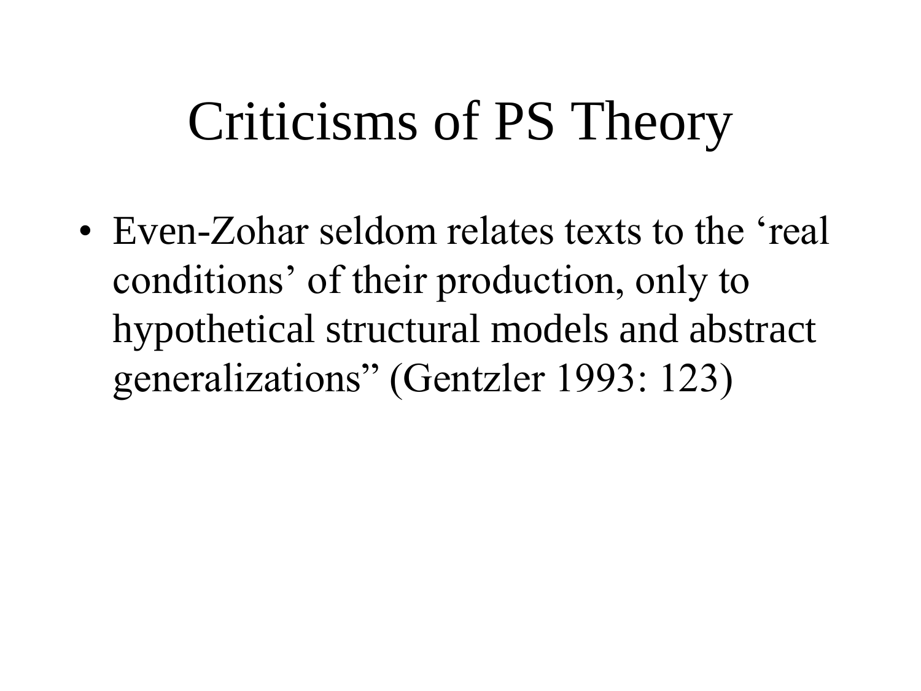# Criticisms of PS Theory

- Even-Zohar seldom relates texts to the ‘real conditions’ of their production, only to hypothetical structural models and abstract generalizations” (Gentzler 1993: 123)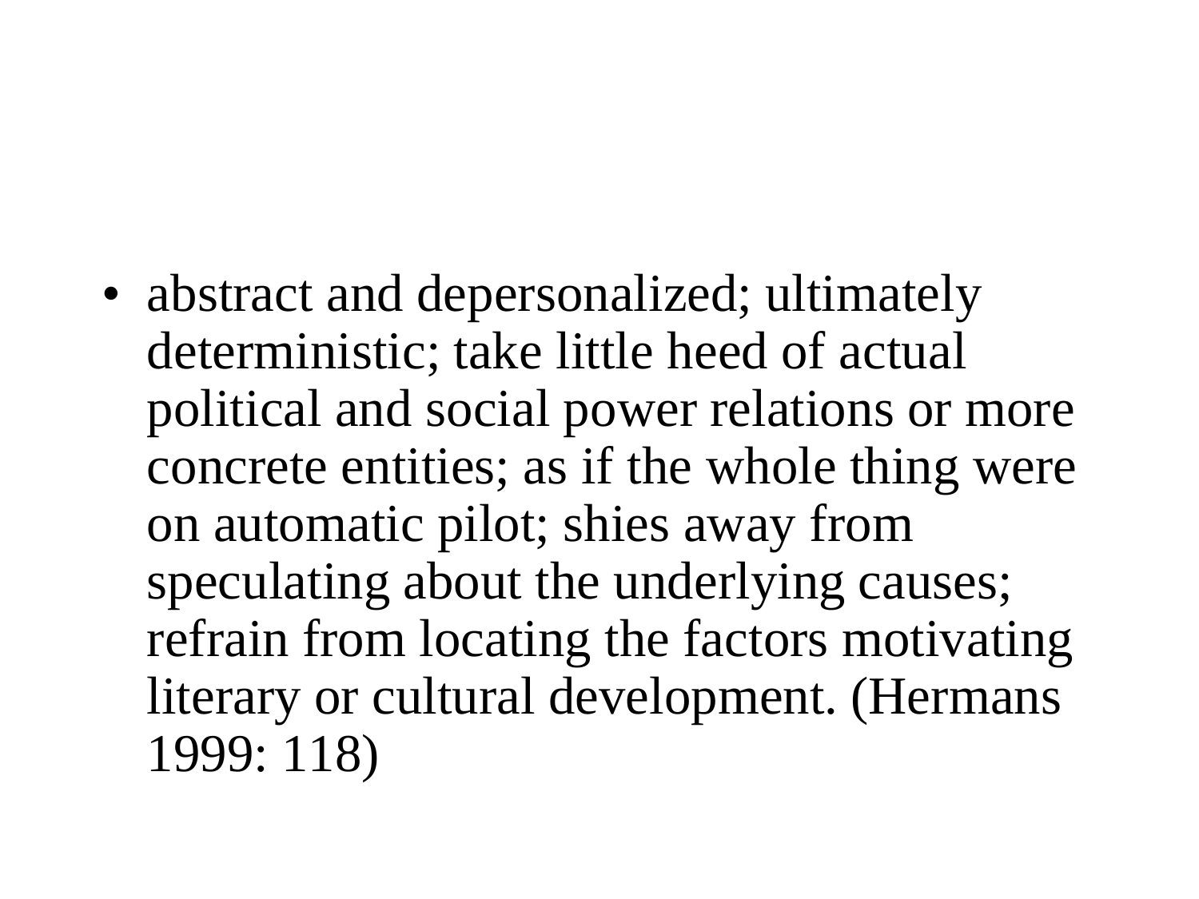- abstract and depersonalized; ultimately deterministic; take little heed of actual political and social power relations or more concrete entities; as if the whole thing were on automatic pilot; shies away from speculating about the underlying causes; refrain from locating the factors motivating literary or cultural development. (Hermans 1999: 118)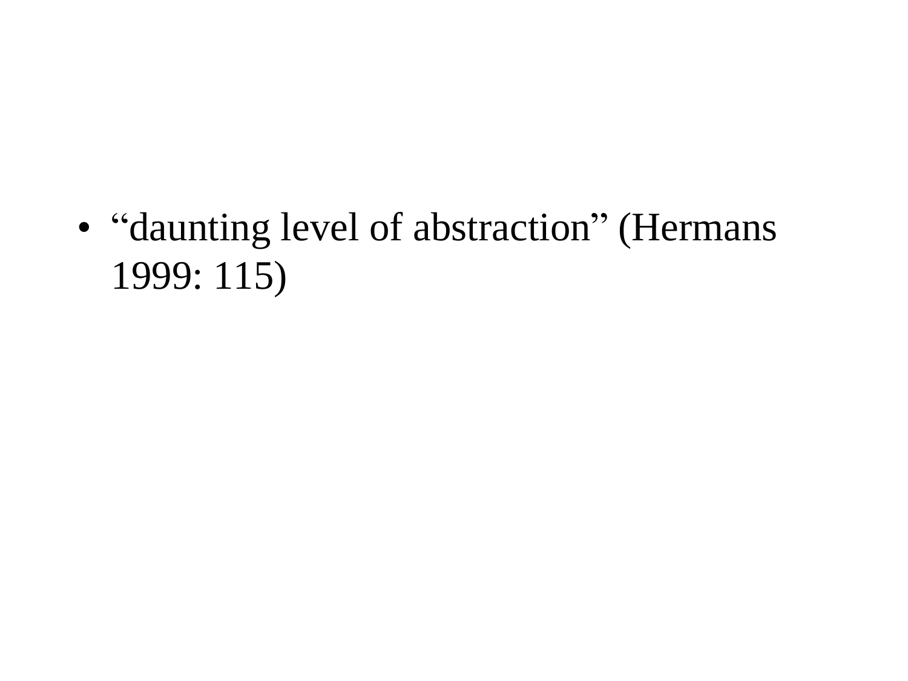- “daunting level of abstraction” (Hermans 1999: 115)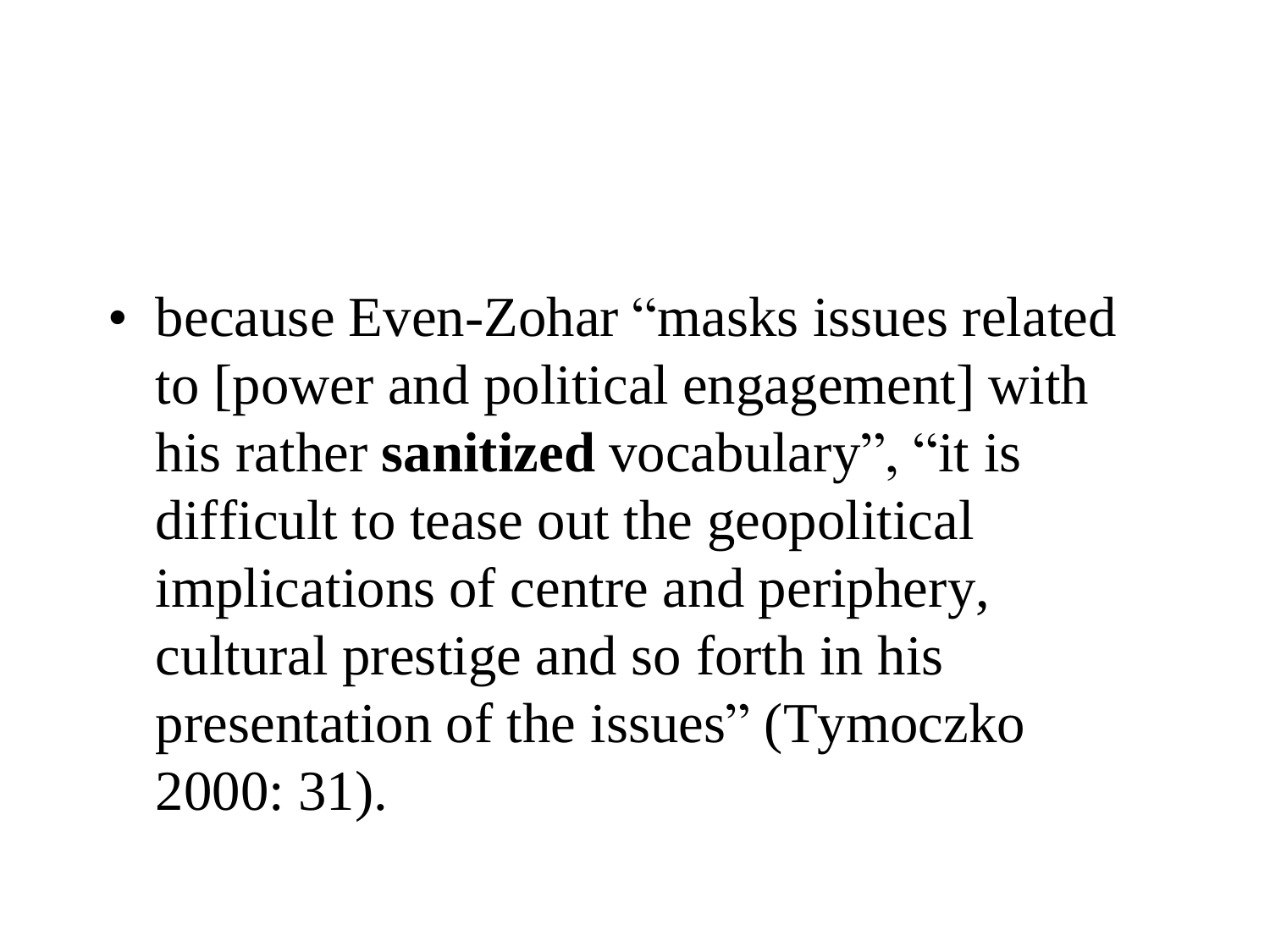- because Even-Zohar “masks issues related to [power and political engagement] with his rather **sanitized** vocabulary”, “it is difficult to tease out the geopolitical implications of centre and periphery, cultural prestige and so forth in his presentation of the issues” (Tymoczko 2000: 31).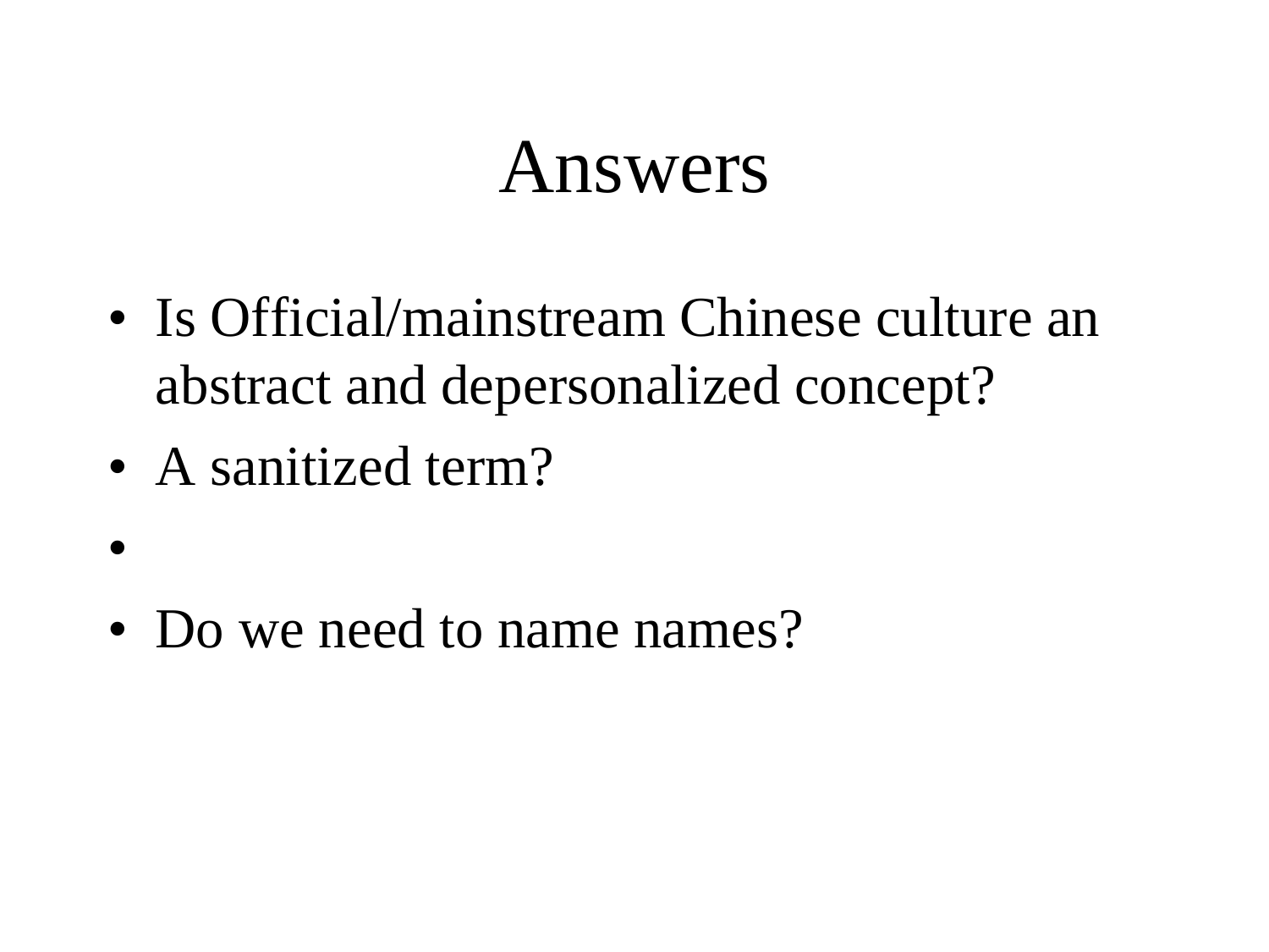# Answers

- Is Official/mainstream Chinese culture an abstract and depersonalized concept?
- A sanitized term?
- 
- Do we need to name names?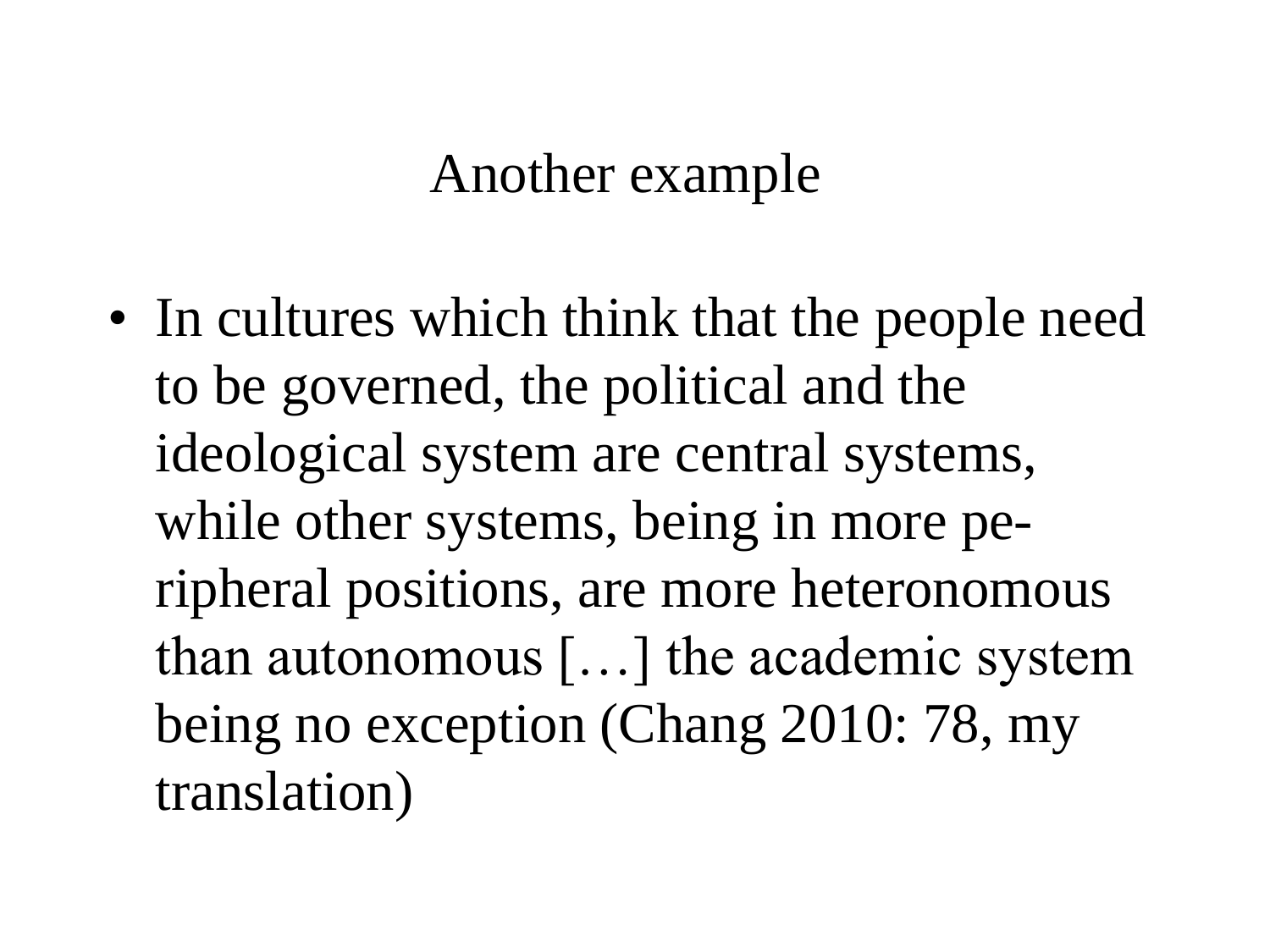# Another example

- In cultures which think that the people need to be governed, the political and the ideological system are central systems, while other systems, being in more peripheral positions, are more heteronomous than autonomous […] the academic system being no exception (Chang 2010: 78, my translation)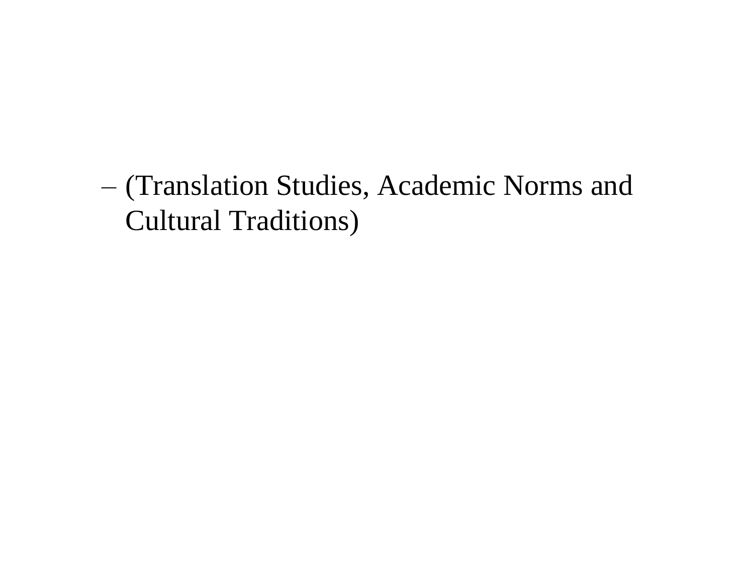- (Translation Studies, Academic Norms and Cultural Traditions)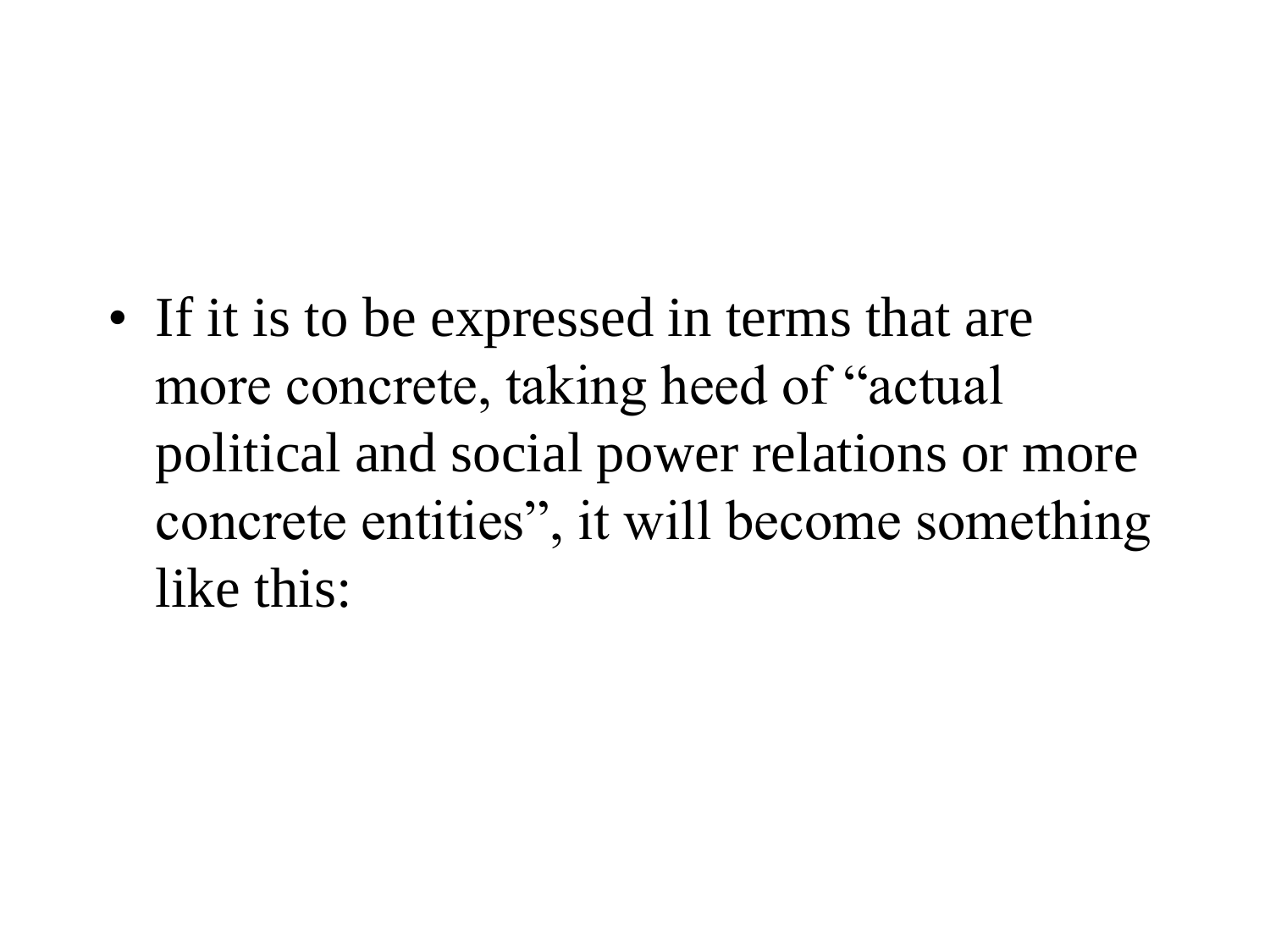- If it is to be expressed in terms that are more concrete, taking heed of "actual political and social power relations or more concrete entities", it will become something like this: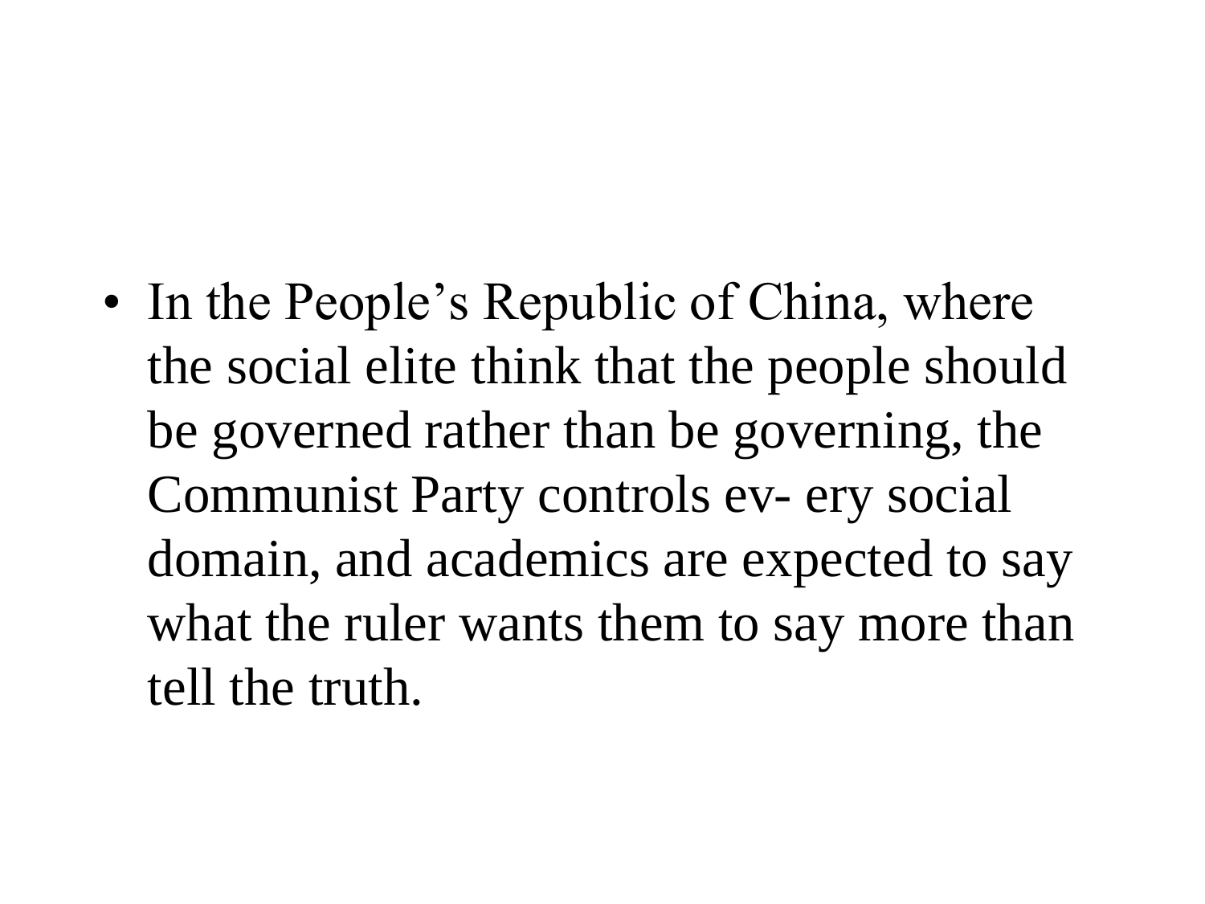- In the People's Republic of China, where the social elite think that the people should be governed rather than be governing, the Communist Party controls ev- ery social domain, and academics are expected to say what the ruler wants them to say more than tell the truth.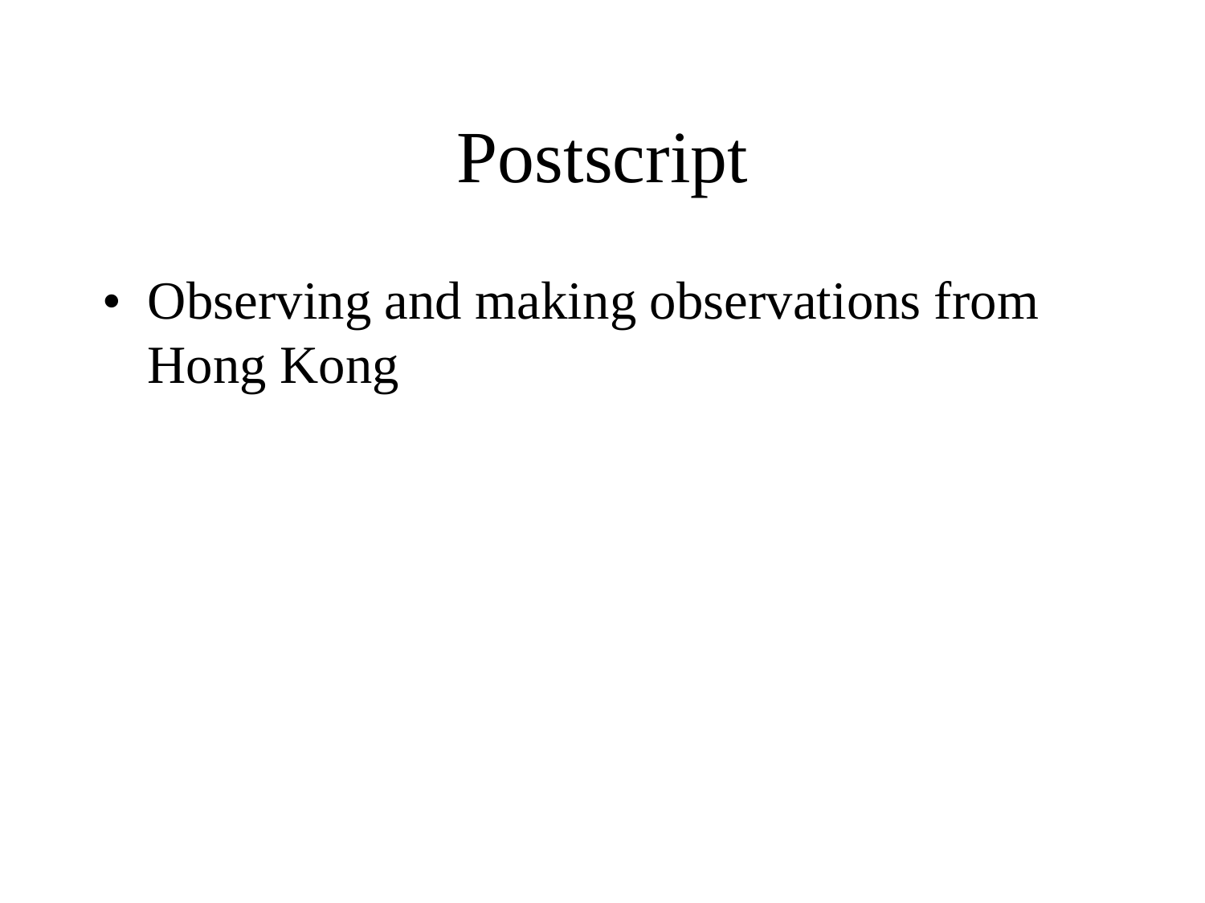# Postscript

- Observing and making observations from Hong Kong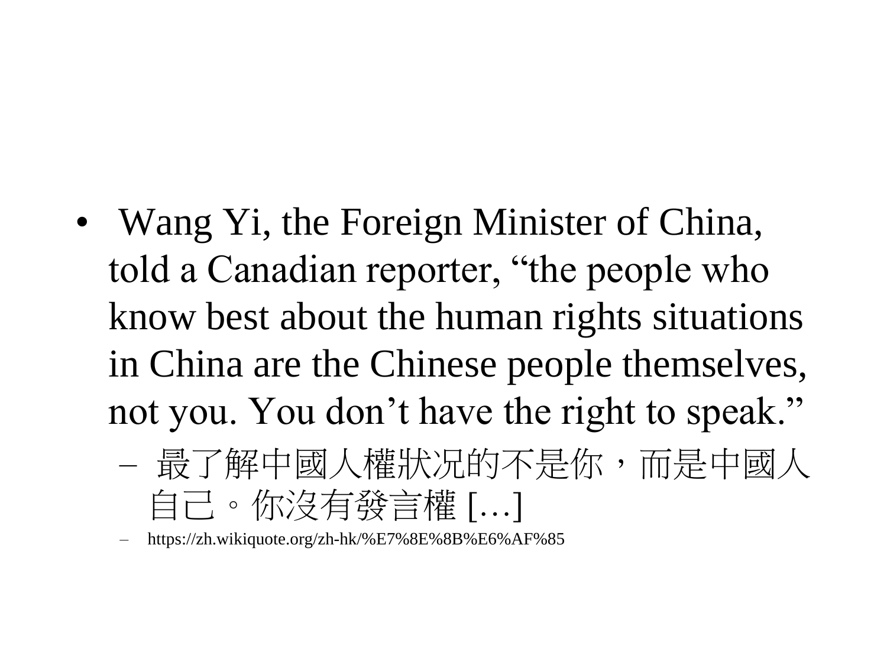- Wang Yi, the Foreign Minister of China, told a Canadian reporter, “the people who know best about the human rights situations in China are the Chinese people themselves, not you. You don’t have the right to speak.”
  - 最了解中國人權狀況的不是你，而是中國人自己。你沒有發言權 [...]
  - https://zh.wikiquote.org/zh-hk/%E7%8E%8B%E6%AF%85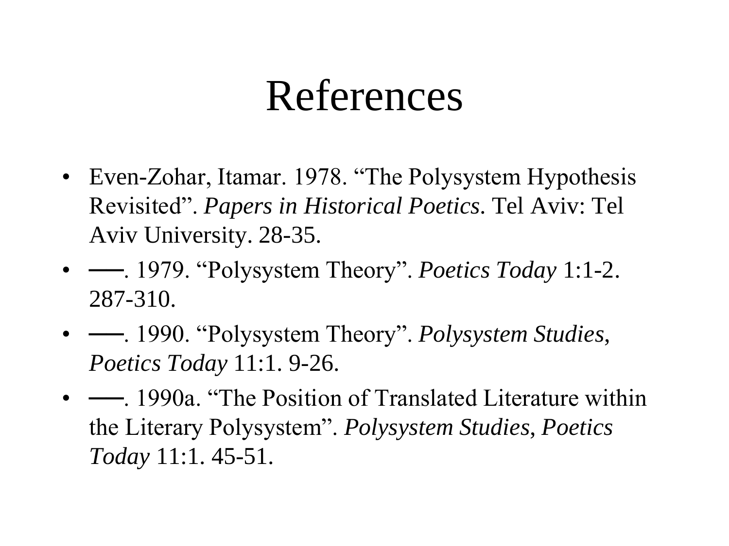# References

- Even-Zohar, Itamar. 1978. “The Polysystem Hypothesis Revisited”. *Papers in Historical Poetics*. Tel Aviv: Tel Aviv University. 28-35.
- ——. 1979. “Polysystem Theory”. *Poetics Today* 1:1-2. 287-310.
- ——. 1990. “Polysystem Theory”. *Polysystem Studies, Poetics Today* 11:1. 9-26.
- ——. 1990a. “The Position of Translated Literature within the Literary Polysystem”. *Polysystem Studies, Poetics Today* 11:1. 45-51.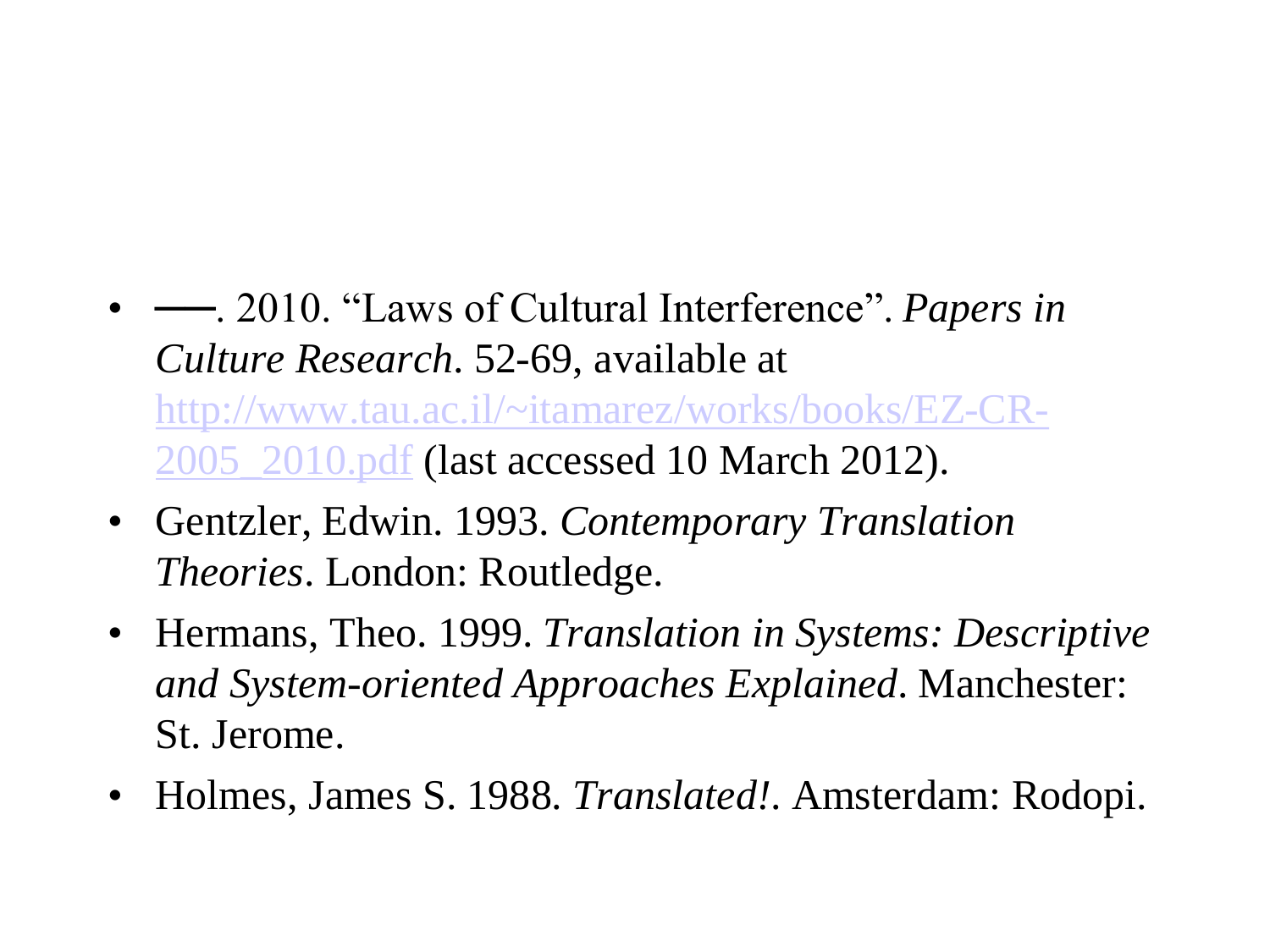- ——. 2010. “Laws of Cultural Interference”. *Papers in Culture Research*. 52-69, available at http://www.tau.ac.il/~itamarez/works/books/EZ-CR-2005_2010.pdf (last accessed 10 March 2012).
- Gentzler, Edwin. 1993. *Contemporary Translation Theories*. London: Routledge.
- Hermans, Theo. 1999. *Translation in Systems: Descriptive and System-oriented Approaches Explained*. Manchester: St. Jerome.
- Holmes, James S. 1988. *Translated!*. Amsterdam: Rodopi.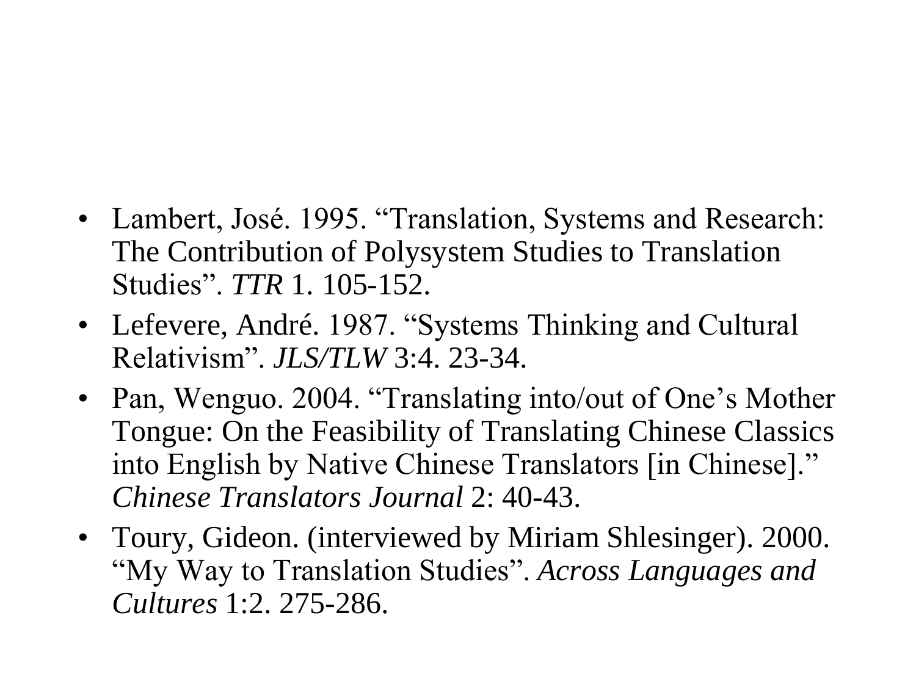- Lambert, José. 1995. “Translation, Systems and Research: The Contribution of Polysystem Studies to Translation Studies”. *TTR* 1. 105-152.
- Lefevere, André. 1987. “Systems Thinking and Cultural Relativism”. *JLS/TLW* 3:4. 23-34.
- Pan, Wenguo. 2004. “Translating into/out of One’s Mother Tongue: On the Feasibility of Translating Chinese Classics into English by Native Chinese Translators [in Chinese].” *Chinese Translators Journal* 2: 40-43.
- Toury, Gideon. (interviewed by Miriam Shlesinger). 2000. “My Way to Translation Studies”. *Across Languages and Cultures* 1:2. 275-286.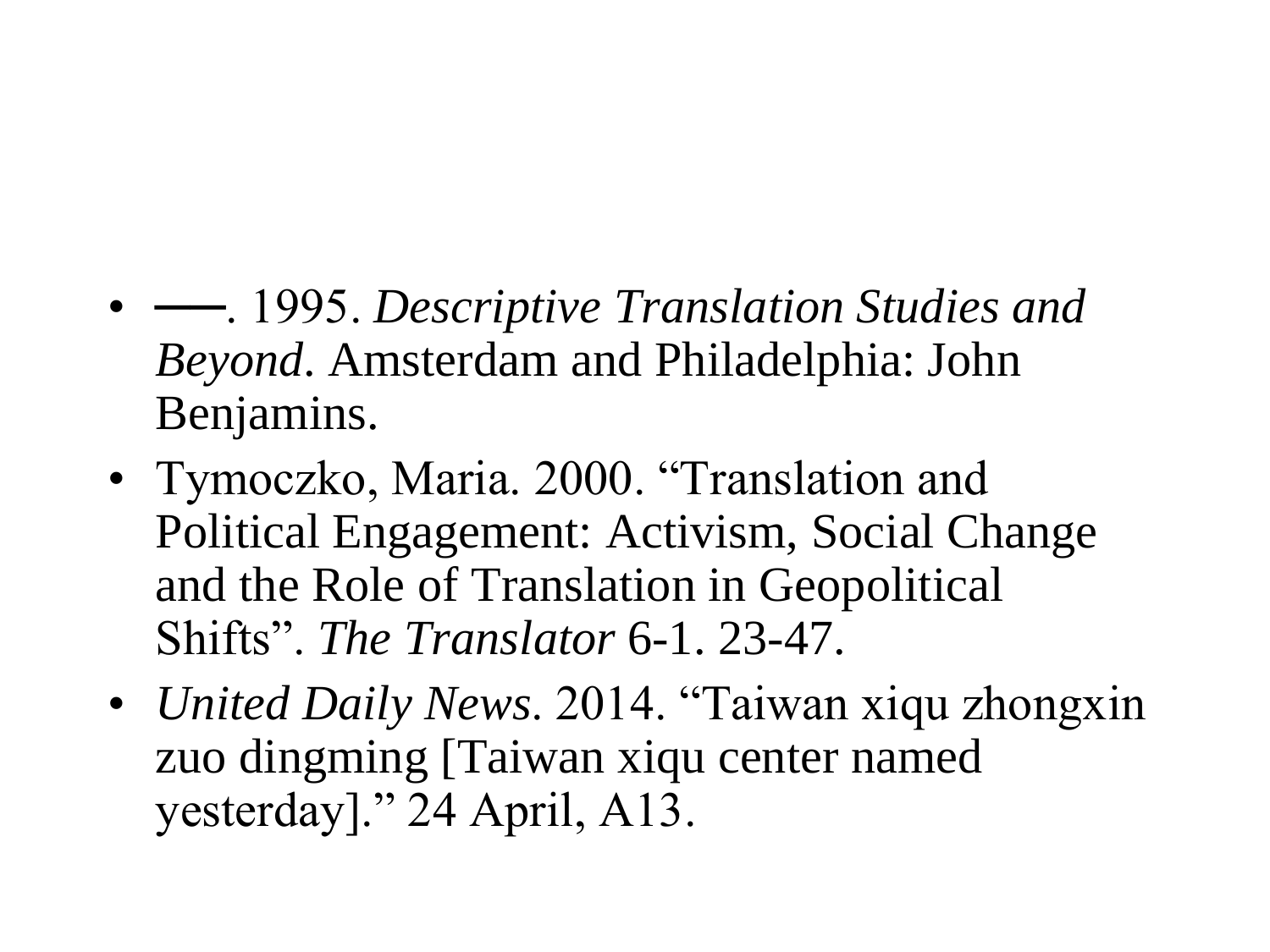- ——. 1995. *Descriptive Translation Studies and Beyond*. Amsterdam and Philadelphia: John Benjamins.
- Tymoczko, Maria. 2000. "Translation and Political Engagement: Activism, Social Change and the Role of Translation in Geopolitical Shifts". *The Translator* 6-1. 23-47.
- *United Daily News*. 2014. "Taiwan xiqu zhongxin zuo dingming [Taiwan xiqu center named yesterday]." 24 April, A13.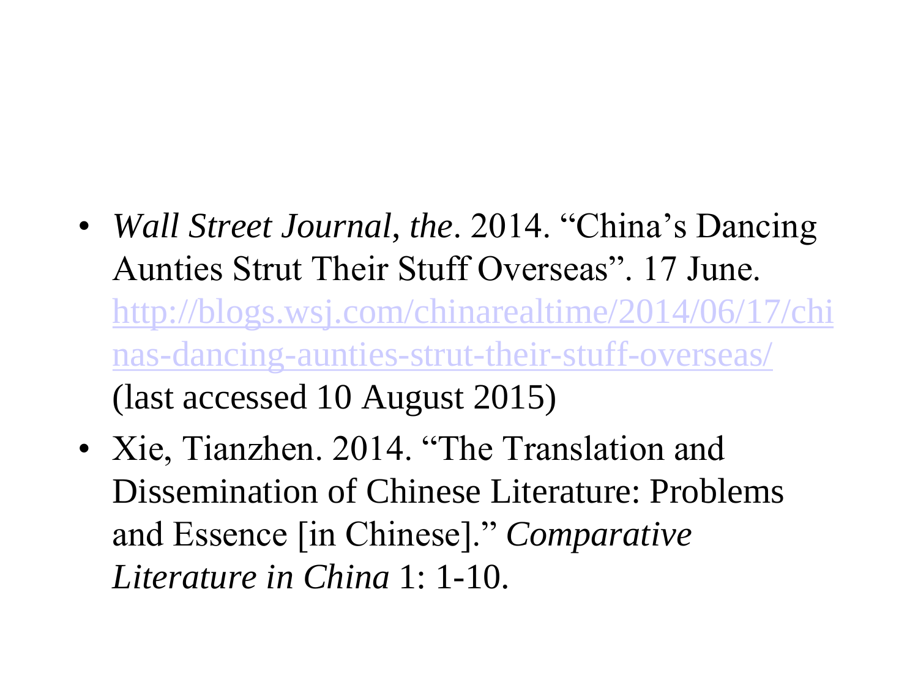- *Wall Street Journal*, *the*. 2014. "China's Dancing Aunties Strut Their Stuff Overseas". 17 June. http://blogs.wsj.com/chinarealtime/2014/06/17/chinas-dancing-aunties-strut-their-stuff-overseas/ (last accessed 10 August 2015)
- Xie, Tianzhen. 2014. "The Translation and Dissemination of Chinese Literature: Problems and Essence [in Chinese]." *Comparative Literature in China* 1: 1-10.